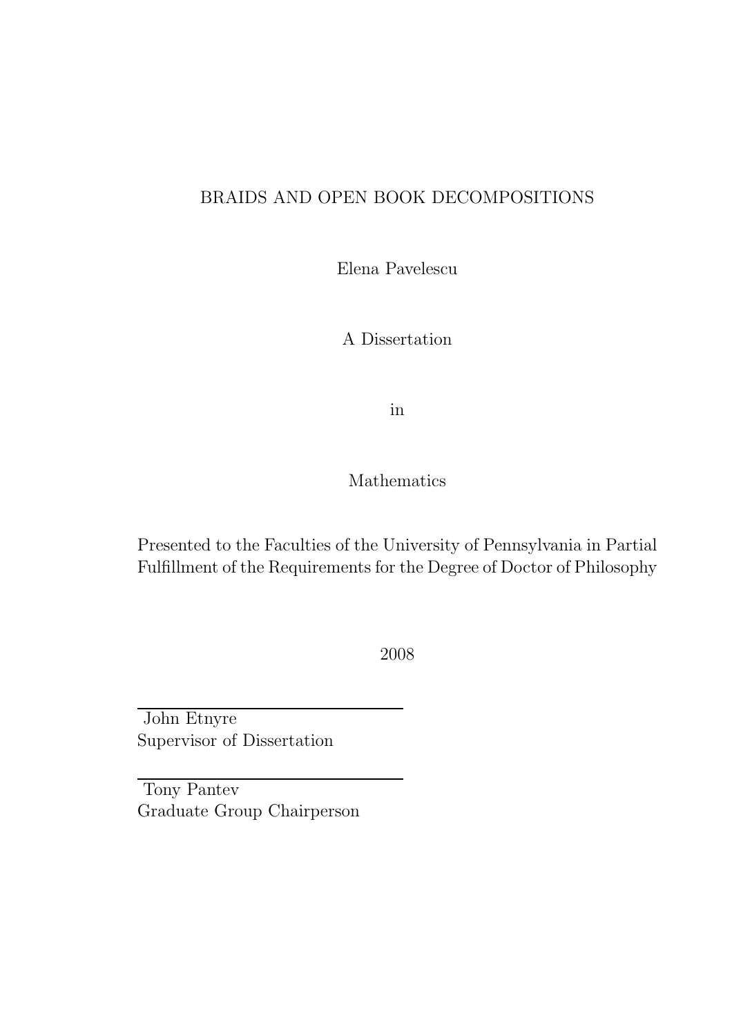# BRAIDS AND OPEN BOOK DECOMPOSITIONS

Elena Pavelescu

A Dissertation

in

Mathematics

Presented to the Faculties of the University of Pennsylvania in Partial Fulfillment of the Requirements for the Degree of Doctor of Philosophy

2008

John Etnyre
Supervisor of Dissertation

Tony Pantev
Graduate Group Chairperson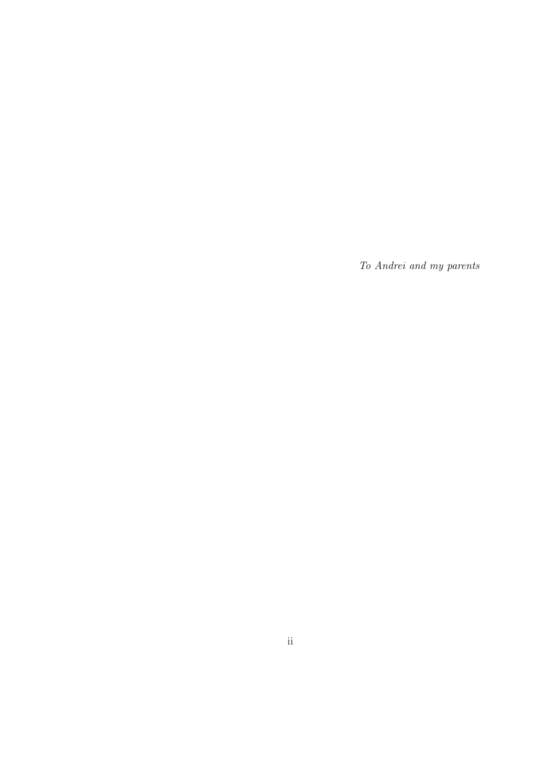*To Andrei and my parents*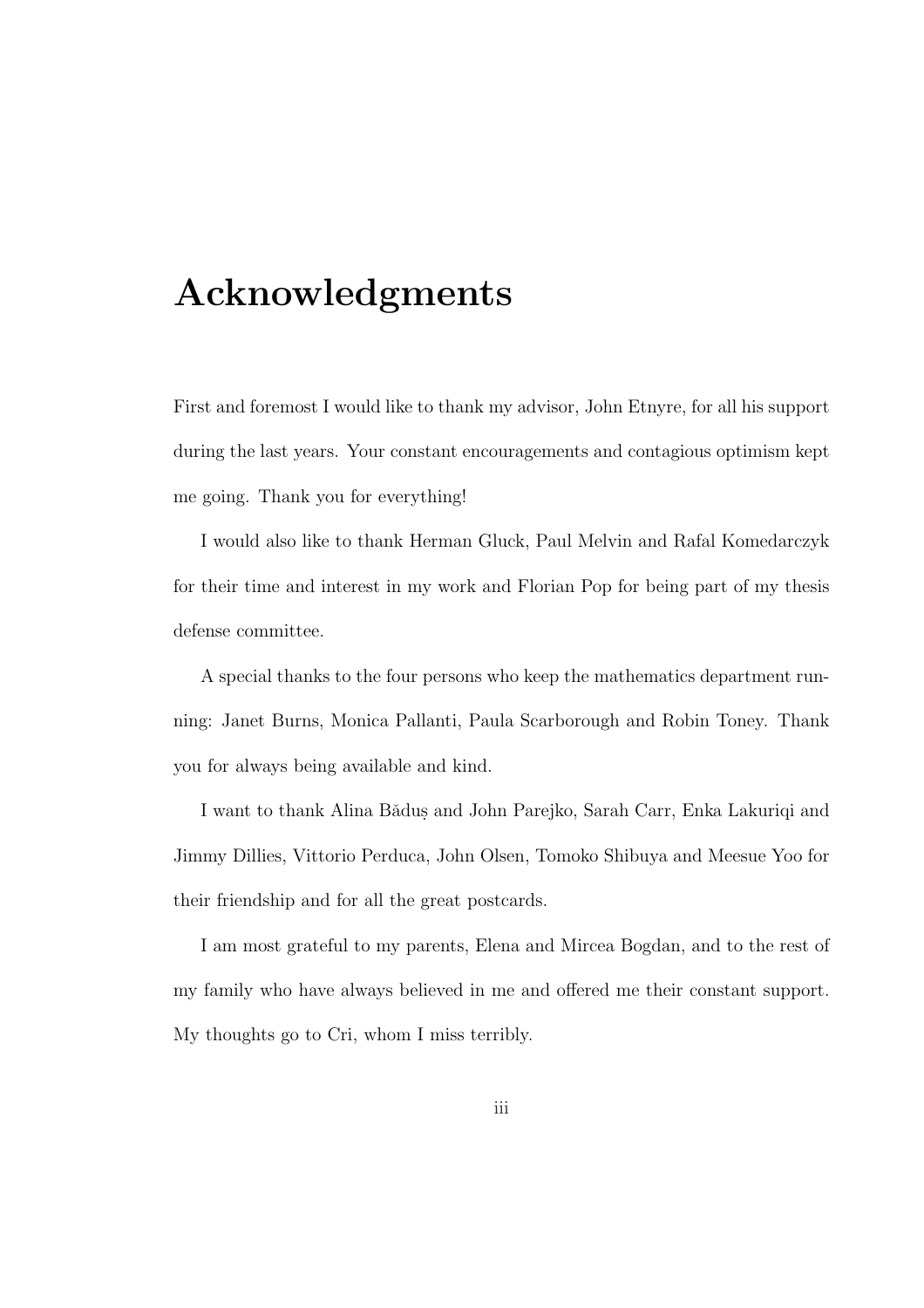# Acknowledgments

First and foremost I would like to thank my advisor, John Etnyre, for all his support during the last years. Your constant encouragements and contagious optimism kept me going. Thank you for everything!

I would also like to thank Herman Gluck, Paul Melvin and Rafal Komedarczyk for their time and interest in my work and Florian Pop for being part of my thesis defense committee.

A special thanks to the four persons who keep the mathematics department running: Janet Burns, Monica Pallanti, Paula Scarborough and Robin Toney. Thank you for always being available and kind.

I want to thank Alina Băduș and John Parejko, Sarah Carr, Enka Lakuriqi and Jimmy Dillies, Vittorio Perduca, John Olsen, Tomoko Shibuya and Meesue Yoo for their friendship and for all the great postcards.

I am most grateful to my parents, Elena and Mircea Bogdan, and to the rest of my family who have always believed in me and offered me their constant support. My thoughts go to Cri, whom I miss terribly.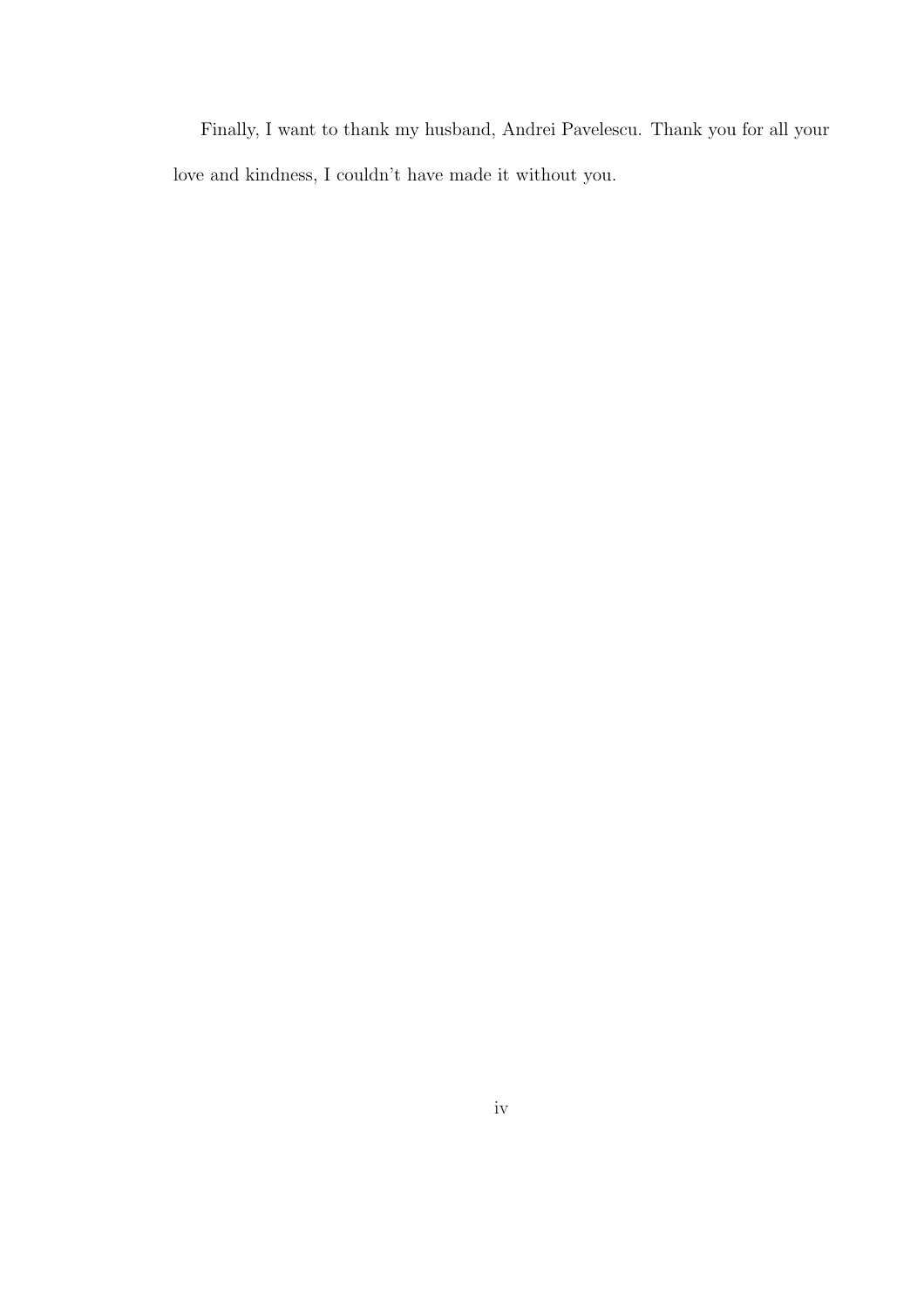Finally, I want to thank my husband, Andrei Pavelescu. Thank you for all your love and kindness, I couldn't have made it without you.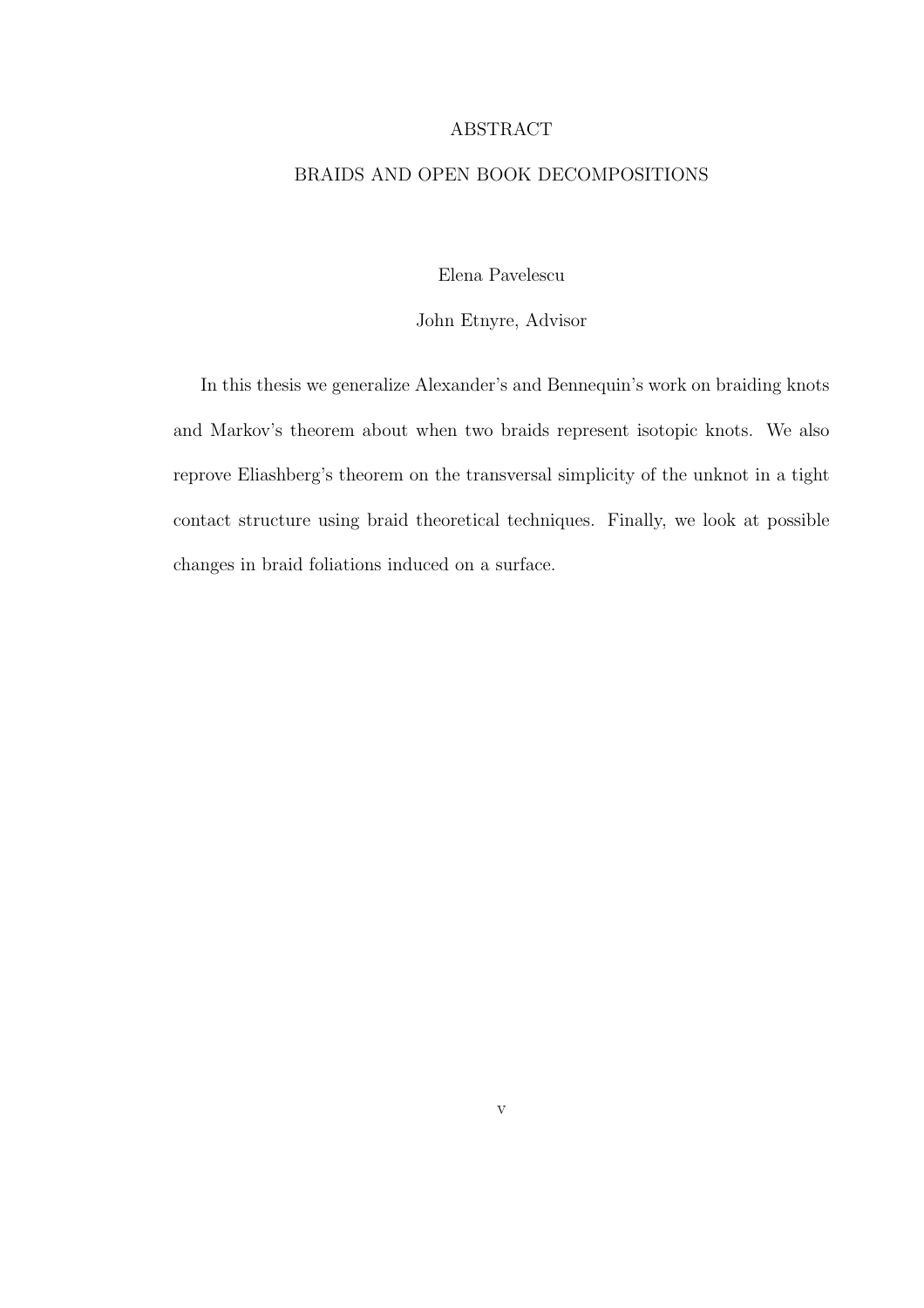# ABSTRACT

## BRAIDS AND OPEN BOOK DECOMPOSITIONS

Elena Pavelescu

John Etnyre, Advisor

In this thesis we generalize Alexander's and Bennequin's work on braiding knots and Markov's theorem about when two braids represent isotopic knots. We also reprove Eliashberg's theorem on the transversal simplicity of the unknot in a tight contact structure using braid theoretical techniques. Finally, we look at possible changes in braid foliations induced on a surface.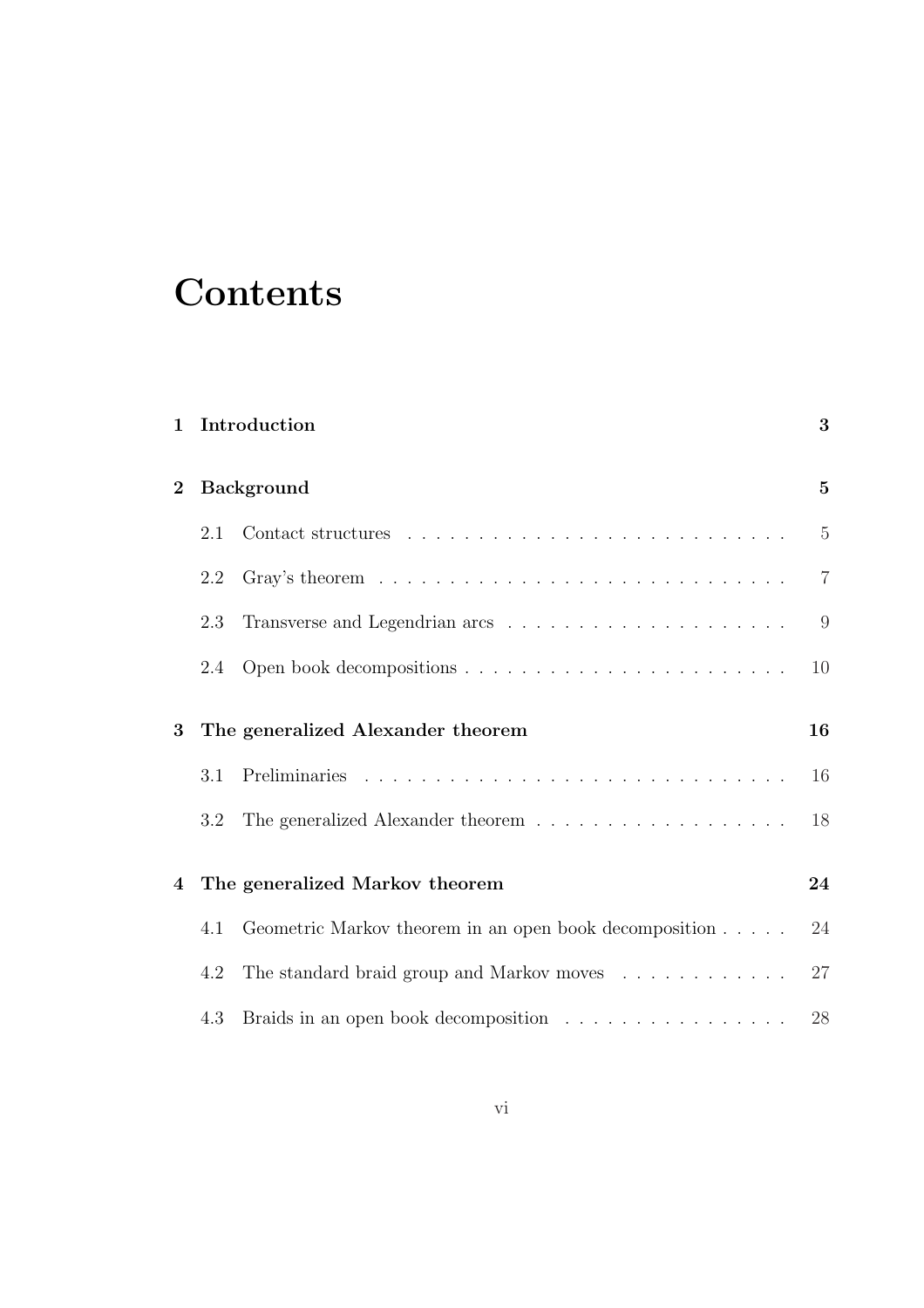# Contents

**1 Introduction** **3**

**2 Background** **5**

2.1 Contact structures . . . . . . . . . . . . . . . . . . . . . . . . . . . 5

2.2 Gray's theorem . . . . . . . . . . . . . . . . . . . . . . . . . . . . . 7

2.3 Transverse and Legendrian arcs . . . . . . . . . . . . . . . . . . . . 9

2.4 Open book decompositions . . . . . . . . . . . . . . . . . . . . . . . 10

**3 The generalized Alexander theorem** **16**

3.1 Preliminaries . . . . . . . . . . . . . . . . . . . . . . . . . . . . . . 16

3.2 The generalized Alexander theorem . . . . . . . . . . . . . . . . . . 18

**4 The generalized Markov theorem** **24**

4.1 Geometric Markov theorem in an open book decomposition . . . . . 24

4.2 The standard braid group and Markov moves . . . . . . . . . . . . 27

4.3 Braids in an open book decomposition . . . . . . . . . . . . . . . . 28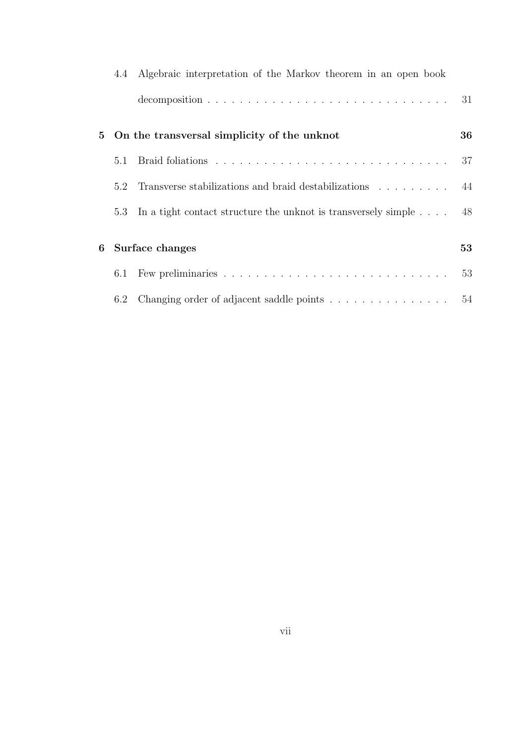4.4 Algebraic interpretation of the Markov theorem in an open book decomposition . . . . . . . . . . . . . . . . . . . . . . . . . . . . . 31

**5 On the transversal simplicity of the unknot** **36**

5.1 Braid foliations . . . . . . . . . . . . . . . . . . . . . . . . . . . . 37

5.2 Transverse stabilizations and braid destabilizations . . . . . . . . . 44

5.3 In a tight contact structure the unknot is transversely simple . . . . 48

**6 Surface changes** **53**

6.1 Few preliminaries . . . . . . . . . . . . . . . . . . . . . . . . . . . 53

6.2 Changing order of adjacent saddle points . . . . . . . . . . . . . . . 54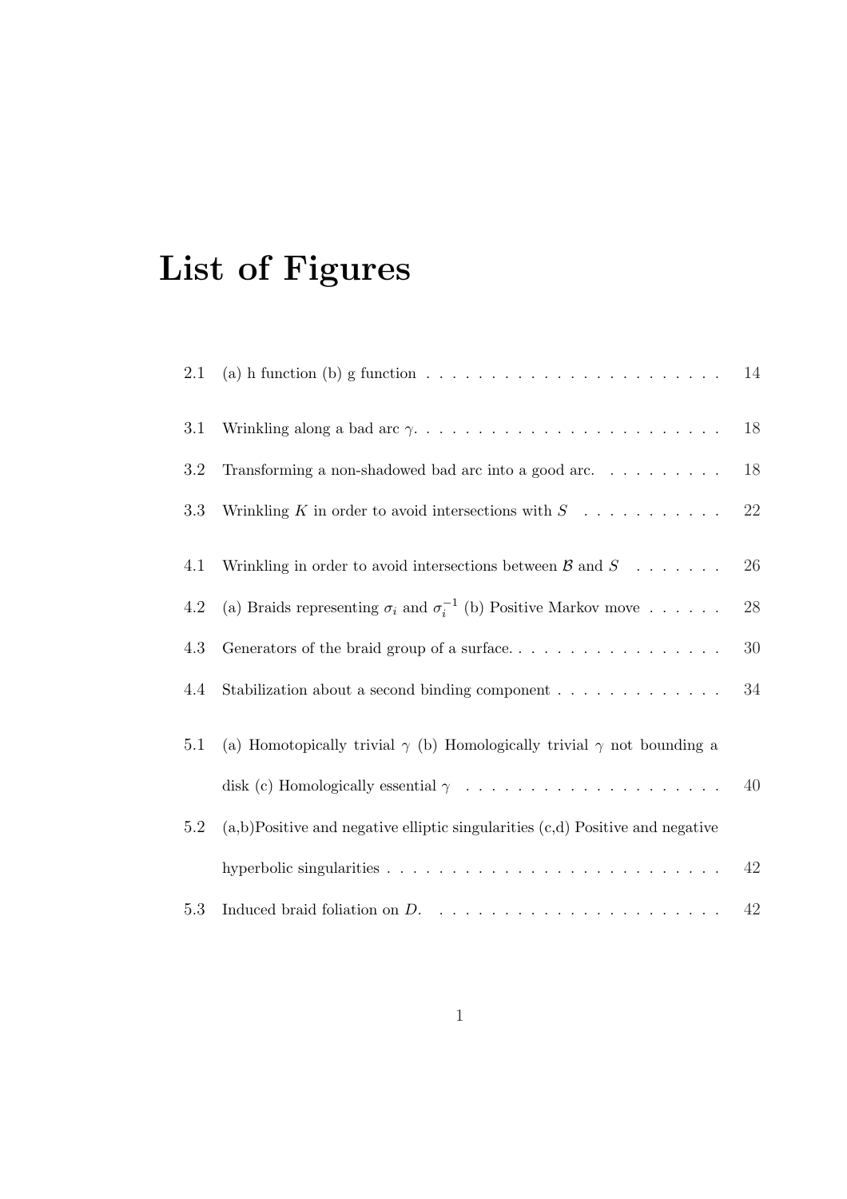# List of Figures

2.1 (a) h function (b) g function . . . . . . . . . . . . . . . . . . . . . . . 14

3.1 Wrinkling along a bad arc $\gamma$. . . . . . . . . . . . . . . . . . . . . . . . 18

3.2 Transforming a non-shadowed bad arc into a good arc. . . . . . . . . . 18

3.3 Wrinkling $K$ in order to avoid intersections with $S$ . . . . . . . . . . . 22

4.1 Wrinkling in order to avoid intersections between $\mathcal{B}$ and $S$ . . . . . . . 26

4.2 (a) Braids representing $\sigma_i$ and $\sigma_i^{-1}$ (b) Positive Markov move . . . . . . 28

4.3 Generators of the braid group of a surface. . . . . . . . . . . . . . . . . 30

4.4 Stabilization about a second binding component . . . . . . . . . . . . . 34

5.1 (a) Homotopically trivial $\gamma$ (b) Homologically trivial $\gamma$ not bounding a disk (c) Homologically essential $\gamma$ . . . . . . . . . . . . . . . . . . . . 40

5.2 (a,b)Positive and negative elliptic singularities (c,d) Positive and negative hyperbolic singularities . . . . . . . . . . . . . . . . . . . . . . . . . . 42

5.3 Induced braid foliation on $D$. . . . . . . . . . . . . . . . . . . . . . . . 42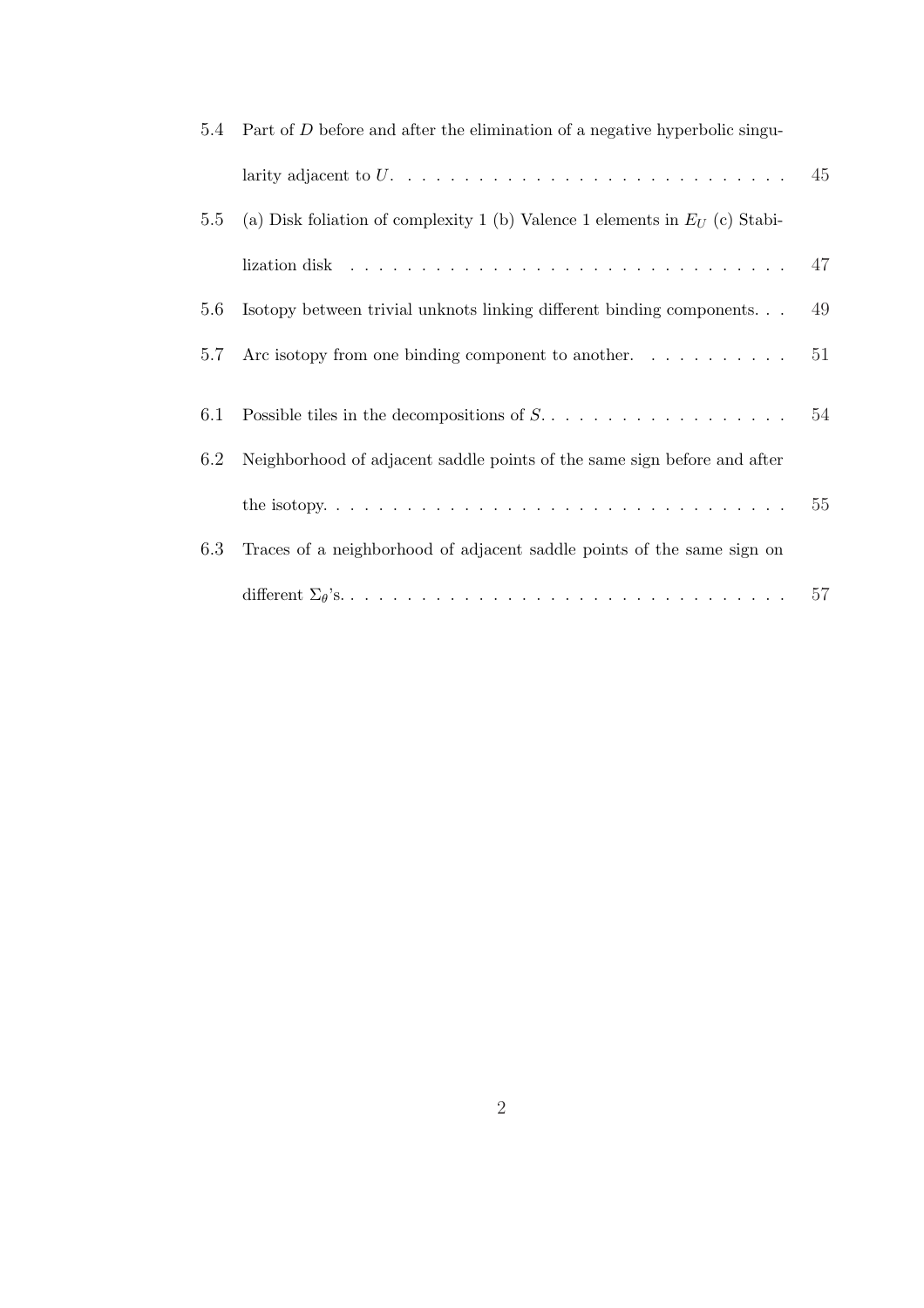5.4 Part of $D$ before and after the elimination of a negative hyperbolic singularity adjacent to $U$. . . . . . . . . . . . . . . . . . . . . . . . . . . . 45

5.5 (a) Disk foliation of complexity 1 (b) Valence 1 elements in $E_U$ (c) Stabilization disk . . . . . . . . . . . . . . . . . . . . . . . . . . . . . . . . 47

5.6 Isotopy between trivial unknots linking different binding components. . . 49

5.7 Arc isotopy from one binding component to another. . . . . . . . . . . 51

6.1 Possible tiles in the decompositions of $S$. . . . . . . . . . . . . . . . . . 54

6.2 Neighborhood of adjacent saddle points of the same sign before and after the isotopy. . . . . . . . . . . . . . . . . . . . . . . . . . . . . . . . . 55

6.3 Traces of a neighborhood of adjacent saddle points of the same sign on different $\Sigma_\theta$'s. . . . . . . . . . . . . . . . . . . . . . . . . . . . . . . 57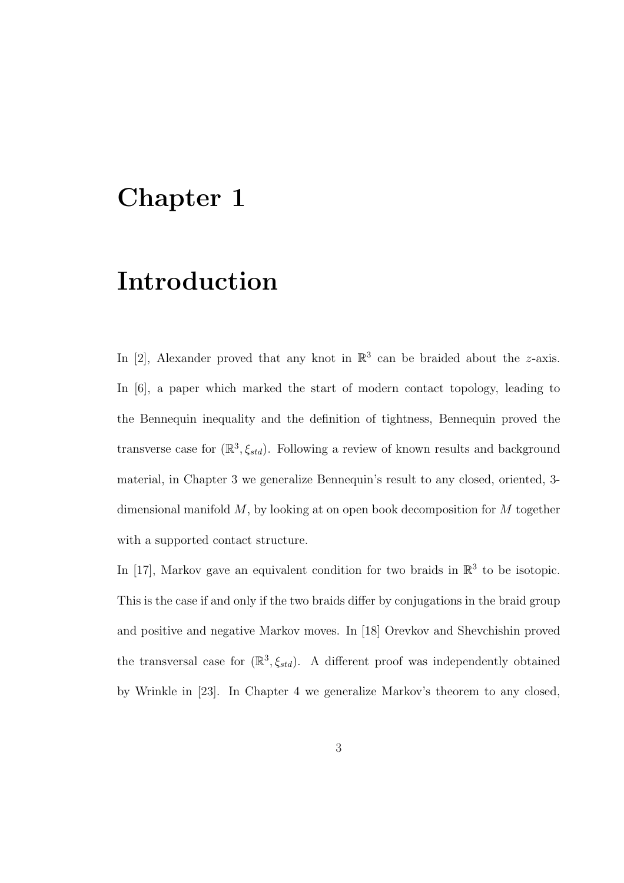# Chapter 1

# Introduction

In [2], Alexander proved that any knot in $\mathbb{R}^3$ can be braided about the $z$-axis. In [6], a paper which marked the start of modern contact topology, leading to the Bennequin inequality and the definition of tightness, Bennequin proved the transverse case for $(\mathbb{R}^3, \xi_{std})$. Following a review of known results and background material, in Chapter 3 we generalize Bennequin's result to any closed, oriented, 3-dimensional manifold $M$, by looking at on open book decomposition for $M$ together with a supported contact structure.

In [17], Markov gave an equivalent condition for two braids in $\mathbb{R}^3$ to be isotopic. This is the case if and only if the two braids differ by conjugations in the braid group and positive and negative Markov moves. In [18] Orevkov and Shevchishin proved the transversal case for $(\mathbb{R}^3, \xi_{std})$. A different proof was independently obtained by Wrinkle in [23]. In Chapter 4 we generalize Markov's theorem to any closed,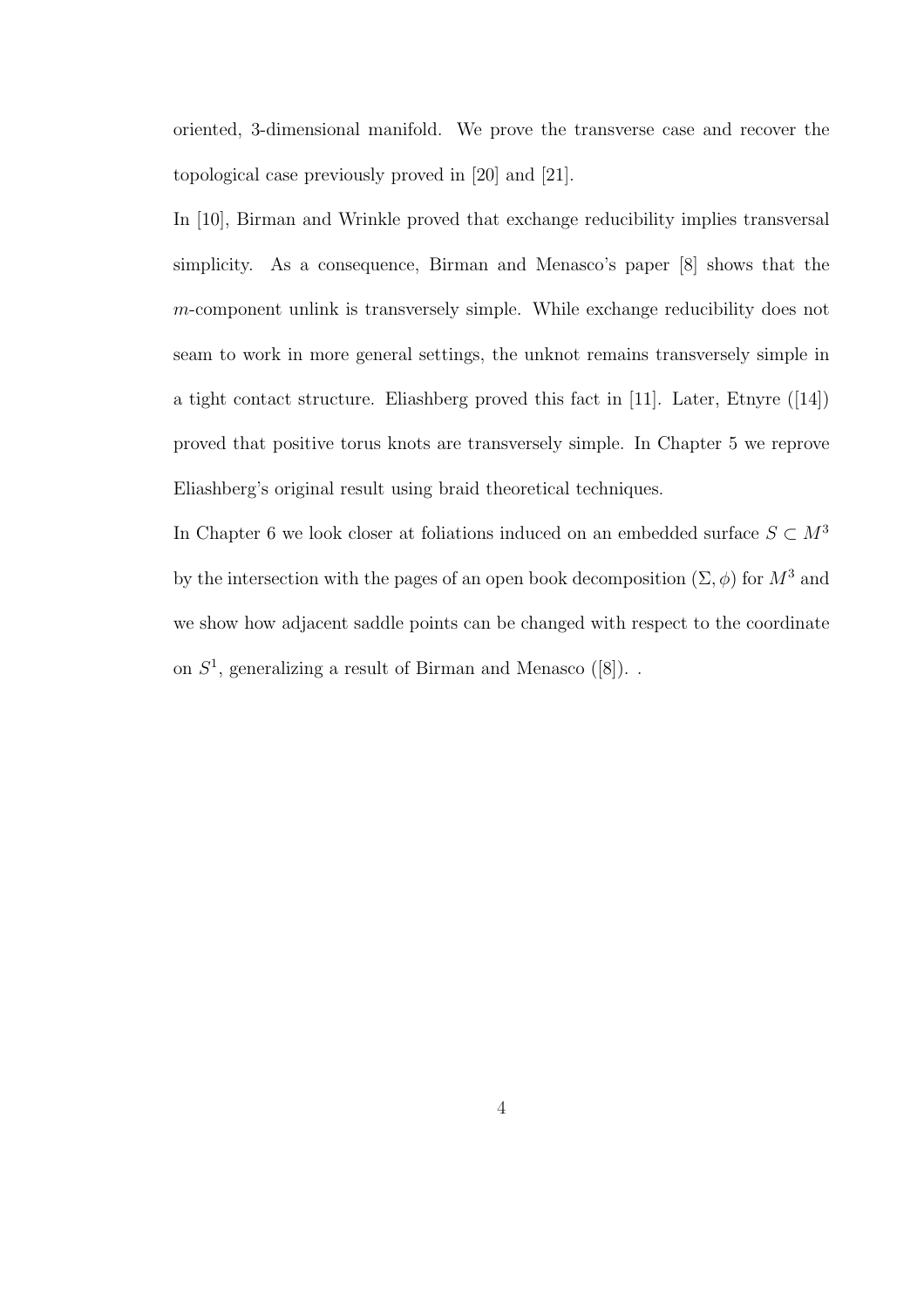oriented, 3-dimensional manifold. We prove the transverse case and recover the topological case previously proved in [20] and [21].

In [10], Birman and Wrinkle proved that exchange reducibility implies transversal simplicity. As a consequence, Birman and Menasco's paper [8] shows that the $m$-component unlink is transversely simple. While exchange reducibility does not seam to work in more general settings, the unknot remains transversely simple in a tight contact structure. Eliashberg proved this fact in [11]. Later, Etnyre ([14]) proved that positive torus knots are transversely simple. In Chapter 5 we reprove Eliashberg's original result using braid theoretical techniques.

In Chapter 6 we look closer at foliations induced on an embedded surface $S \subset M^3$ by the intersection with the pages of an open book decomposition $(\Sigma, \phi)$ for $M^3$ and we show how adjacent saddle points can be changed with respect to the coordinate on $S^1$, generalizing a result of Birman and Menasco ([8]). .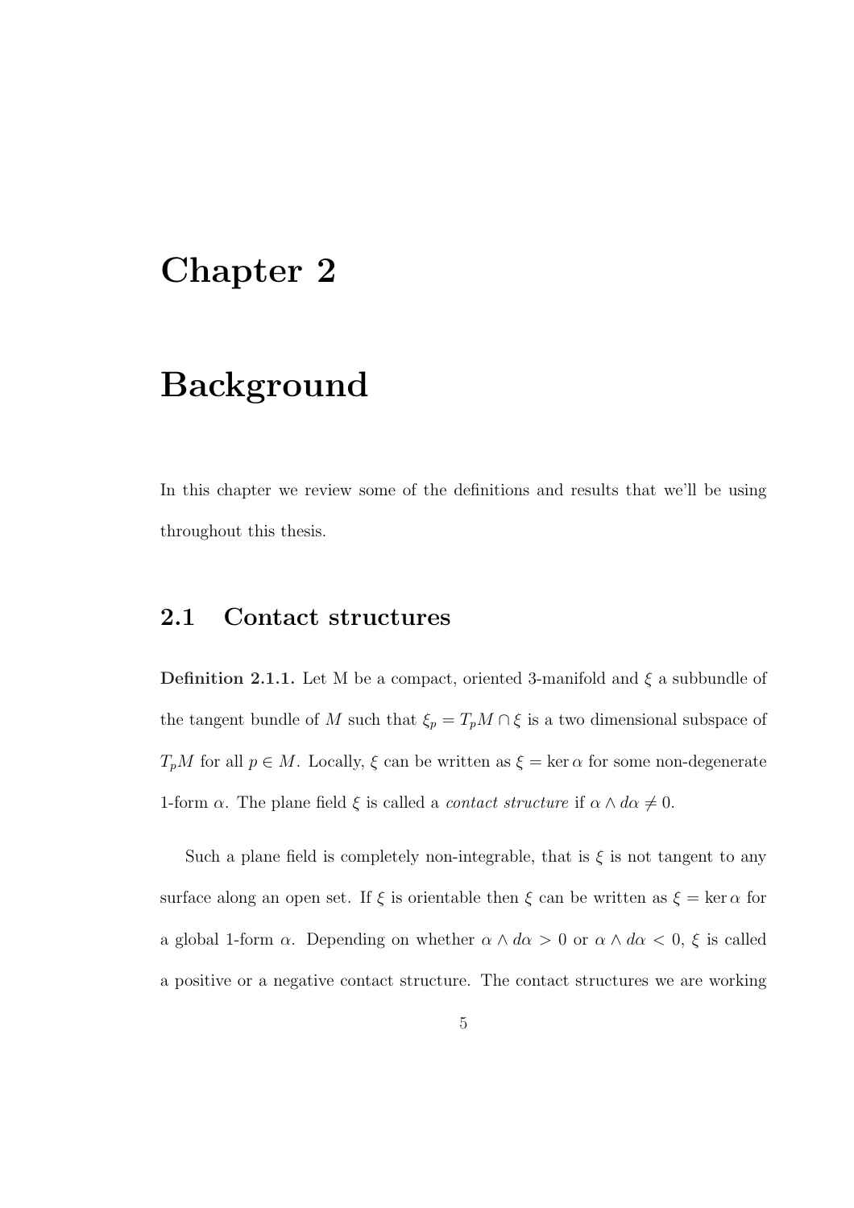# Chapter 2

# Background

In this chapter we review some of the definitions and results that we'll be using throughout this thesis.

## 2.1 Contact structures

**Definition 2.1.1.** Let M be a compact, oriented 3-manifold and $\xi$ a subbundle of the tangent bundle of $M$ such that $\xi_p = T_pM \cap \xi$ is a two dimensional subspace of $T_pM$ for all $p \in M$. Locally, $\xi$ can be written as $\xi = \ker \alpha$ for some non-degenerate 1-form $\alpha$. The plane field $\xi$ is called a *contact structure* if $\alpha \wedge d\alpha \neq 0$.

Such a plane field is completely non-integrable, that is $\xi$ is not tangent to any surface along an open set. If $\xi$ is orientable then $\xi$ can be written as $\xi = \ker \alpha$ for a global 1-form $\alpha$. Depending on whether $\alpha \wedge d\alpha > 0$ or $\alpha \wedge d\alpha < 0$, $\xi$ is called a positive or a negative contact structure. The contact structures we are working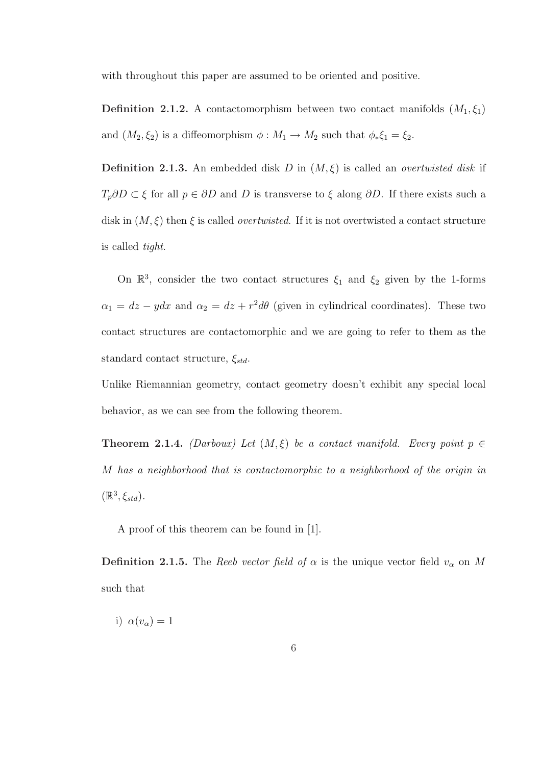with throughout this paper are assumed to be oriented and positive.

**Definition 2.1.2.** A contactomorphism between two contact manifolds $(M_1, \xi_1)$ and $(M_2, \xi_2)$ is a diffeomorphism $\phi : M_1 \to M_2$ such that $\phi_* \xi_1 = \xi_2$.

**Definition 2.1.3.** An embedded disk $D$ in $(M, \xi)$ is called an *overtwisted disk* if $T_p \partial D \subset \xi$ for all $p \in \partial D$ and $D$ is transverse to $\xi$ along $\partial D$. If there exists such a disk in $(M, \xi)$ then $\xi$ is called *overtwisted*. If it is not overtwisted a contact structure is called *tight*.

On $\mathbb{R}^3$, consider the two contact structures $\xi_1$ and $\xi_2$ given by the 1-forms $\alpha_1 = dz - y dx$ and $\alpha_2 = dz + r^2 d\theta$ (given in cylindrical coordinates). These two contact structures are contactomorphic and we are going to refer to them as the standard contact structure, $\xi_{std}$.

Unlike Riemannian geometry, contact geometry doesn't exhibit any special local behavior, as we can see from the following theorem.

**Theorem 2.1.4.** *(Darboux) Let $(M, \xi)$ be a contact manifold. Every point $p \in M$ has a neighborhood that is contactomorphic to a neighborhood of the origin in $(\mathbb{R}^3, \xi_{std})$.*

A proof of this theorem can be found in [1].

**Definition 2.1.5.** The *Reeb vector field of $\alpha$* is the unique vector field $v_\alpha$ on $M$ such that

i) $\alpha(v_\alpha) = 1$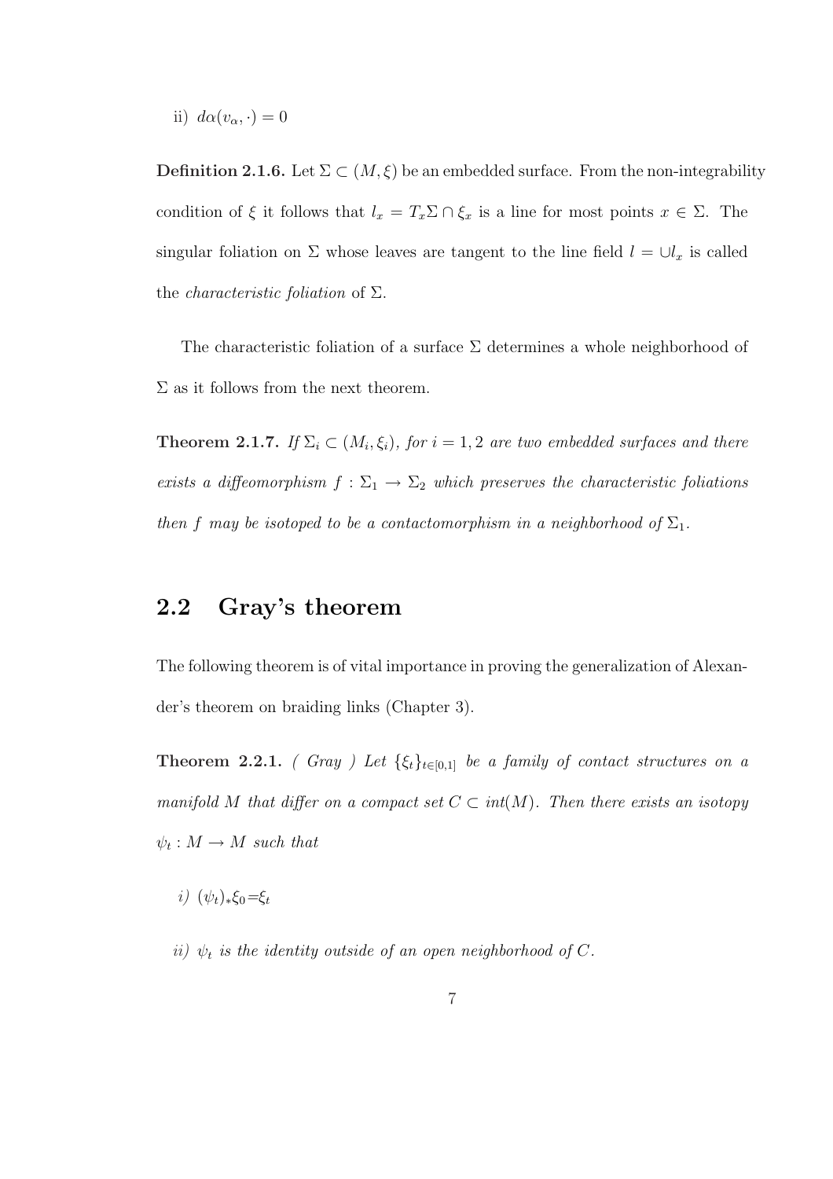ii) $d\alpha(v_\alpha, \cdot) = 0$

**Definition 2.1.6.** Let $\Sigma \subset (M, \xi)$ be an embedded surface. From the non-integrability condition of $\xi$ it follows that $l_x = T_x\Sigma \cap \xi_x$ is a line for most points $x \in \Sigma$. The singular foliation on $\Sigma$ whose leaves are tangent to the line field $l = \cup l_x$ is called the *characteristic foliation* of $\Sigma$.

The characteristic foliation of a surface $\Sigma$ determines a whole neighborhood of $\Sigma$ as it follows from the next theorem.

**Theorem 2.1.7.** *If $\Sigma_i \subset (M_i, \xi_i)$, for $i = 1, 2$ are two embedded surfaces and there exists a diffeomorphism $f : \Sigma_1 \to \Sigma_2$ which preserves the characteristic foliations then $f$ may be isotoped to be a contactomorphism in a neighborhood of $\Sigma_1$.*

## 2.2 Gray's theorem

The following theorem is of vital importance in proving the generalization of Alexander's theorem on braiding links (Chapter 3).

**Theorem 2.2.1.** *( Gray ) Let $\{\xi_t\}_{t\in[0,1]}$ be a family of contact structures on a manifold $M$ that differ on a compact set $C \subset int(M)$. Then there exists an isotopy $\psi_t : M \to M$ such that*

*i) $(\psi_t)_*\xi_0 = \xi_t$*

*ii) $\psi_t$ is the identity outside of an open neighborhood of $C$.*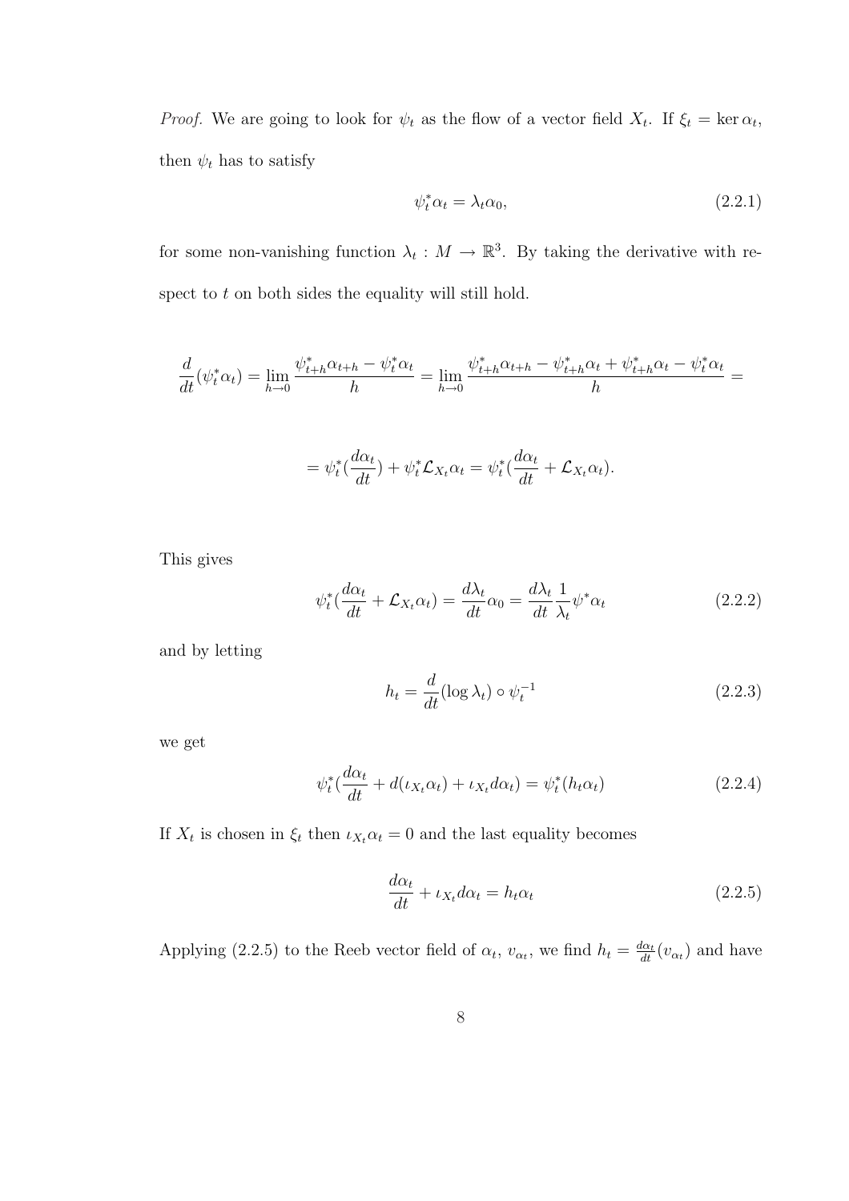*Proof.* We are going to look for $\psi_t$ as the flow of a vector field $X_t$. If $\xi_t = \ker \alpha_t$, then $\psi_t$ has to satisfy

$$\psi_t^* \alpha_t = \lambda_t \alpha_0, \tag{2.2.1}$$

for some non-vanishing function $\lambda_t : M \to \mathbb{R}^3$. By taking the derivative with respect to $t$ on both sides the equality will still hold.

$$\frac{d}{dt}(\psi_t^* \alpha_t) = \lim_{h \to 0} \frac{\psi_{t+h}^* \alpha_{t+h} - \psi_t^* \alpha_t}{h} = \lim_{h \to 0} \frac{\psi_{t+h}^* \alpha_{t+h} - \psi_{t+h}^* \alpha_t + \psi_{t+h}^* \alpha_t - \psi_t^* \alpha_t}{h} =$$

$$= \psi_t^* (\frac{d\alpha_t}{dt}) + \psi_t^* \mathcal{L}_{X_t} \alpha_t = \psi_t^* (\frac{d\alpha_t}{dt} + \mathcal{L}_{X_t} \alpha_t).$$

This gives

$$\psi_t^* (\frac{d\alpha_t}{dt} + \mathcal{L}_{X_t} \alpha_t) = \frac{d\lambda_t}{dt} \alpha_0 = \frac{d\lambda_t}{dt} \frac{1}{\lambda_t} \psi^* \alpha_t \tag{2.2.2}$$

and by letting

$$h_t = \frac{d}{dt}(\log \lambda_t) \circ \psi_t^{-1} \tag{2.2.3}$$

we get

$$\psi_t^* (\frac{d\alpha_t}{dt} + d(\iota_{X_t} \alpha_t) + \iota_{X_t} d\alpha_t) = \psi_t^* (h_t \alpha_t) \tag{2.2.4}$$

If $X_t$ is chosen in $\xi_t$ then $\iota_{X_t} \alpha_t = 0$ and the last equality becomes

$$\frac{d\alpha_t}{dt} + \iota_{X_t} d\alpha_t = h_t \alpha_t \tag{2.2.5}$$

Applying (2.2.5) to the Reeb vector field of $\alpha_t$, $v_{\alpha_t}$, we find $h_t = \frac{d\alpha_t}{dt}(v_{\alpha_t})$ and have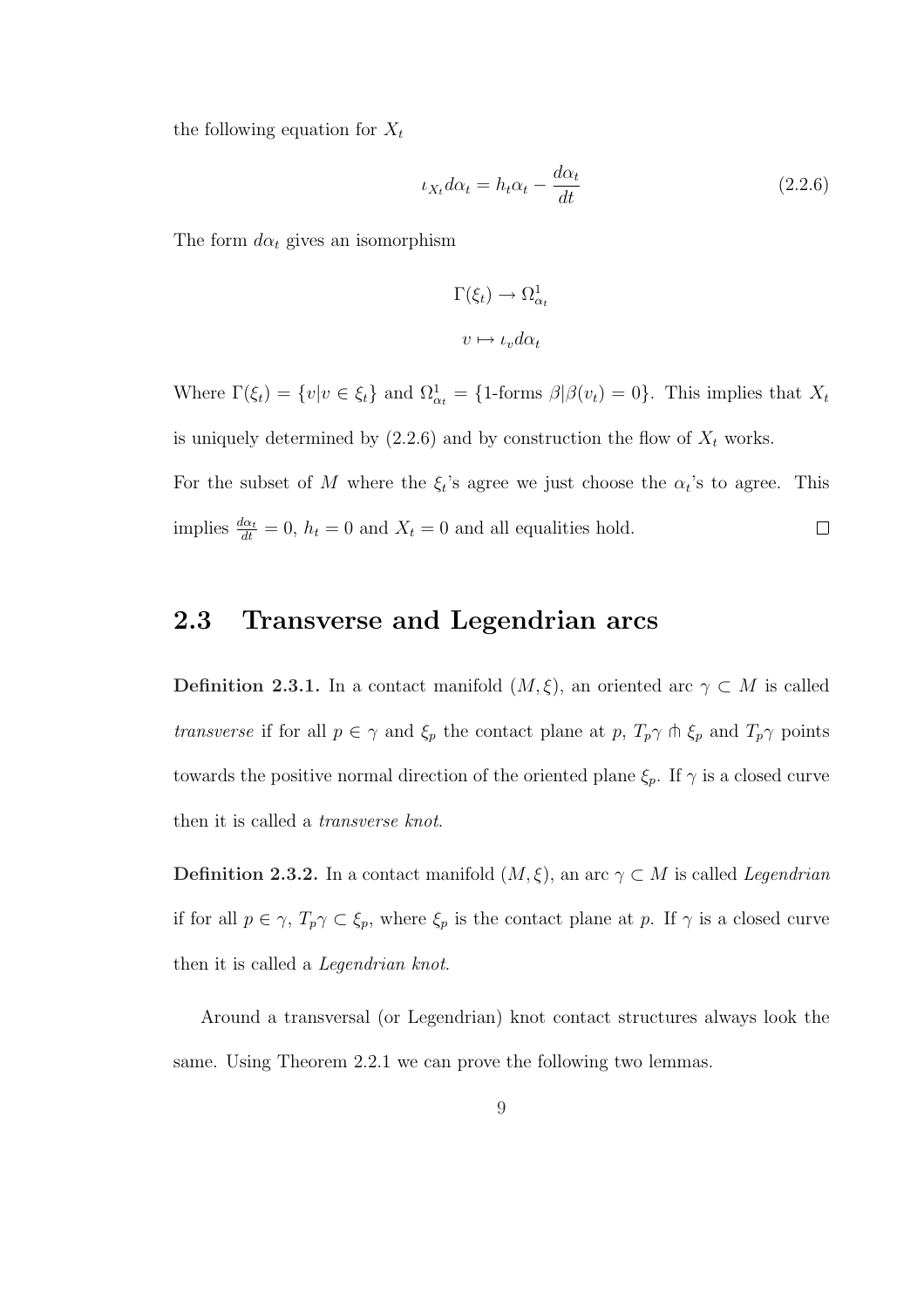the following equation for $X_t$

$$\iota_{X_t} d\alpha_t = h_t \alpha_t - \frac{d\alpha_t}{dt} \tag{2.2.6}$$

The form $d\alpha_t$ gives an isomorphism

$$\Gamma(\xi_t) \to \Omega^1_{\alpha_t}$$

$$v \mapsto \iota_v d\alpha_t$$

Where $\Gamma(\xi_t) = \{v | v \in \xi_t\}$ and $\Omega^1_{\alpha_t} = \{\text{1-forms } \beta | \beta(v_t) = 0\}$. This implies that $X_t$ is uniquely determined by (2.2.6) and by construction the flow of $X_t$ works.

For the subset of $M$ where the $\xi_t$'s agree we just choose the $\alpha_t$'s to agree. This implies $\frac{d\alpha_t}{dt} = 0$, $h_t = 0$ and $X_t = 0$ and all equalities hold. $\square$

## 2.3 Transverse and Legendrian arcs

**Definition 2.3.1.** In a contact manifold $(M, \xi)$, an oriented arc $\gamma \subset M$ is called *transverse* if for all $p \in \gamma$ and $\xi_p$ the contact plane at $p$, $T_p\gamma \pitchfork \xi_p$ and $T_p\gamma$ points towards the positive normal direction of the oriented plane $\xi_p$. If $\gamma$ is a closed curve then it is called a *transverse knot*.

**Definition 2.3.2.** In a contact manifold $(M, \xi)$, an arc $\gamma \subset M$ is called *Legendrian* if for all $p \in \gamma$, $T_p\gamma \subset \xi_p$, where $\xi_p$ is the contact plane at $p$. If $\gamma$ is a closed curve then it is called a *Legendrian knot*.

Around a transversal (or Legendrian) knot contact structures always look the same. Using Theorem 2.2.1 we can prove the following two lemmas.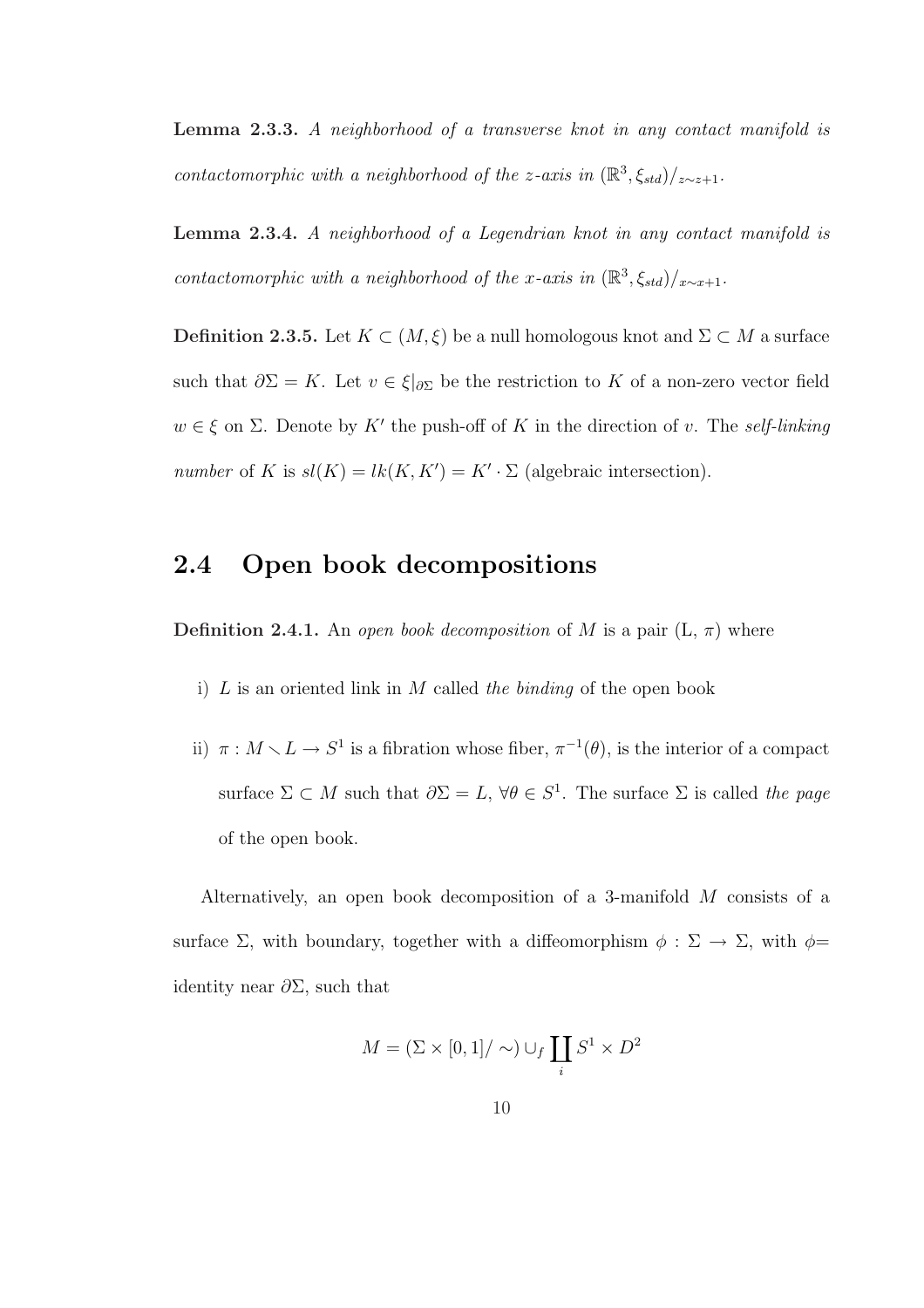**Lemma 2.3.3.** *A neighborhood of a transverse knot in any contact manifold is contactomorphic with a neighborhood of the z-axis in* $(\mathbb{R}^3, \xi_{std})/_{z\sim z+1}$.

**Lemma 2.3.4.** *A neighborhood of a Legendrian knot in any contact manifold is contactomorphic with a neighborhood of the x-axis in* $(\mathbb{R}^3, \xi_{std})/_{x\sim x+1}$.

**Definition 2.3.5.** Let $K \subset (M, \xi)$ be a null homologous knot and $\Sigma \subset M$ a surface such that $\partial\Sigma = K$. Let $v \in \xi|_{\partial\Sigma}$ be the restriction to $K$ of a non-zero vector field $w \in \xi$ on $\Sigma$. Denote by $K'$ the push-off of $K$ in the direction of $v$. The *self-linking number* of $K$ is $sl(K) = lk(K, K') = K' \cdot \Sigma$ (algebraic intersection).

## 2.4 Open book decompositions

**Definition 2.4.1.** An *open book decomposition* of $M$ is a pair (L, $\pi$) where

i) $L$ is an oriented link in $M$ called *the binding* of the open book

ii) $\pi : M \setminus L \to S^1$ is a fibration whose fiber, $\pi^{-1}(\theta)$, is the interior of a compact surface $\Sigma \subset M$ such that $\partial\Sigma = L$, $\forall\theta \in S^1$. The surface $\Sigma$ is called *the page* of the open book.

Alternatively, an open book decomposition of a 3-manifold $M$ consists of a surface $\Sigma$, with boundary, together with a diffeomorphism $\phi : \Sigma \to \Sigma$, with $\phi=$ identity near $\partial\Sigma$, such that

$$M = (\Sigma \times [0,1]/\sim) \cup_f \coprod_i S^1 \times D^2$$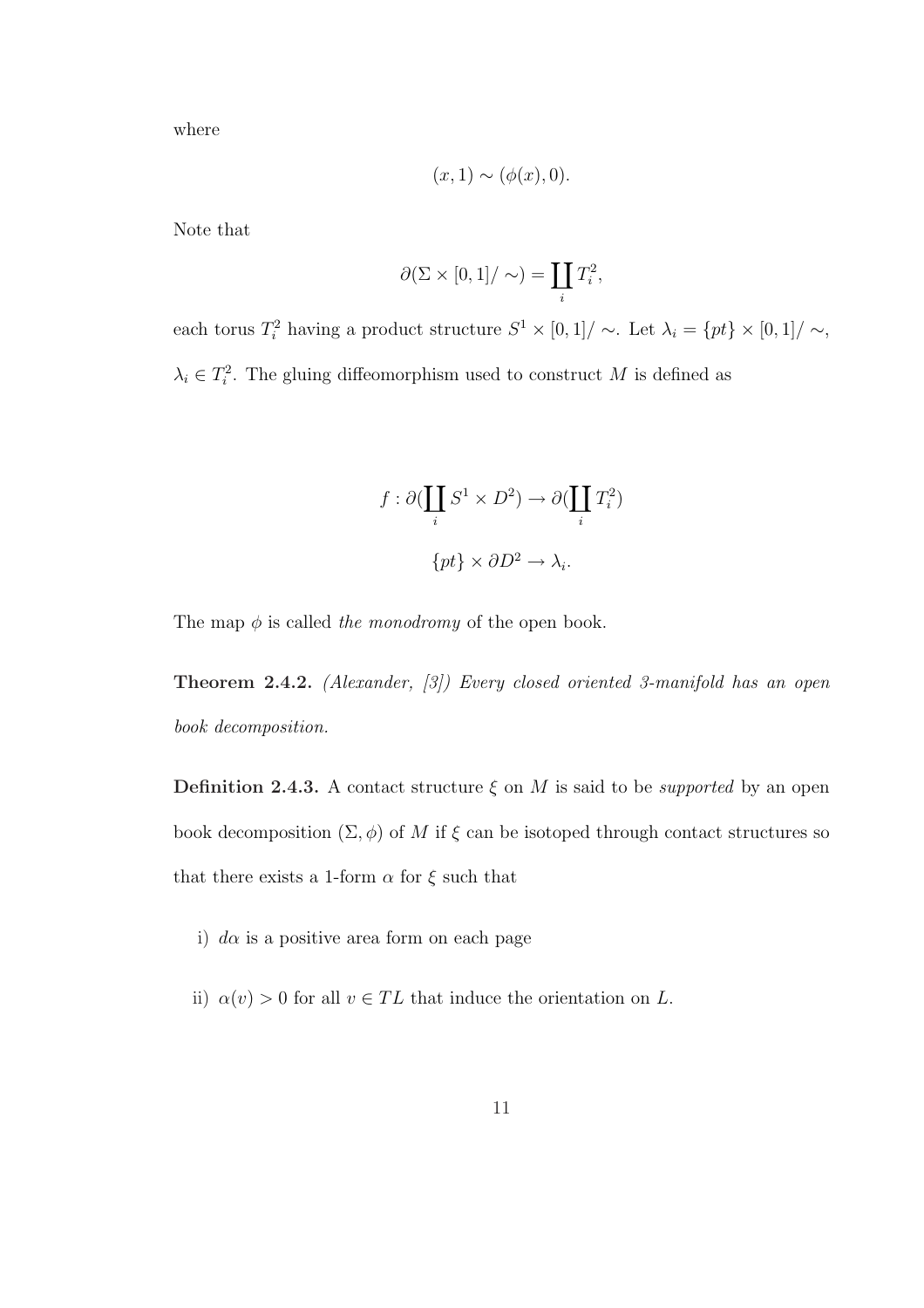where

$$(x, 1) \sim (\phi(x), 0).$$

Note that

$$\partial(\Sigma \times [0,1]/\sim) = \coprod_i T_i^2,$$

each torus $T_i^2$ having a product structure $S^1 \times [0,1]/\sim$. Let $\lambda_i = \{pt\} \times [0,1]/\sim$, $\lambda_i \in T_i^2$. The gluing diffeomorphism used to construct $M$ is defined as

$$f : \partial(\coprod_i S^1 \times D^2) \to \partial(\coprod_i T_i^2)$$

$$\{pt\} \times \partial D^2 \to \lambda_i.$$

The map $\phi$ is called *the monodromy* of the open book.

**Theorem 2.4.2.** *(Alexander, [3]) Every closed oriented 3-manifold has an open book decomposition.*

**Definition 2.4.3.** A contact structure $\xi$ on $M$ is said to be *supported* by an open book decomposition $(\Sigma, \phi)$ of $M$ if $\xi$ can be isotoped through contact structures so that there exists a 1-form $\alpha$ for $\xi$ such that

i) $d\alpha$ is a positive area form on each page

ii) $\alpha(v) > 0$ for all $v \in TL$ that induce the orientation on $L$.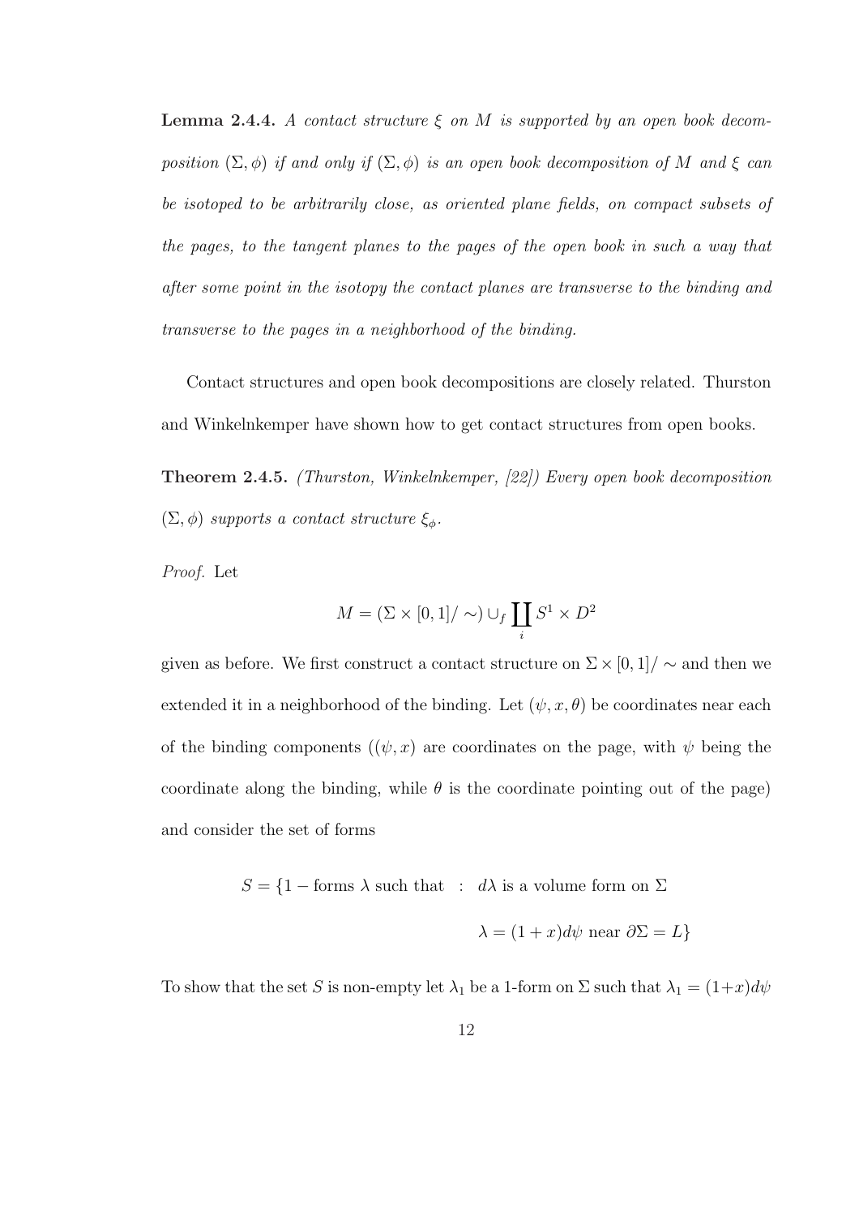**Lemma 2.4.4.** *A contact structure $\xi$ on $M$ is supported by an open book decomposition $(\Sigma, \phi)$ if and only if $(\Sigma, \phi)$ is an open book decomposition of $M$ and $\xi$ can be isotoped to be arbitrarily close, as oriented plane fields, on compact subsets of the pages, to the tangent planes to the pages of the open book in such a way that after some point in the isotopy the contact planes are transverse to the binding and transverse to the pages in a neighborhood of the binding.*

Contact structures and open book decompositions are closely related. Thurston and Winkelnkemper have shown how to get contact structures from open books.

**Theorem 2.4.5.** *(Thurston, Winkelnkemper, [22]) Every open book decomposition $(\Sigma, \phi)$ supports a contact structure $\xi_\phi$.*

*Proof.* Let

$$M = (\Sigma \times [0,1]/\sim) \cup_f \coprod_i S^1 \times D^2$$

given as before. We first construct a contact structure on $\Sigma \times [0,1]/\sim$ and then we extended it in a neighborhood of the binding. Let $(\psi, x, \theta)$ be coordinates near each of the binding components ($(\psi, x)$ are coordinates on the page, with $\psi$ being the coordinate along the binding, while $\theta$ is the coordinate pointing out of the page) and consider the set of forms

$$S = \{1 - \text{forms } \lambda \text{ such that } : d\lambda \text{ is a volume form on } \Sigma$$

$$\lambda = (1+x)d\psi \text{ near } \partial\Sigma = L\}$$

To show that the set $S$ is non-empty let $\lambda_1$ be a 1-form on $\Sigma$ such that $\lambda_1 = (1+x)d\psi$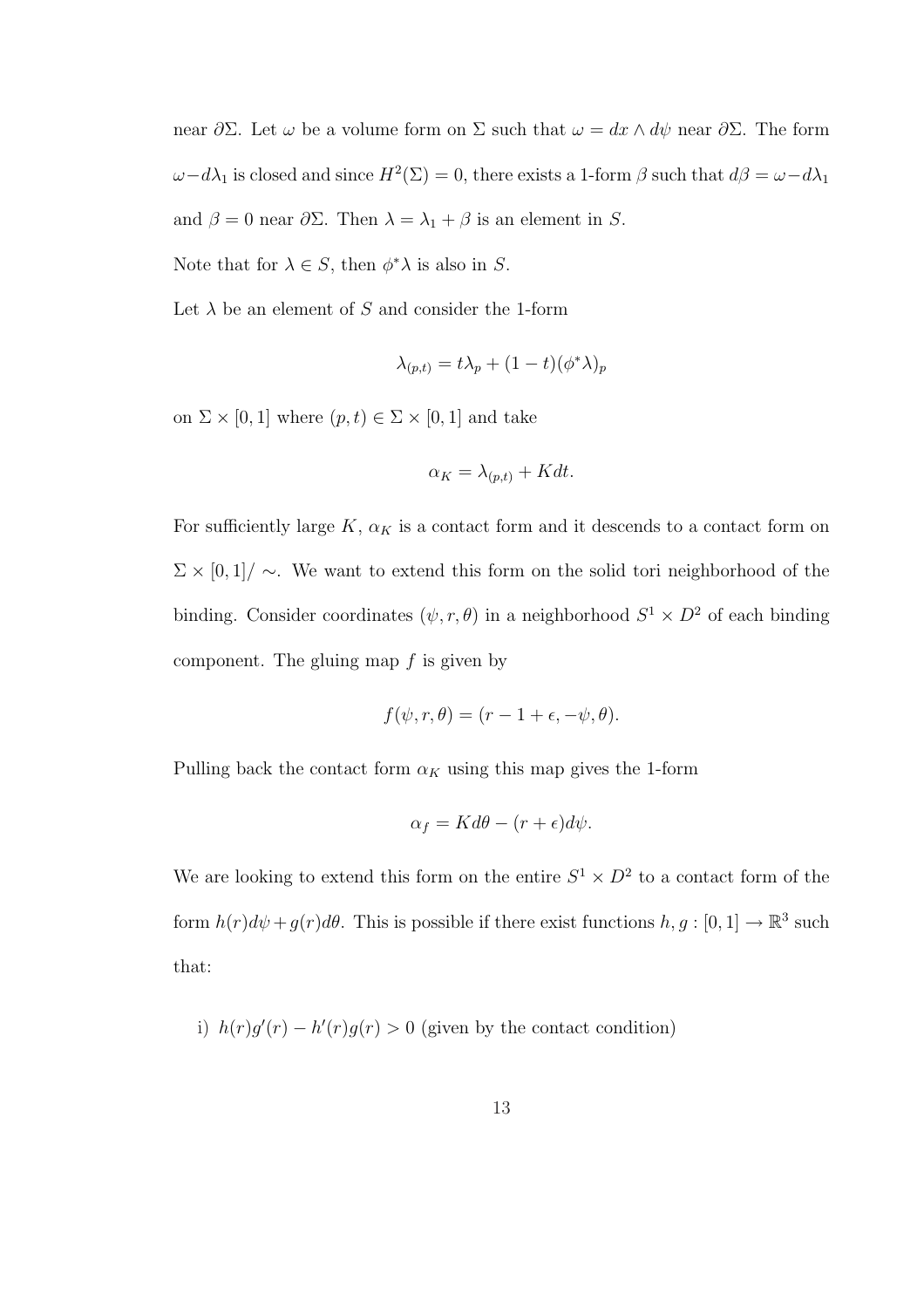near $\partial\Sigma$. Let $\omega$ be a volume form on $\Sigma$ such that $\omega = dx \wedge d\psi$ near $\partial\Sigma$. The form $\omega - d\lambda_1$ is closed and since $H^2(\Sigma) = 0$, there exists a 1-form $\beta$ such that $d\beta = \omega - d\lambda_1$ and $\beta = 0$ near $\partial\Sigma$. Then $\lambda = \lambda_1 + \beta$ is an element in $S$.

Note that for $\lambda \in S$, then $\phi^*\lambda$ is also in $S$.

Let $\lambda$ be an element of $S$ and consider the 1-form

$$\lambda_{(p,t)} = t\lambda_p + (1-t)(\phi^*\lambda)_p$$

on $\Sigma \times [0,1]$ where $(p,t) \in \Sigma \times [0,1]$ and take

$$\alpha_K = \lambda_{(p,t)} + Kdt.$$

For sufficiently large $K$, $\alpha_K$ is a contact form and it descends to a contact form on $\Sigma \times [0,1]/\sim$. We want to extend this form on the solid tori neighborhood of the binding. Consider coordinates $(\psi, r, \theta)$ in a neighborhood $S^1 \times D^2$ of each binding component. The gluing map $f$ is given by

$$f(\psi, r, \theta) = (r - 1 + \epsilon, -\psi, \theta).$$

Pulling back the contact form $\alpha_K$ using this map gives the 1-form

$$\alpha_f = Kd\theta - (r+\epsilon)d\psi.$$

We are looking to extend this form on the entire $S^1 \times D^2$ to a contact form of the form $h(r)d\psi + g(r)d\theta$. This is possible if there exist functions $h, g : [0,1] \to \mathbb{R}^3$ such that:

i) $h(r)g'(r) - h'(r)g(r) > 0$ (given by the contact condition)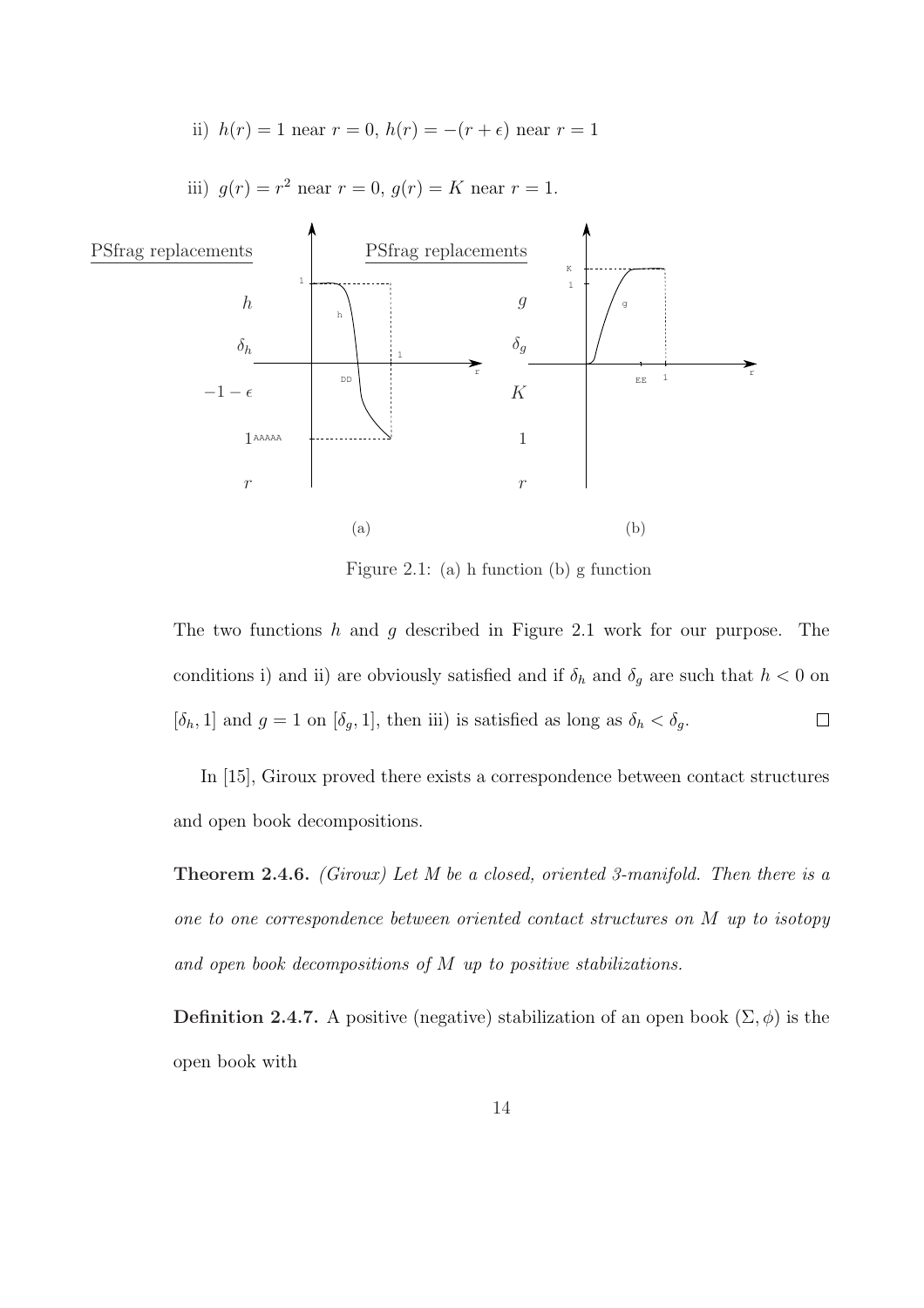ii) $h(r) = 1$ near $r = 0$, $h(r) = -(r + \epsilon)$ near $r = 1$

iii) $g(r) = r^2$ near $r = 0$, $g(r) = K$ near $r = 1$.

Figure 2.1: (a) h function (b) g function

The two functions $h$ and $g$ described in Figure 2.1 work for our purpose. The conditions i) and ii) are obviously satisfied and if $\delta_h$ and $\delta_g$ are such that $h < 0$ on $[\delta_h, 1]$ and $g = 1$ on $[\delta_g, 1]$, then iii) is satisfied as long as $\delta_h < \delta_g$. □

In [15], Giroux proved there exists a correspondence between contact structures and open book decompositions.

**Theorem 2.4.6.** *(Giroux) Let $M$ be a closed, oriented 3-manifold. Then there is a one to one correspondence between oriented contact structures on $M$ up to isotopy and open book decompositions of $M$ up to positive stabilizations.*

**Definition 2.4.7.** A positive (negative) stabilization of an open book $(\Sigma, \phi)$ is the open book with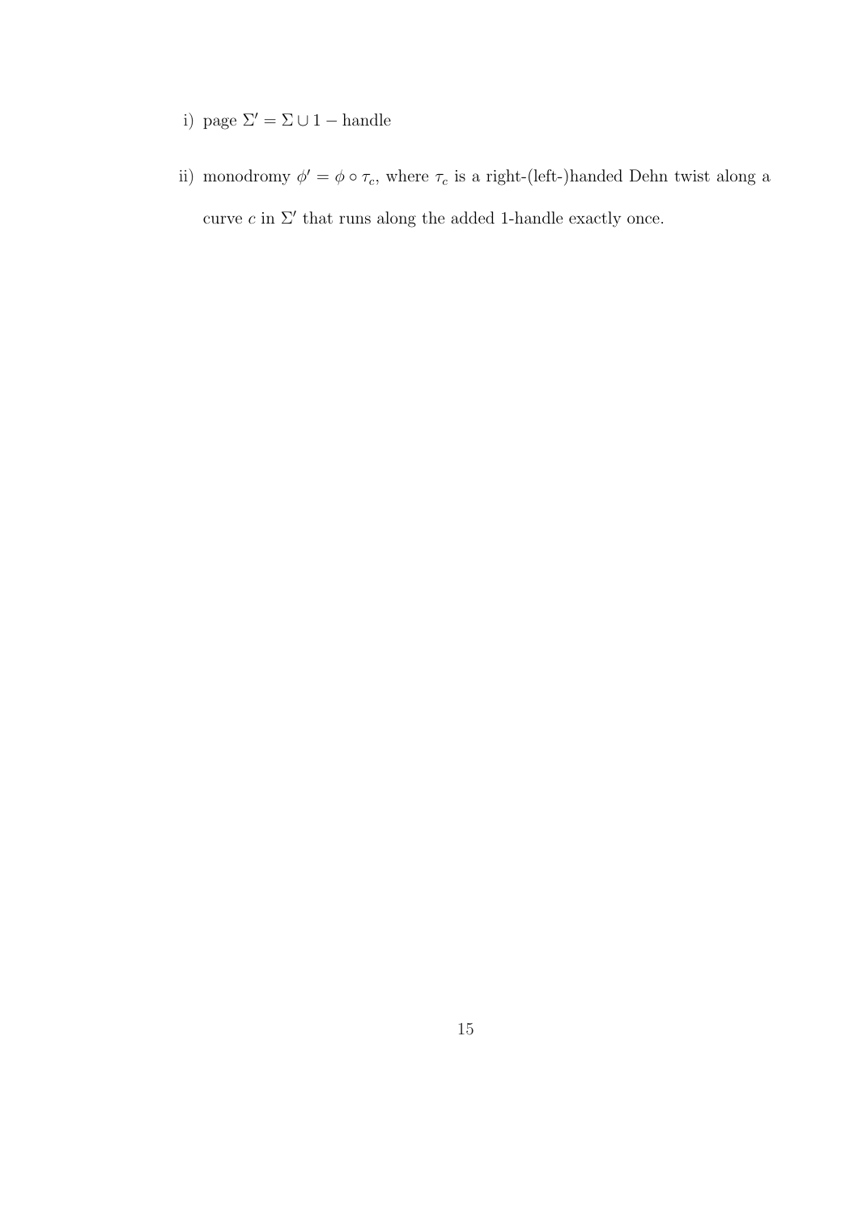i) page $\Sigma' = \Sigma \cup 1 - \text{handle}$

ii) monodromy $\phi' = \phi \circ \tau_c$, where $\tau_c$ is a right-(left-)handed Dehn twist along a curve $c$ in $\Sigma'$ that runs along the added 1-handle exactly once.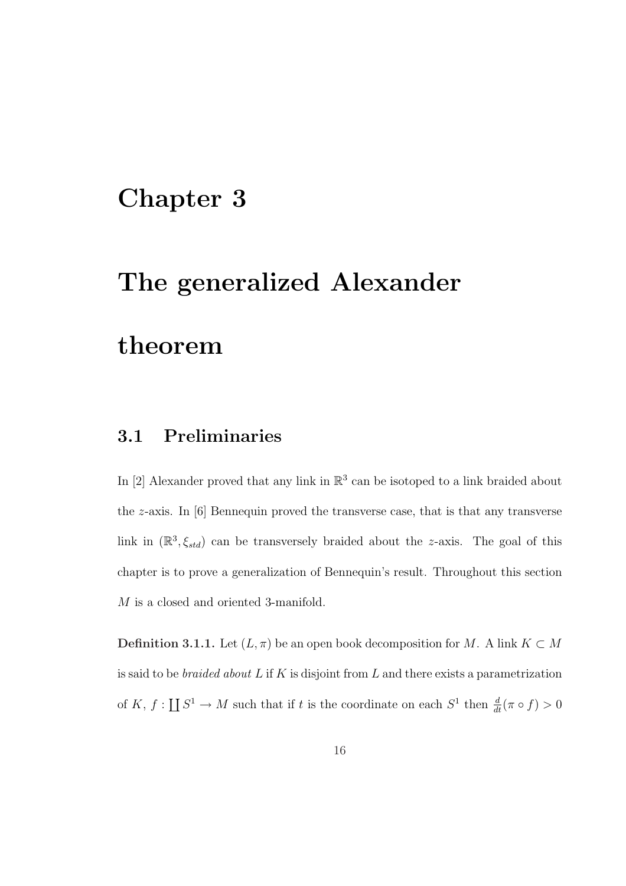# Chapter 3

# The generalized Alexander theorem

## 3.1 Preliminaries

In [2] Alexander proved that any link in $\mathbb{R}^3$ can be isotoped to a link braided about the $z$-axis. In [6] Bennequin proved the transverse case, that is that any transverse link in $(\mathbb{R}^3, \xi_{std})$ can be transversely braided about the $z$-axis. The goal of this chapter is to prove a generalization of Bennequin's result. Throughout this section $M$ is a closed and oriented 3-manifold.

**Definition 3.1.1.** Let $(L, \pi)$ be an open book decomposition for $M$. A link $K \subset M$ is said to be *braided about* $L$ if $K$ is disjoint from $L$ and there exists a parametrization of $K$, $f : \coprod S^1 \to M$ such that if $t$ is the coordinate on each $S^1$ then $\frac{d}{dt}(\pi \circ f) > 0$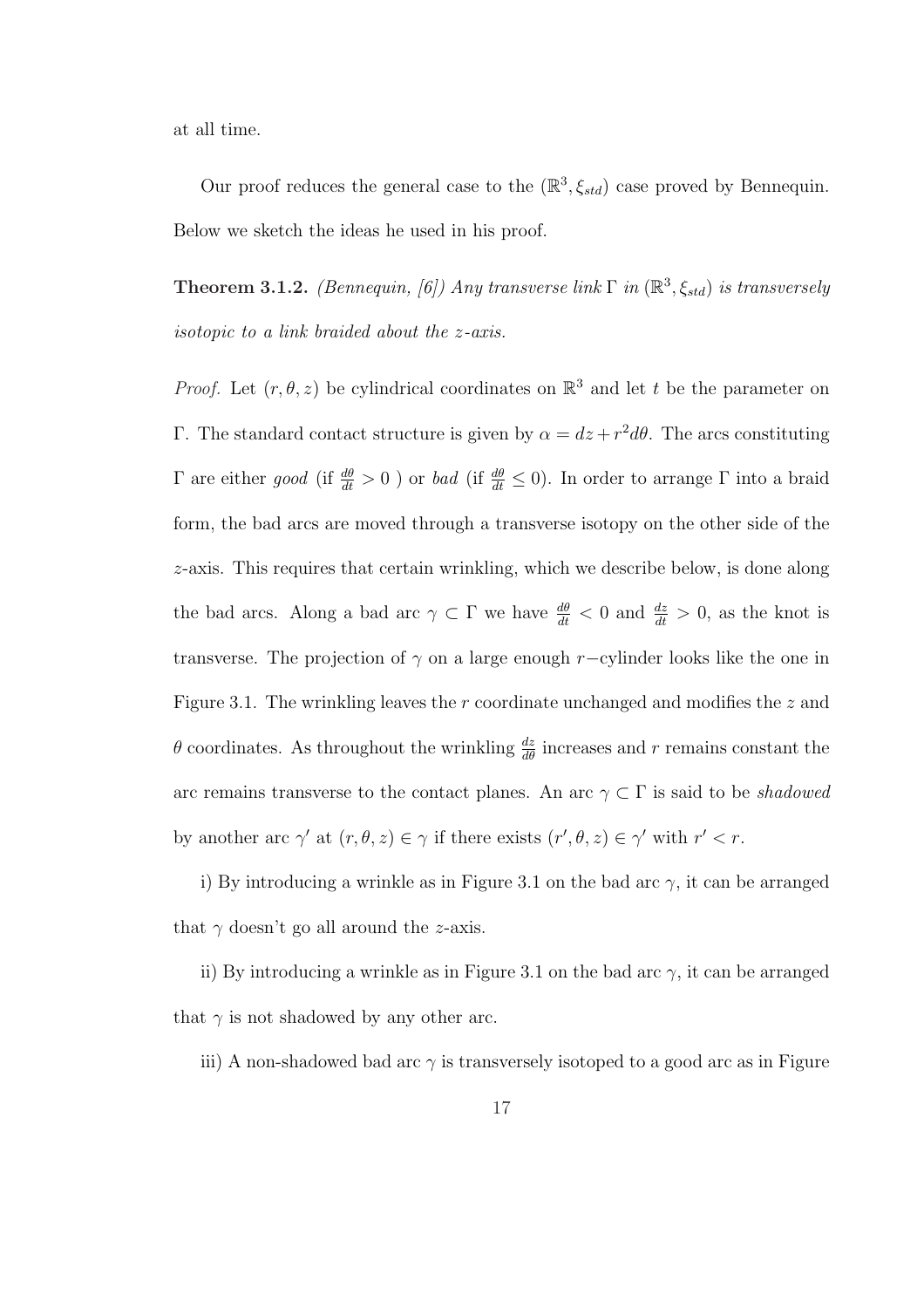at all time.

Our proof reduces the general case to the $(\mathbb{R}^3, \xi_{std})$ case proved by Bennequin. Below we sketch the ideas he used in his proof.

**Theorem 3.1.2.** *(Bennequin, [6]) Any transverse link $\Gamma$ in $(\mathbb{R}^3, \xi_{std})$ is transversely isotopic to a link braided about the $z$-axis.*

*Proof.* Let $(r, \theta, z)$ be cylindrical coordinates on $\mathbb{R}^3$ and let $t$ be the parameter on $\Gamma$. The standard contact structure is given by $\alpha = dz + r^2 d\theta$. The arcs constituting $\Gamma$ are either *good* (if $\frac{d\theta}{dt} > 0$ ) or *bad* (if $\frac{d\theta}{dt} \leq 0$). In order to arrange $\Gamma$ into a braid form, the bad arcs are moved through a transverse isotopy on the other side of the $z$-axis. This requires that certain wrinkling, which we describe below, is done along the bad arcs. Along a bad arc $\gamma \subset \Gamma$ we have $\frac{d\theta}{dt} < 0$ and $\frac{dz}{dt} > 0$, as the knot is transverse. The projection of $\gamma$ on a large enough $r-$cylinder looks like the one in Figure 3.1. The wrinkling leaves the $r$ coordinate unchanged and modifies the $z$ and $\theta$ coordinates. As throughout the wrinkling $\frac{dz}{d\theta}$ increases and $r$ remains constant the arc remains transverse to the contact planes. An arc $\gamma \subset \Gamma$ is said to be *shadowed* by another arc $\gamma'$ at $(r, \theta, z) \in \gamma$ if there exists $(r', \theta, z) \in \gamma'$ with $r' < r$.

i) By introducing a wrinkle as in Figure 3.1 on the bad arc $\gamma$, it can be arranged that $\gamma$ doesn't go all around the $z$-axis.

ii) By introducing a wrinkle as in Figure 3.1 on the bad arc $\gamma$, it can be arranged that $\gamma$ is not shadowed by any other arc.

iii) A non-shadowed bad arc $\gamma$ is transversely isotoped to a good arc as in Figure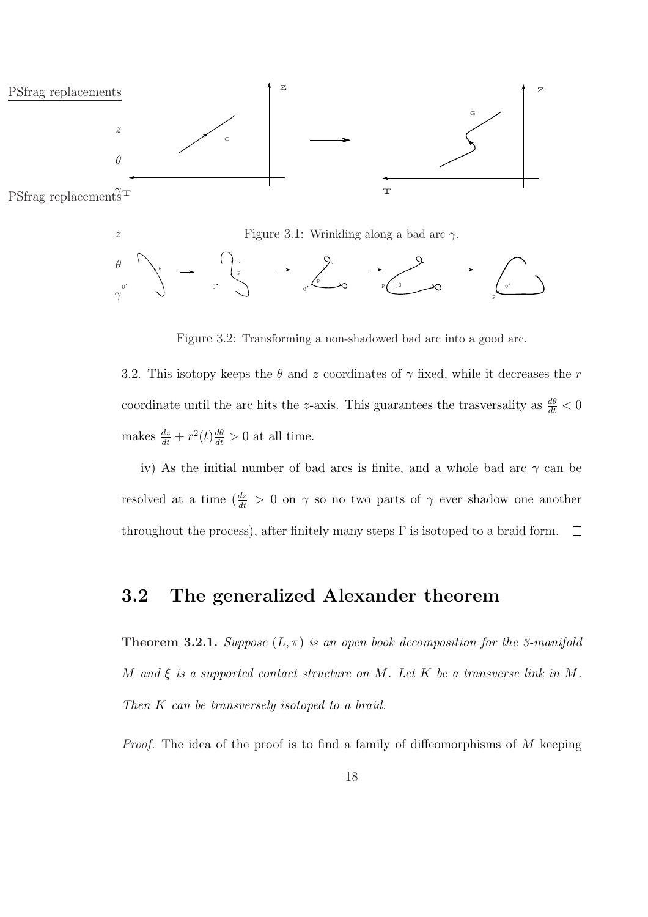Figure 3.1: Wrinkling along a bad arc $\gamma$.

Figure 3.2: Transforming a non-shadowed bad arc into a good arc.

3.2. This isotopy keeps the $\theta$ and $z$ coordinates of $\gamma$ fixed, while it decreases the $r$ coordinate until the arc hits the $z$-axis. This guarantees the trasversality as $\frac{d\theta}{dt} < 0$ makes $\frac{dz}{dt} + r^2(t)\frac{d\theta}{dt} > 0$ at all time.

iv) As the initial number of bad arcs is finite, and a whole bad arc $\gamma$ can be resolved at a time ($\frac{dz}{dt} > 0$ on $\gamma$ so no two parts of $\gamma$ ever shadow one another throughout the process), after finitely many steps $\Gamma$ is isotoped to a braid form. $\square$

## 3.2 The generalized Alexander theorem

**Theorem 3.2.1.** *Suppose $(L, \pi)$ is an open book decomposition for the 3-manifold $M$ and $\xi$ is a supported contact structure on $M$. Let $K$ be a transverse link in $M$. Then $K$ can be transversely isotoped to a braid.*

*Proof.* The idea of the proof is to find a family of diffeomorphisms of $M$ keeping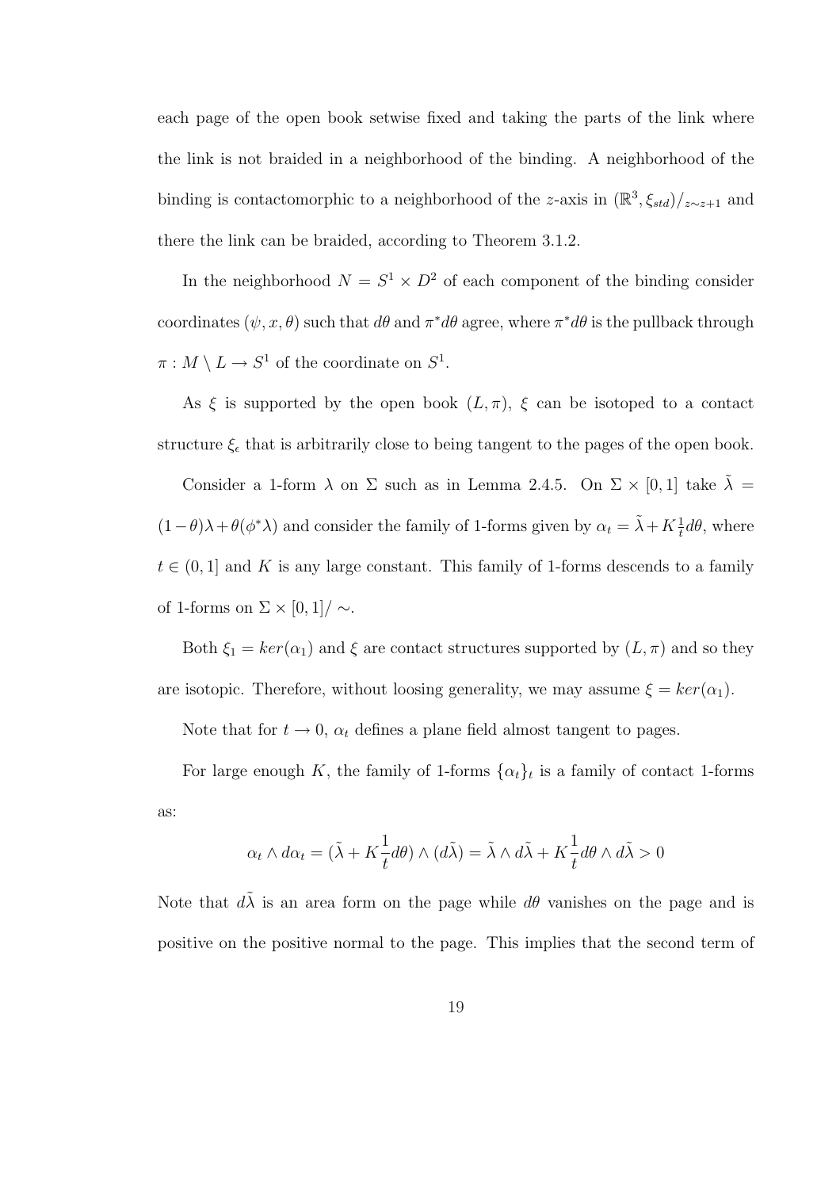each page of the open book setwise fixed and taking the parts of the link where the link is not braided in a neighborhood of the binding. A neighborhood of the binding is contactomorphic to a neighborhood of the $z$-axis in $(\mathbb{R}^3, \xi_{std})/_{z\sim z+1}$ and there the link can be braided, according to Theorem 3.1.2.

In the neighborhood $N = S^1 \times D^2$ of each component of the binding consider coordinates $(\psi, x, \theta)$ such that $d\theta$ and $\pi^* d\theta$ agree, where $\pi^* d\theta$ is the pullback through $\pi : M \setminus L \to S^1$ of the coordinate on $S^1$.

As $\xi$ is supported by the open book $(L, \pi)$, $\xi$ can be isotoped to a contact structure $\xi_\epsilon$ that is arbitrarily close to being tangent to the pages of the open book.

Consider a 1-form $\lambda$ on $\Sigma$ such as in Lemma 2.4.5. On $\Sigma \times [0,1]$ take $\tilde{\lambda} = (1-\theta)\lambda + \theta(\phi^*\lambda)$ and consider the family of 1-forms given by $\alpha_t = \tilde{\lambda} + K\frac{1}{t}d\theta$, where $t \in (0,1]$ and $K$ is any large constant. This family of 1-forms descends to a family of 1-forms on $\Sigma \times [0,1]/\sim$.

Both $\xi_1 = ker(\alpha_1)$ and $\xi$ are contact structures supported by $(L, \pi)$ and so they are isotopic. Therefore, without loosing generality, we may assume $\xi = ker(\alpha_1)$.

Note that for $t \to 0$, $\alpha_t$ defines a plane field almost tangent to pages.

For large enough $K$, the family of 1-forms $\{\alpha_t\}_t$ is a family of contact 1-forms as:

$$\alpha_t \wedge d\alpha_t = (\tilde{\lambda} + K\frac{1}{t}d\theta) \wedge (d\tilde{\lambda}) = \tilde{\lambda} \wedge d\tilde{\lambda} + K\frac{1}{t}d\theta \wedge d\tilde{\lambda} > 0$$

Note that $d\tilde{\lambda}$ is an area form on the page while $d\theta$ vanishes on the page and is positive on the positive normal to the page. This implies that the second term of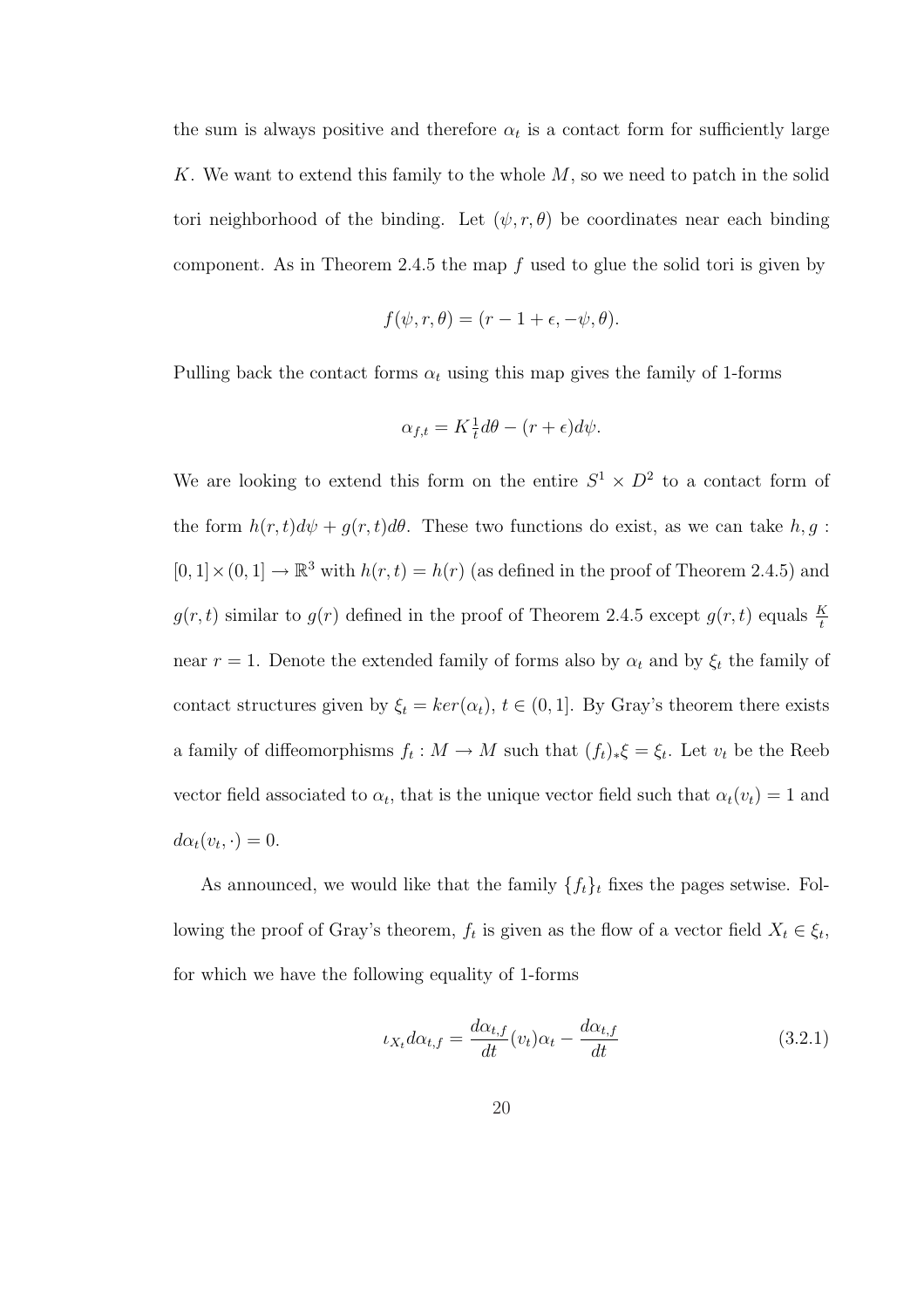the sum is always positive and therefore $\alpha_t$ is a contact form for sufficiently large $K$. We want to extend this family to the whole $M$, so we need to patch in the solid tori neighborhood of the binding. Let $(\psi, r, \theta)$ be coordinates near each binding component. As in Theorem 2.4.5 the map $f$ used to glue the solid tori is given by

$$f(\psi, r, \theta) = (r - 1 + \epsilon, -\psi, \theta).$$

Pulling back the contact forms $\alpha_t$ using this map gives the family of 1-forms

$$\alpha_{f,t} = K\tfrac{1}{t}d\theta - (r + \epsilon)d\psi.$$

We are looking to extend this form on the entire $S^1 \times D^2$ to a contact form of the form $h(r,t)d\psi + g(r,t)d\theta$. These two functions do exist, as we can take $h, g : [0,1] \times (0,1] \to \mathbb{R}^3$ with $h(r,t) = h(r)$ (as defined in the proof of Theorem 2.4.5) and $g(r,t)$ similar to $g(r)$ defined in the proof of Theorem 2.4.5 except $g(r,t)$ equals $\frac{K}{t}$ near $r = 1$. Denote the extended family of forms also by $\alpha_t$ and by $\xi_t$ the family of contact structures given by $\xi_t = ker(\alpha_t)$, $t \in (0,1]$. By Gray's theorem there exists a family of diffeomorphisms $f_t : M \to M$ such that $(f_t)_*\xi = \xi_t$. Let $v_t$ be the Reeb vector field associated to $\alpha_t$, that is the unique vector field such that $\alpha_t(v_t) = 1$ and $d\alpha_t(v_t, \cdot) = 0$.

As announced, we would like that the family $\{f_t\}_t$ fixes the pages setwise. Following the proof of Gray's theorem, $f_t$ is given as the flow of a vector field $X_t \in \xi_t$, for which we have the following equality of 1-forms

$$\iota_{X_t} d\alpha_{t,f} = \frac{d\alpha_{t,f}}{dt}(v_t)\alpha_t - \frac{d\alpha_{t,f}}{dt} \tag{3.2.1}$$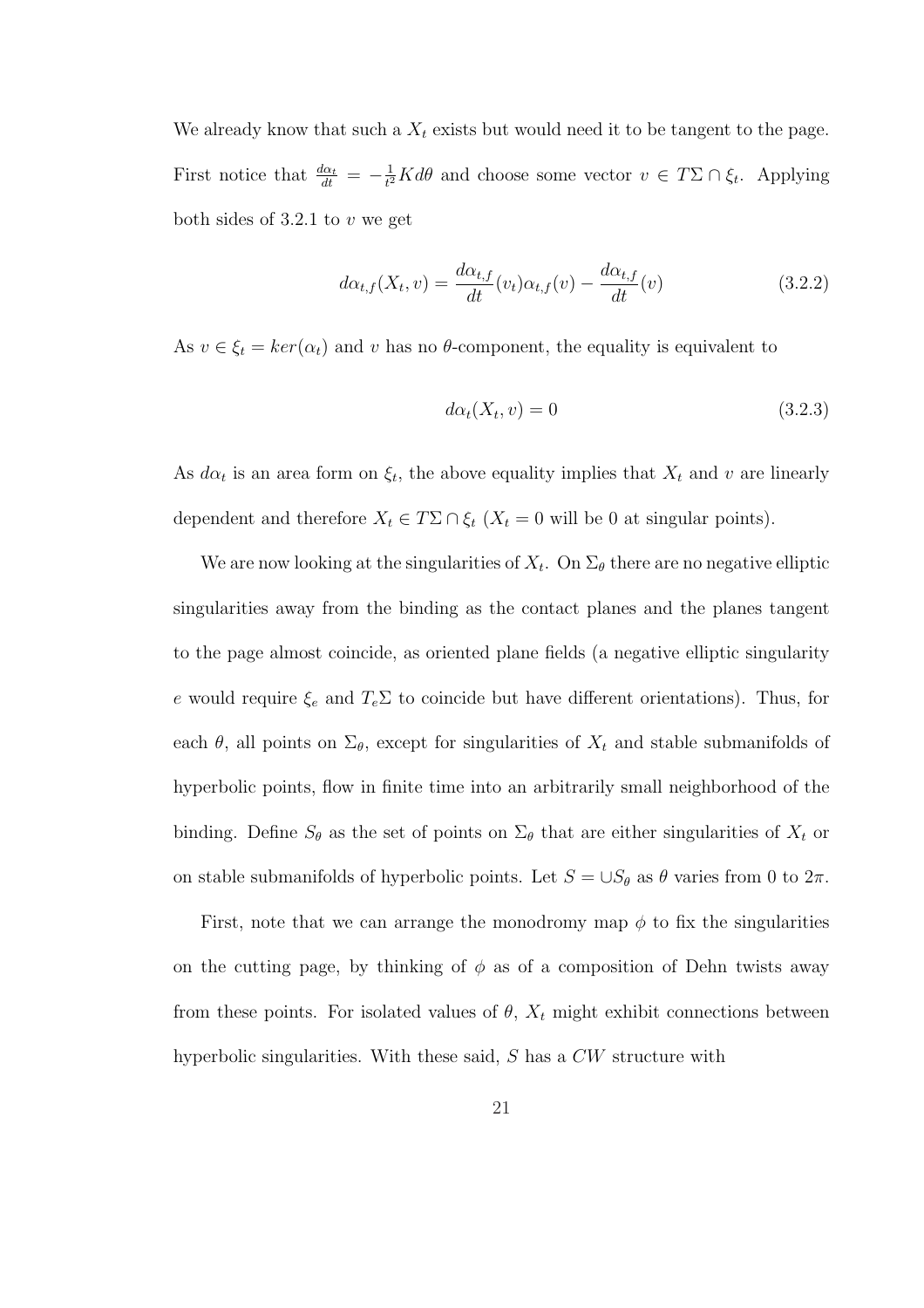We already know that such a $X_t$ exists but would need it to be tangent to the page. First notice that $\frac{d\alpha_t}{dt} = -\frac{1}{t^2}Kd\theta$ and choose some vector $v \in T\Sigma \cap \xi_t$. Applying both sides of 3.2.1 to $v$ we get

$$d\alpha_{t,f}(X_t, v) = \frac{d\alpha_{t,f}}{dt}(v_t)\alpha_{t,f}(v) - \frac{d\alpha_{t,f}}{dt}(v) \tag{3.2.2}$$

As $v \in \xi_t = ker(\alpha_t)$ and $v$ has no $\theta$-component, the equality is equivalent to

$$d\alpha_t(X_t, v) = 0 \tag{3.2.3}$$

As $d\alpha_t$ is an area form on $\xi_t$, the above equality implies that $X_t$ and $v$ are linearly dependent and therefore $X_t \in T\Sigma \cap \xi_t$ ($X_t = 0$ will be 0 at singular points).

We are now looking at the singularities of $X_t$. On $\Sigma_\theta$ there are no negative elliptic singularities away from the binding as the contact planes and the planes tangent to the page almost coincide, as oriented plane fields (a negative elliptic singularity $e$ would require $\xi_e$ and $T_e\Sigma$ to coincide but have different orientations). Thus, for each $\theta$, all points on $\Sigma_\theta$, except for singularities of $X_t$ and stable submanifolds of hyperbolic points, flow in finite time into an arbitrarily small neighborhood of the binding. Define $S_\theta$ as the set of points on $\Sigma_\theta$ that are either singularities of $X_t$ or on stable submanifolds of hyperbolic points. Let $S = \cup S_\theta$ as $\theta$ varies from 0 to $2\pi$.

First, note that we can arrange the monodromy map $\phi$ to fix the singularities on the cutting page, by thinking of $\phi$ as of a composition of Dehn twists away from these points. For isolated values of $\theta$, $X_t$ might exhibit connections between hyperbolic singularities. With these said, $S$ has a $CW$ structure with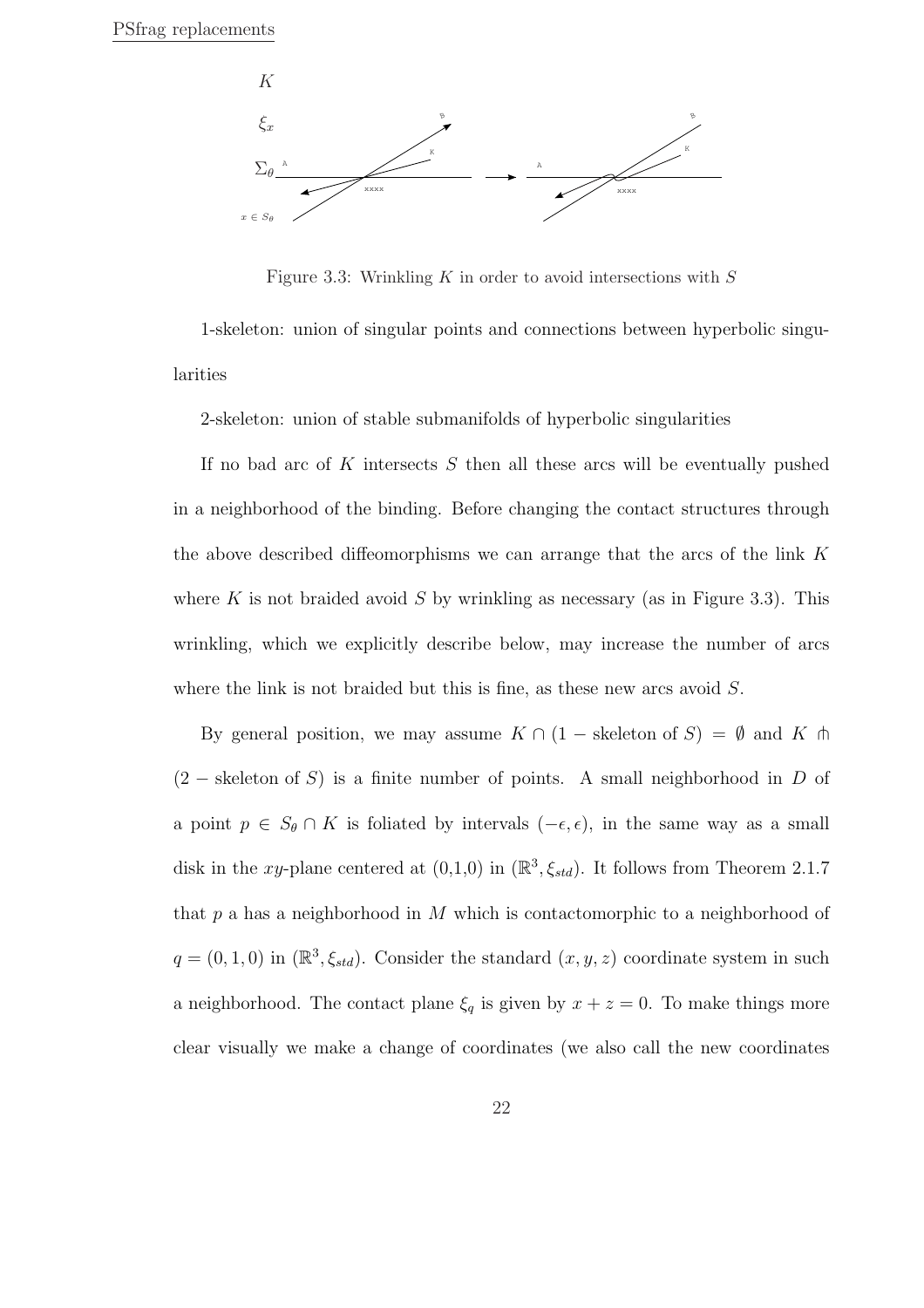PSfrag replacements

$K$

$\xi_x$

$\Sigma_\theta$

$x \in S_\theta$

Figure 3.3: Wrinkling $K$ in order to avoid intersections with $S$

1-skeleton: union of singular points and connections between hyperbolic singularities

2-skeleton: union of stable submanifolds of hyperbolic singularities

If no bad arc of $K$ intersects $S$ then all these arcs will be eventually pushed in a neighborhood of the binding. Before changing the contact structures through the above described diffeomorphisms we can arrange that the arcs of the link $K$ where $K$ is not braided avoid $S$ by wrinkling as necessary (as in Figure 3.3). This wrinkling, which we explicitly describe below, may increase the number of arcs where the link is not braided but this is fine, as these new arcs avoid $S$.

By general position, we may assume $K \cap (1 - \text{skeleton of } S) = \emptyset$ and $K \pitchfork (2 - \text{skeleton of } S)$ is a finite number of points. A small neighborhood in $D$ of a point $p \in S_\theta \cap K$ is foliated by intervals $(-\epsilon, \epsilon)$, in the same way as a small disk in the $xy$-plane centered at (0,1,0) in $(\mathbb{R}^3, \xi_{std})$. It follows from Theorem 2.1.7 that $p$ a has a neighborhood in $M$ which is contactomorphic to a neighborhood of $q = (0, 1, 0)$ in $(\mathbb{R}^3, \xi_{std})$. Consider the standard $(x, y, z)$ coordinate system in such a neighborhood. The contact plane $\xi_q$ is given by $x + z = 0$. To make things more clear visually we make a change of coordinates (we also call the new coordinates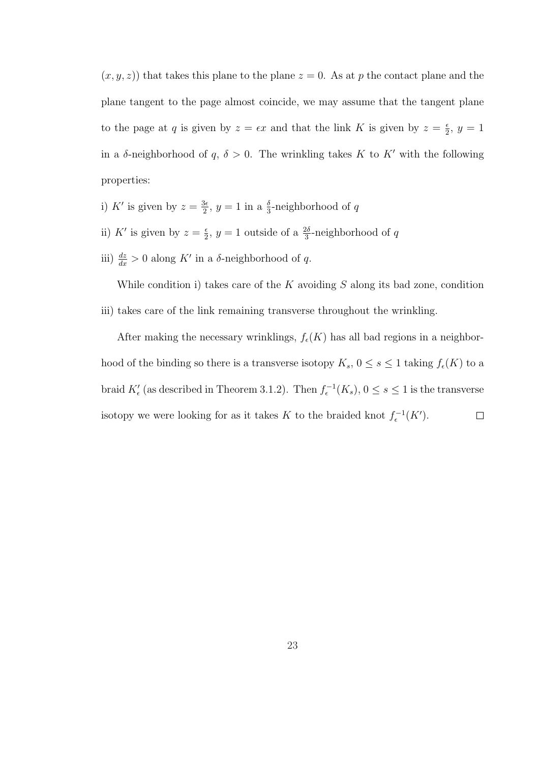$(x, y, z)$) that takes this plane to the plane $z = 0$. As at $p$ the contact plane and the plane tangent to the page almost coincide, we may assume that the tangent plane to the page at $q$ is given by $z = \epsilon x$ and that the link $K$ is given by $z = \frac{\epsilon}{2}$, $y = 1$ in a $\delta$-neighborhood of $q$, $\delta > 0$. The wrinkling takes $K$ to $K'$ with the following properties:

i) $K'$ is given by $z = \frac{3\epsilon}{2}$, $y = 1$ in a $\frac{\delta}{3}$-neighborhood of $q$

ii) $K'$ is given by $z = \frac{\epsilon}{2}$, $y = 1$ outside of a $\frac{2\delta}{3}$-neighborhood of $q$

iii) $\frac{dz}{dx} > 0$ along $K'$ in a $\delta$-neighborhood of $q$.

While condition i) takes care of the $K$ avoiding $S$ along its bad zone, condition iii) takes care of the link remaining transverse throughout the wrinkling.

After making the necessary wrinklings, $f_\epsilon(K)$ has all bad regions in a neighborhood of the binding so there is a transverse isotopy $K_s$, $0 \leq s \leq 1$ taking $f_\epsilon(K)$ to a braid $K'_\epsilon$ (as described in Theorem 3.1.2). Then $f_\epsilon^{-1}(K_s)$, $0 \leq s \leq 1$ is the transverse isotopy we were looking for as it takes $K$ to the braided knot $f_\epsilon^{-1}(K')$. $\square$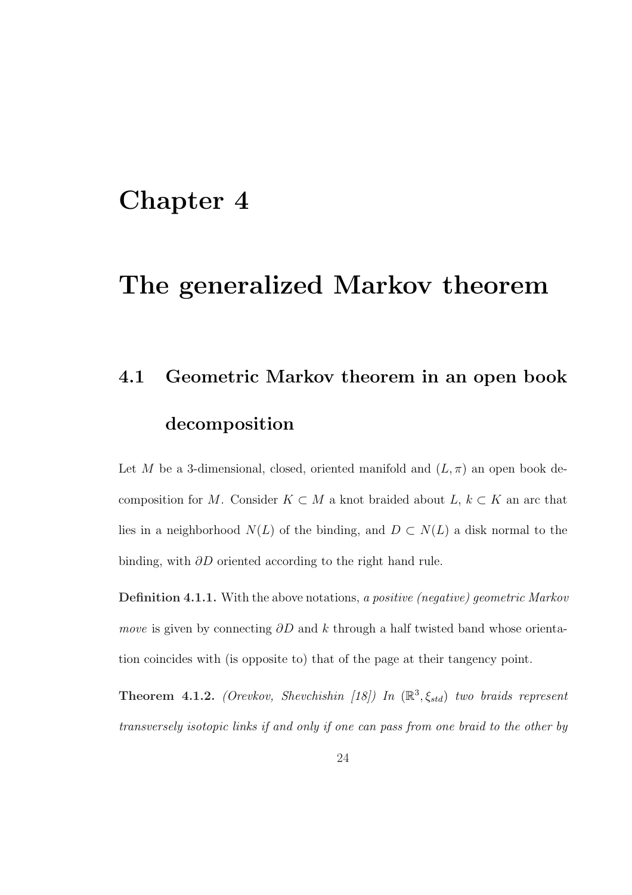# Chapter 4

# The generalized Markov theorem

## 4.1 Geometric Markov theorem in an open book decomposition

Let $M$ be a 3-dimensional, closed, oriented manifold and $(L, \pi)$ an open book decomposition for $M$. Consider $K \subset M$ a knot braided about $L$, $k \subset K$ an arc that lies in a neighborhood $N(L)$ of the binding, and $D \subset N(L)$ a disk normal to the binding, with $\partial D$ oriented according to the right hand rule.

**Definition 4.1.1.** With the above notations, *a positive (negative) geometric Markov move* is given by connecting $\partial D$ and $k$ through a half twisted band whose orientation coincides with (is opposite to) that of the page at their tangency point.

**Theorem 4.1.2.** *(Orevkov, Shevchishin [18]) In $(\mathbb{R}^3, \xi_{std})$ two braids represent transversely isotopic links if and only if one can pass from one braid to the other by*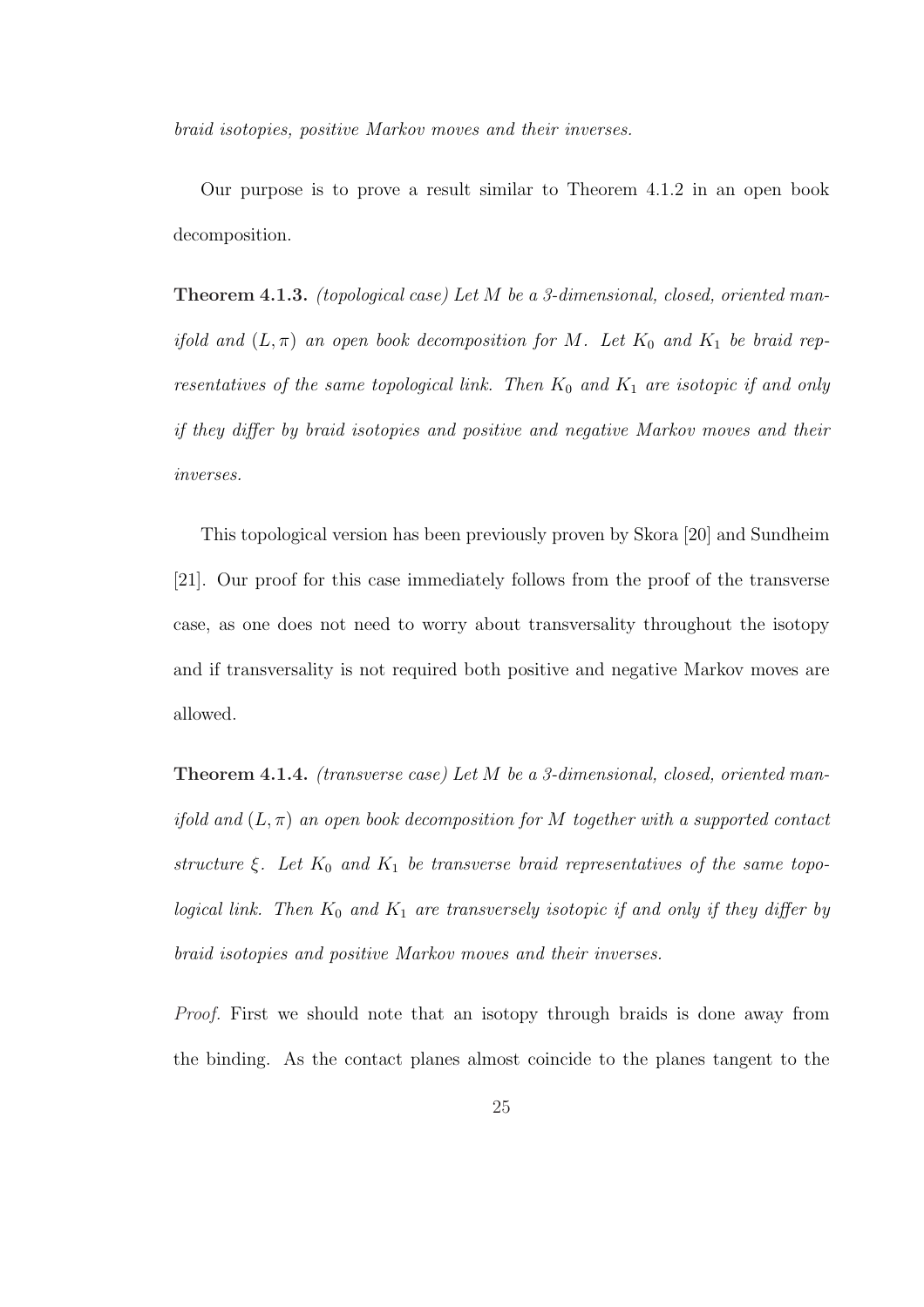*braid isotopies, positive Markov moves and their inverses.*

Our purpose is to prove a result similar to Theorem 4.1.2 in an open book decomposition.

**Theorem 4.1.3.** *(topological case) Let $M$ be a 3-dimensional, closed, oriented manifold and $(L, \pi)$ an open book decomposition for $M$. Let $K_0$ and $K_1$ be braid representatives of the same topological link. Then $K_0$ and $K_1$ are isotopic if and only if they differ by braid isotopies and positive and negative Markov moves and their inverses.*

This topological version has been previously proven by Skora [20] and Sundheim [21]. Our proof for this case immediately follows from the proof of the transverse case, as one does not need to worry about transversality throughout the isotopy and if transversality is not required both positive and negative Markov moves are allowed.

**Theorem 4.1.4.** *(transverse case) Let $M$ be a 3-dimensional, closed, oriented manifold and $(L, \pi)$ an open book decomposition for $M$ together with a supported contact structure $\xi$. Let $K_0$ and $K_1$ be transverse braid representatives of the same topological link. Then $K_0$ and $K_1$ are transversely isotopic if and only if they differ by braid isotopies and positive Markov moves and their inverses.*

*Proof.* First we should note that an isotopy through braids is done away from the binding. As the contact planes almost coincide to the planes tangent to the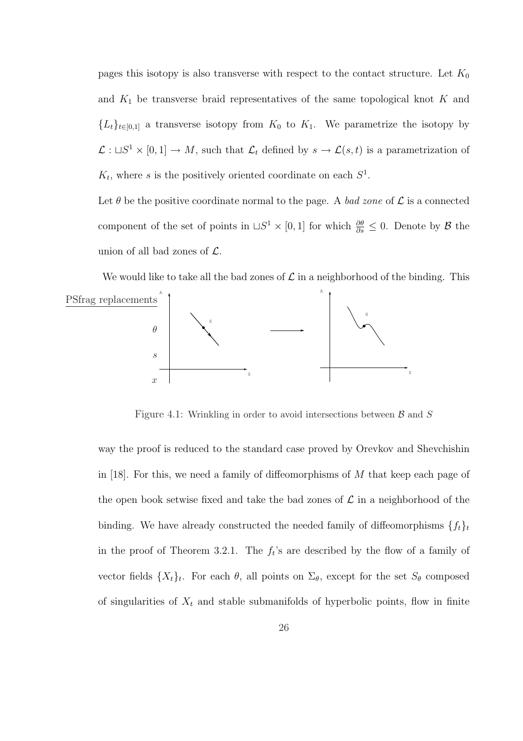pages this isotopy is also transverse with respect to the contact structure. Let $K_0$ and $K_1$ be transverse braid representatives of the same topological knot $K$ and $\{L_t\}_{t\in[0,1]}$ a transverse isotopy from $K_0$ to $K_1$. We parametrize the isotopy by $\mathcal{L} : \sqcup S^1 \times [0,1] \to M$, such that $\mathcal{L}_t$ defined by $s \to \mathcal{L}(s,t)$ is a parametrization of $K_t$, where $s$ is the positively oriented coordinate on each $S^1$.

Let $\theta$ be the positive coordinate normal to the page. A *bad zone* of $\mathcal{L}$ is a connected component of the set of points in $\sqcup S^1 \times [0,1]$ for which $\frac{\partial \theta}{\partial s} \leq 0$. Denote by $\mathcal{B}$ the union of all bad zones of $\mathcal{L}$.

We would like to take all the bad zones of $\mathcal{L}$ in a neighborhood of the binding. This

Figure 4.1: Wrinkling in order to avoid intersections between $\mathcal{B}$ and $S$

way the proof is reduced to the standard case proved by Orevkov and Shevchishin in [18]. For this, we need a family of diffeomorphisms of $M$ that keep each page of the open book setwise fixed and take the bad zones of $\mathcal{L}$ in a neighborhood of the binding. We have already constructed the needed family of diffeomorphisms $\{f_t\}_t$ in the proof of Theorem 3.2.1. The $f_t$'s are described by the flow of a family of vector fields $\{X_t\}_t$. For each $\theta$, all points on $\Sigma_\theta$, except for the set $S_\theta$ composed of singularities of $X_t$ and stable submanifolds of hyperbolic points, flow in finite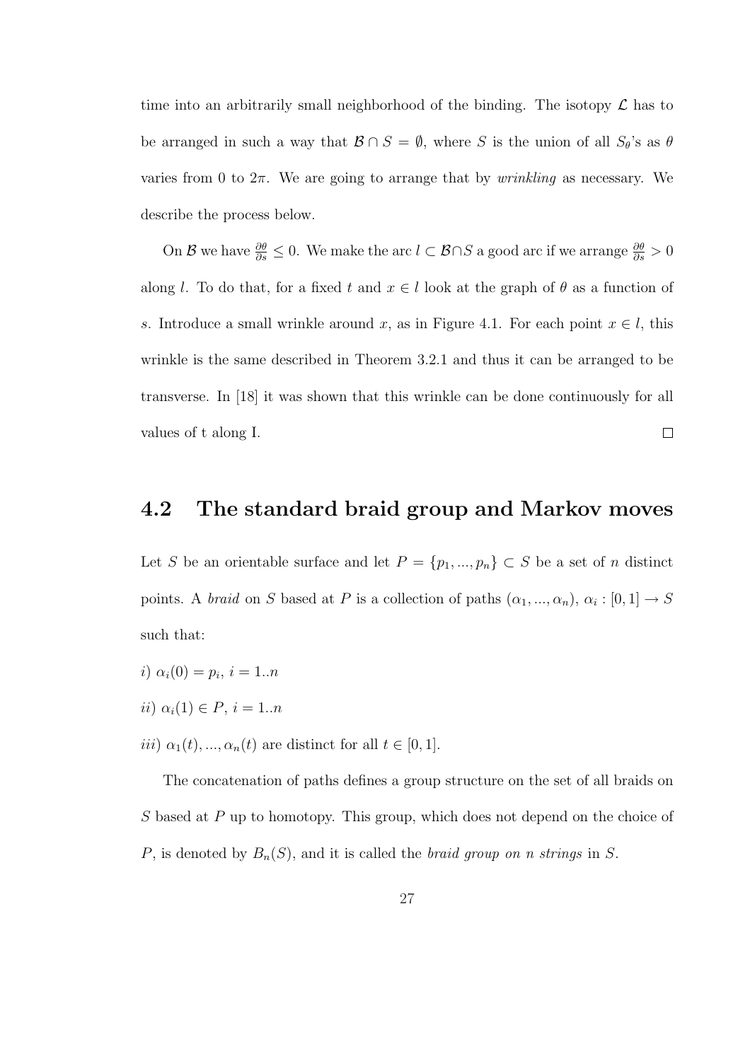time into an arbitrarily small neighborhood of the binding. The isotopy $\mathcal{L}$ has to be arranged in such a way that $\mathcal{B} \cap S = \emptyset$, where $S$ is the union of all $S_\theta$'s as $\theta$ varies from 0 to $2\pi$. We are going to arrange that by *wrinkling* as necessary. We describe the process below.

On $\mathcal{B}$ we have $\frac{\partial \theta}{\partial s} \leq 0$. We make the arc $l \subset \mathcal{B} \cap S$ a good arc if we arrange $\frac{\partial \theta}{\partial s} > 0$ along $l$. To do that, for a fixed $t$ and $x \in l$ look at the graph of $\theta$ as a function of $s$. Introduce a small wrinkle around $x$, as in Figure 4.1. For each point $x \in l$, this wrinkle is the same described in Theorem 3.2.1 and thus it can be arranged to be transverse. In [18] it was shown that this wrinkle can be done continuously for all values of t along I. $\square$

## 4.2 The standard braid group and Markov moves

Let $S$ be an orientable surface and let $P = \{p_1, ..., p_n\} \subset S$ be a set of $n$ distinct points. A *braid* on $S$ based at $P$ is a collection of paths $(\alpha_1, ..., \alpha_n)$, $\alpha_i : [0, 1] \to S$ such that:

*i)* $\alpha_i(0) = p_i$, $i = 1..n$

*ii)* $\alpha_i(1) \in P$, $i = 1..n$

*iii)* $\alpha_1(t), ..., \alpha_n(t)$ are distinct for all $t \in [0, 1]$.

The concatenation of paths defines a group structure on the set of all braids on $S$ based at $P$ up to homotopy. This group, which does not depend on the choice of $P$, is denoted by $B_n(S)$, and it is called the *braid group on n strings* in $S$.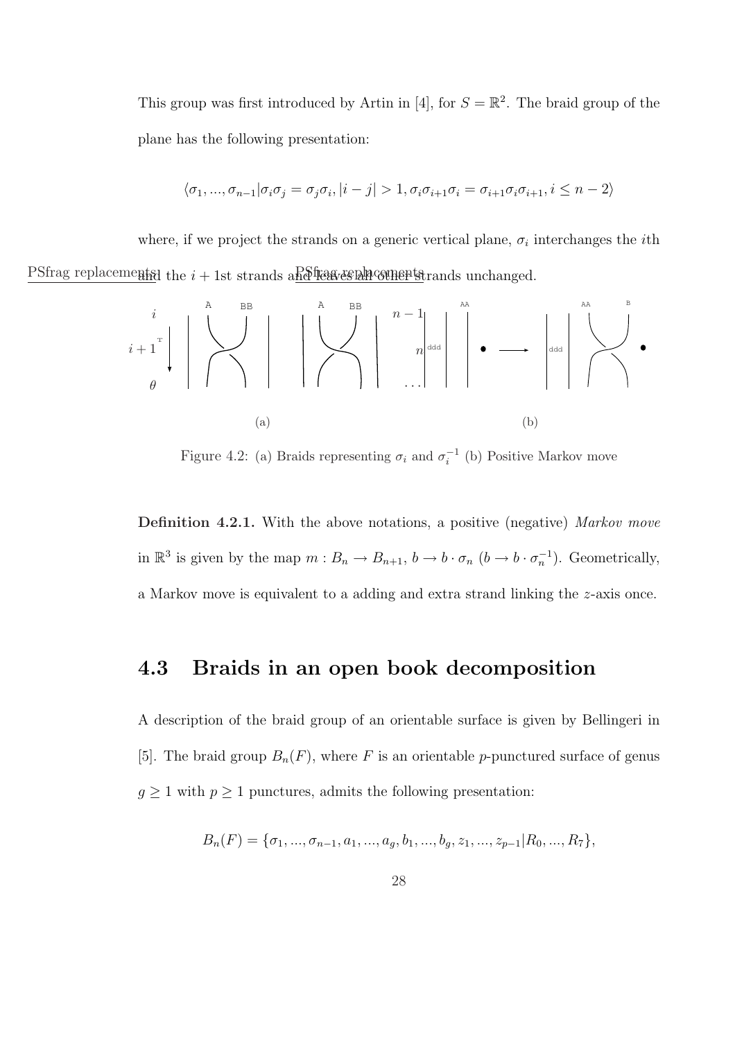This group was first introduced by Artin in [4], for $S = \mathbb{R}^2$. The braid group of the plane has the following presentation:

$$\langle \sigma_1, ..., \sigma_{n-1} | \sigma_i \sigma_j = \sigma_j \sigma_i, |i - j| > 1, \sigma_i \sigma_{i+1} \sigma_i = \sigma_{i+1} \sigma_i \sigma_{i+1}, i \leq n-2 \rangle$$

where, if we project the strands on a generic vertical plane, $\sigma_i$ interchanges the $i$th and the $i+1$st strands and leaves all other strands unchanged.

Figure 4.2: (a) Braids representing $\sigma_i$ and $\sigma_i^{-1}$ (b) Positive Markov move

**Definition 4.2.1.** With the above notations, a positive (negative) *Markov move* in $\mathbb{R}^3$ is given by the map $m : B_n \to B_{n+1}$, $b \to b \cdot \sigma_n$ ($b \to b \cdot \sigma_n^{-1}$). Geometrically, a Markov move is equivalent to a adding and extra strand linking the $z$-axis once.

## 4.3 Braids in an open book decomposition

A description of the braid group of an orientable surface is given by Bellingeri in [5]. The braid group $B_n(F)$, where $F$ is an orientable $p$-punctured surface of genus $g \geq 1$ with $p \geq 1$ punctures, admits the following presentation:

$$B_n(F) = \{\sigma_1, ..., \sigma_{n-1}, a_1, ..., a_g, b_1, ..., b_g, z_1, ..., z_{p-1} | R_0, ..., R_7\},$$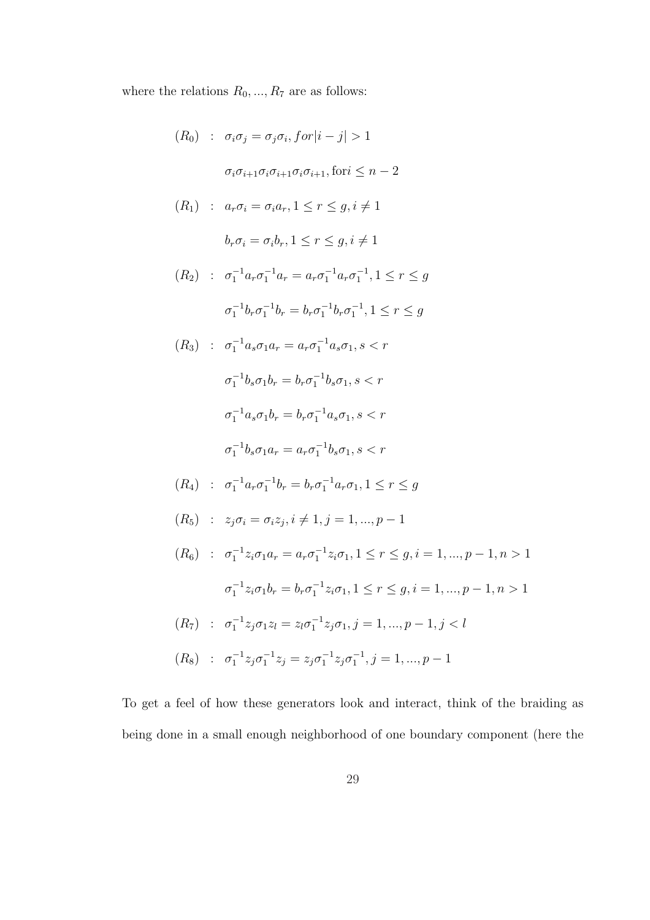where the relations $R_0, ..., R_7$ are as follows:

$$
\begin{aligned}
(R_0) \quad &: \quad \sigma_i\sigma_j = \sigma_j\sigma_i, for|i-j| > 1 \\
&\quad\quad \sigma_i\sigma_{i+1}\sigma_i\sigma_{i+1}\sigma_i\sigma_{i+1}, \text{for} i \leq n-2 \\
(R_1) \quad &: \quad a_r\sigma_i = \sigma_i a_r, 1 \leq r \leq g, i \neq 1 \\
&\quad\quad b_r\sigma_i = \sigma_i b_r, 1 \leq r \leq g, i \neq 1 \\
(R_2) \quad &: \quad \sigma_1^{-1}a_r\sigma_1^{-1}a_r = a_r\sigma_1^{-1}a_r\sigma_1^{-1}, 1 \leq r \leq g \\
&\quad\quad \sigma_1^{-1}b_r\sigma_1^{-1}b_r = b_r\sigma_1^{-1}b_r\sigma_1^{-1}, 1 \leq r \leq g \\
(R_3) \quad &: \quad \sigma_1^{-1}a_s\sigma_1 a_r = a_r\sigma_1^{-1}a_s\sigma_1, s < r \\
&\quad\quad \sigma_1^{-1}b_s\sigma_1 b_r = b_r\sigma_1^{-1}b_s\sigma_1, s < r \\
&\quad\quad \sigma_1^{-1}a_s\sigma_1 b_r = b_r\sigma_1^{-1}a_s\sigma_1, s < r \\
&\quad\quad \sigma_1^{-1}b_s\sigma_1 a_r = a_r\sigma_1^{-1}b_s\sigma_1, s < r \\
(R_4) \quad &: \quad \sigma_1^{-1}a_r\sigma_1^{-1}b_r = b_r\sigma_1^{-1}a_r\sigma_1, 1 \leq r \leq g \\
(R_5) \quad &: \quad z_j\sigma_i = \sigma_i z_j, i \neq 1, j = 1, ..., p-1 \\
(R_6) \quad &: \quad \sigma_1^{-1}z_i\sigma_1 a_r = a_r\sigma_1^{-1}z_i\sigma_1, 1 \leq r \leq g, i = 1, ..., p-1, n > 1 \\
&\quad\quad \sigma_1^{-1}z_i\sigma_1 b_r = b_r\sigma_1^{-1}z_i\sigma_1, 1 \leq r \leq g, i = 1, ..., p-1, n > 1 \\
(R_7) \quad &: \quad \sigma_1^{-1}z_j\sigma_1 z_l = z_l\sigma_1^{-1}z_j\sigma_1, j = 1, ..., p-1, j < l \\
(R_8) \quad &: \quad \sigma_1^{-1}z_j\sigma_1^{-1}z_j = z_j\sigma_1^{-1}z_j\sigma_1^{-1}, j = 1, ..., p-1
\end{aligned}
$$

To get a feel of how these generators look and interact, think of the braiding as being done in a small enough neighborhood of one boundary component (here the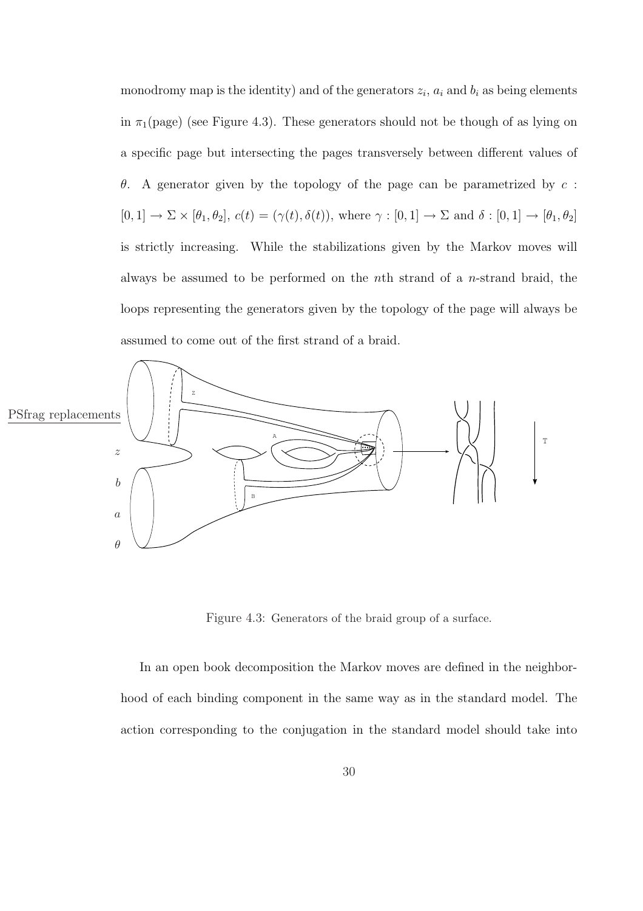monodromy map is the identity) and of the generators $z_i$, $a_i$ and $b_i$ as being elements in $\pi_1(\text{page})$ (see Figure 4.3). These generators should not be though of as lying on a specific page but intersecting the pages transversely between different values of $\theta$. A generator given by the topology of the page can be parametrized by $c : [0,1] \to \Sigma \times [\theta_1, \theta_2]$, $c(t) = (\gamma(t), \delta(t))$, where $\gamma : [0,1] \to \Sigma$ and $\delta : [0,1] \to [\theta_1, \theta_2]$ is strictly increasing. While the stabilizations given by the Markov moves will always be assumed to be performed on the $n$th strand of a $n$-strand braid, the loops representing the generators given by the topology of the page will always be assumed to come out of the first strand of a braid.

Figure 4.3: Generators of the braid group of a surface.

In an open book decomposition the Markov moves are defined in the neighborhood of each binding component in the same way as in the standard model. The action corresponding to the conjugation in the standard model should take into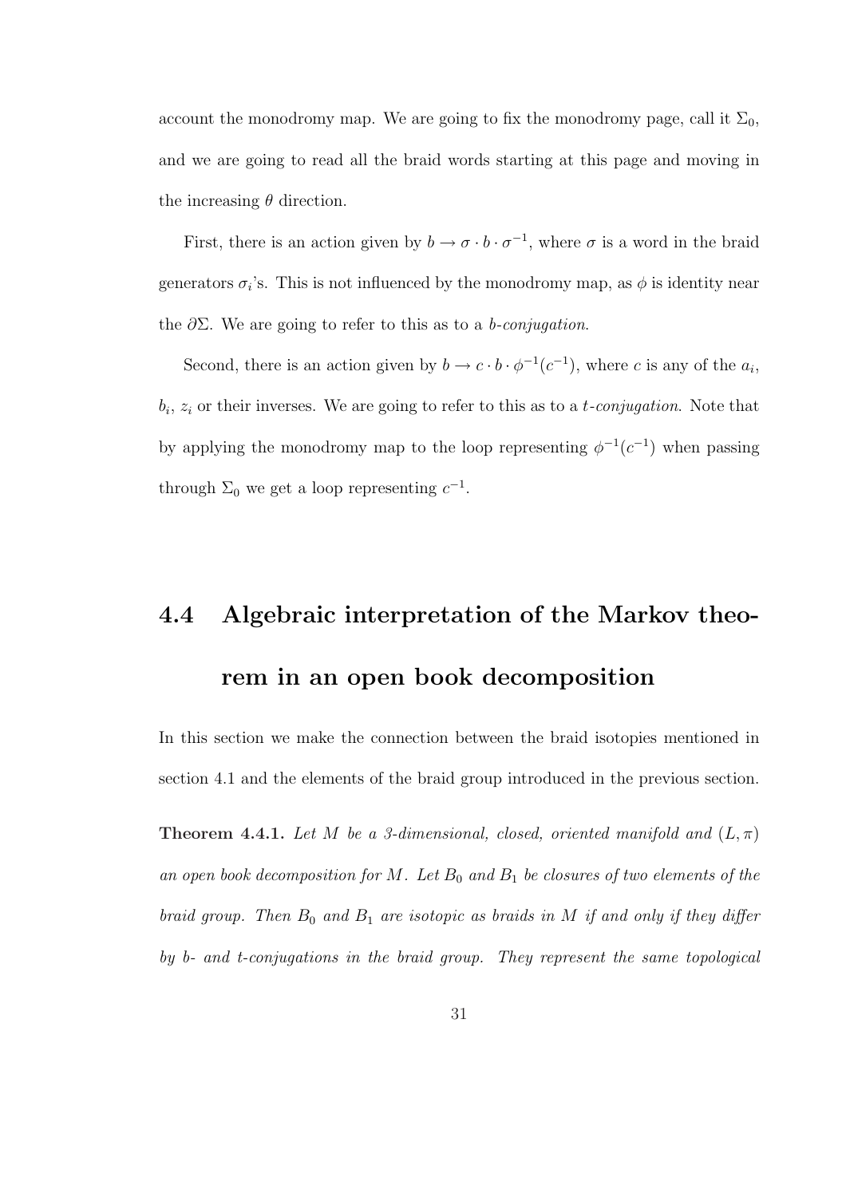account the monodromy map. We are going to fix the monodromy page, call it $\Sigma_0$, and we are going to read all the braid words starting at this page and moving in the increasing $\theta$ direction.

First, there is an action given by $b \to \sigma \cdot b \cdot \sigma^{-1}$, where $\sigma$ is a word in the braid generators $\sigma_i$'s. This is not influenced by the monodromy map, as $\phi$ is identity near the $\partial\Sigma$. We are going to refer to this as to a *b-conjugation*.

Second, there is an action given by $b \to c \cdot b \cdot \phi^{-1}(c^{-1})$, where $c$ is any of the $a_i$, $b_i$, $z_i$ or their inverses. We are going to refer to this as to a *t-conjugation*. Note that by applying the monodromy map to the loop representing $\phi^{-1}(c^{-1})$ when passing through $\Sigma_0$ we get a loop representing $c^{-1}$.

## 4.4 Algebraic interpretation of the Markov theorem in an open book decomposition

In this section we make the connection between the braid isotopies mentioned in section 4.1 and the elements of the braid group introduced in the previous section.

**Theorem 4.4.1.** *Let $M$ be a 3-dimensional, closed, oriented manifold and $(L, \pi)$ an open book decomposition for $M$. Let $B_0$ and $B_1$ be closures of two elements of the braid group. Then $B_0$ and $B_1$ are isotopic as braids in $M$ if and only if they differ by b- and t-conjugations in the braid group. They represent the same topological*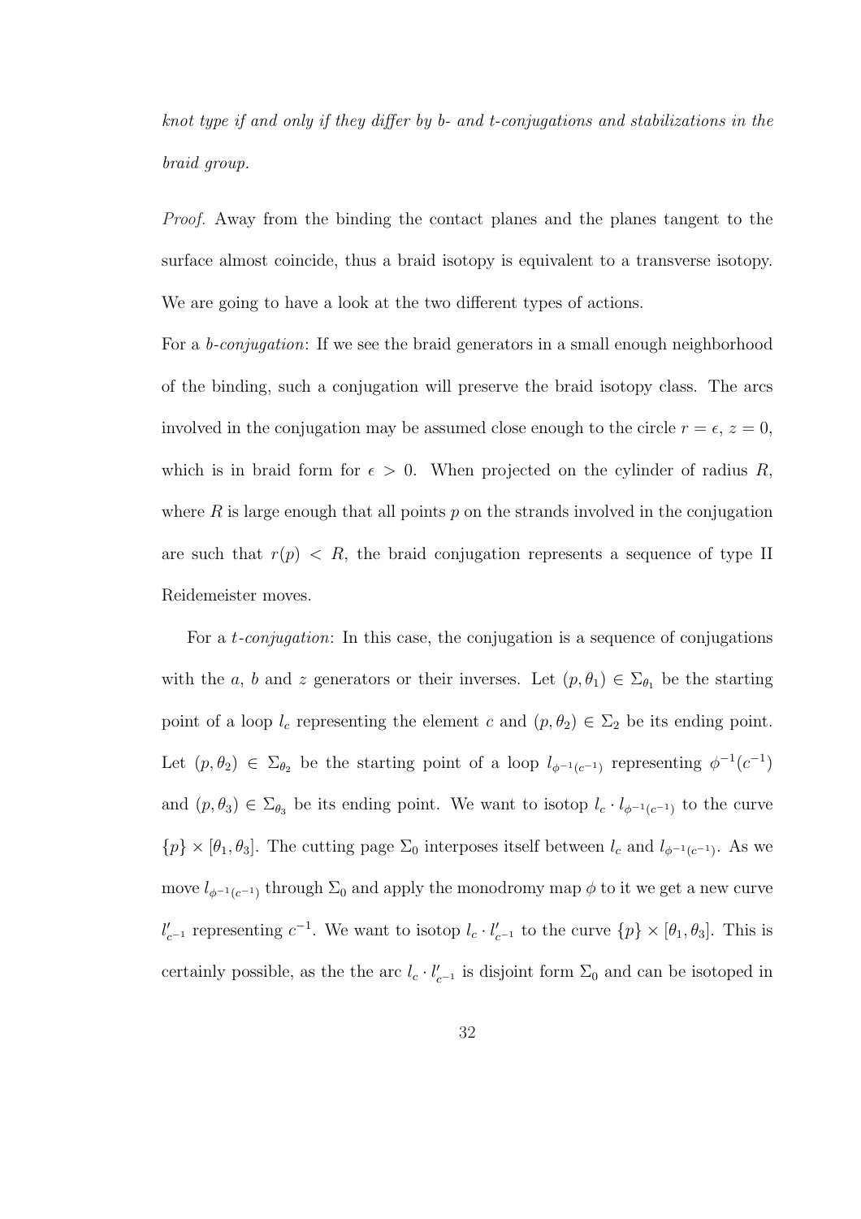*knot type if and only if they differ by b- and t-conjugations and stabilizations in the braid group.*

*Proof.* Away from the binding the contact planes and the planes tangent to the surface almost coincide, thus a braid isotopy is equivalent to a transverse isotopy. We are going to have a look at the two different types of actions.

For a *b-conjugation*: If we see the braid generators in a small enough neighborhood of the binding, such a conjugation will preserve the braid isotopy class. The arcs involved in the conjugation may be assumed close enough to the circle $r = \epsilon$, $z = 0$, which is in braid form for $\epsilon > 0$. When projected on the cylinder of radius $R$, where $R$ is large enough that all points $p$ on the strands involved in the conjugation are such that $r(p) < R$, the braid conjugation represents a sequence of type II Reidemeister moves.

For a *t-conjugation*: In this case, the conjugation is a sequence of conjugations with the $a$, $b$ and $z$ generators or their inverses. Let $(p, \theta_1) \in \Sigma_{\theta_1}$ be the starting point of a loop $l_c$ representing the element $c$ and $(p, \theta_2) \in \Sigma_2$ be its ending point. Let $(p, \theta_2) \in \Sigma_{\theta_2}$ be the starting point of a loop $l_{\phi^{-1}(c^{-1})}$ representing $\phi^{-1}(c^{-1})$ and $(p, \theta_3) \in \Sigma_{\theta_3}$ be its ending point. We want to isotop $l_c \cdot l_{\phi^{-1}(c^{-1})}$ to the curve $\{p\} \times [\theta_1, \theta_3]$. The cutting page $\Sigma_0$ interposes itself between $l_c$ and $l_{\phi^{-1}(c^{-1})}$. As we move $l_{\phi^{-1}(c^{-1})}$ through $\Sigma_0$ and apply the monodromy map $\phi$ to it we get a new curve $l'_{c^{-1}}$ representing $c^{-1}$. We want to isotop $l_c \cdot l'_{c^{-1}}$ to the curve $\{p\} \times [\theta_1, \theta_3]$. This is certainly possible, as the the arc $l_c \cdot l'_{c^{-1}}$ is disjoint form $\Sigma_0$ and can be isotoped in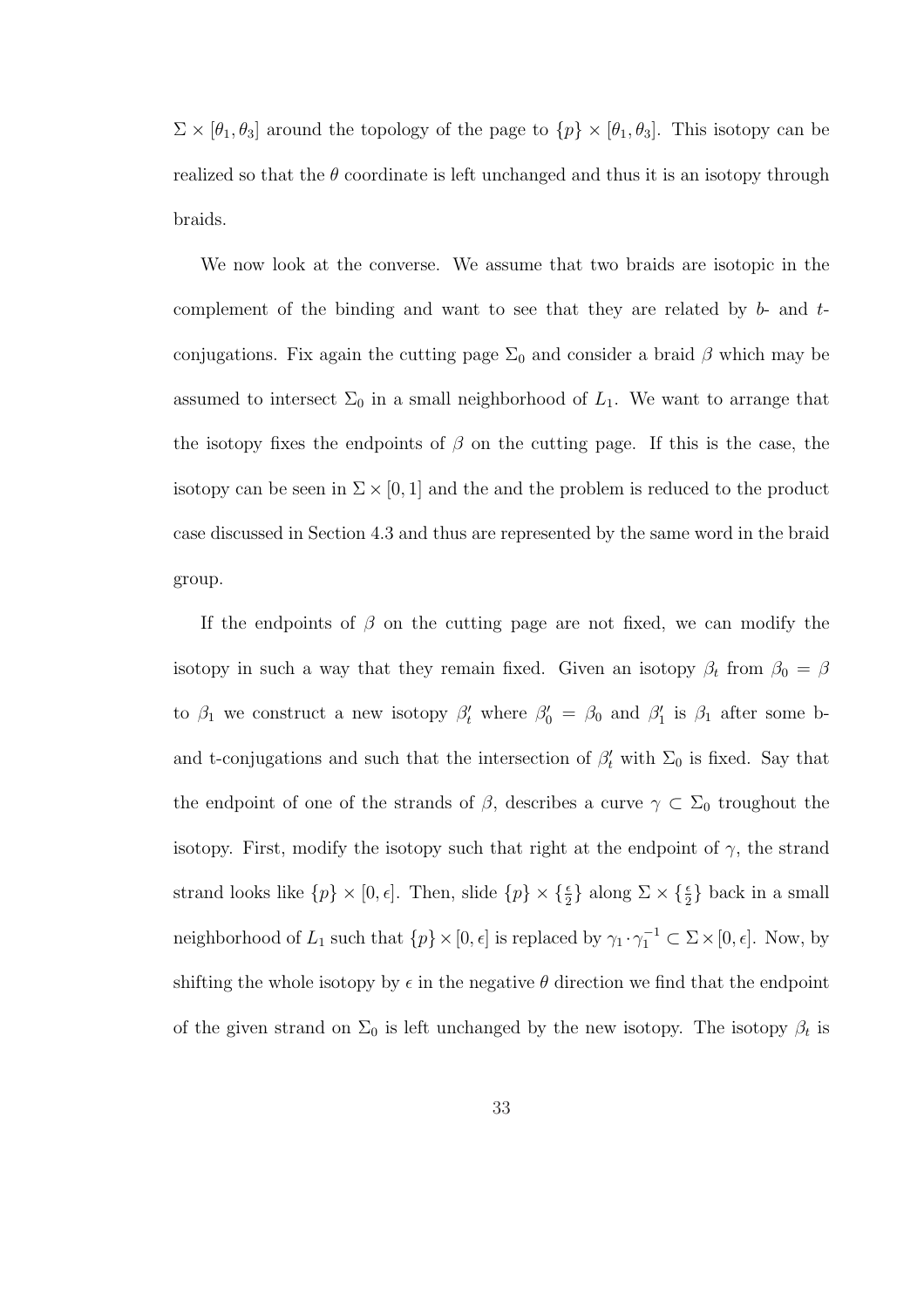$\Sigma \times [\theta_1, \theta_3]$ around the topology of the page to $\{p\} \times [\theta_1, \theta_3]$. This isotopy can be realized so that the $\theta$ coordinate is left unchanged and thus it is an isotopy through braids.

We now look at the converse. We assume that two braids are isotopic in the complement of the binding and want to see that they are related by $b$- and $t$-conjugations. Fix again the cutting page $\Sigma_0$ and consider a braid $\beta$ which may be assumed to intersect $\Sigma_0$ in a small neighborhood of $L_1$. We want to arrange that the isotopy fixes the endpoints of $\beta$ on the cutting page. If this is the case, the isotopy can be seen in $\Sigma \times [0, 1]$ and the and the problem is reduced to the product case discussed in Section 4.3 and thus are represented by the same word in the braid group.

If the endpoints of $\beta$ on the cutting page are not fixed, we can modify the isotopy in such a way that they remain fixed. Given an isotopy $\beta_t$ from $\beta_0 = \beta$ to $\beta_1$ we construct a new isotopy $\beta'_t$ where $\beta'_0 = \beta_0$ and $\beta'_1$ is $\beta_1$ after some b- and t-conjugations and such that the intersection of $\beta'_t$ with $\Sigma_0$ is fixed. Say that the endpoint of one of the strands of $\beta$, describes a curve $\gamma \subset \Sigma_0$ troughout the isotopy. First, modify the isotopy such that right at the endpoint of $\gamma$, the strand strand looks like $\{p\} \times [0, \epsilon]$. Then, slide $\{p\} \times \{\frac{\epsilon}{2}\}$ along $\Sigma \times \{\frac{\epsilon}{2}\}$ back in a small neighborhood of $L_1$ such that $\{p\} \times [0, \epsilon]$ is replaced by $\gamma_1 \cdot \gamma_1^{-1} \subset \Sigma \times [0, \epsilon]$. Now, by shifting the whole isotopy by $\epsilon$ in the negative $\theta$ direction we find that the endpoint of the given strand on $\Sigma_0$ is left unchanged by the new isotopy. The isotopy $\beta_t$ is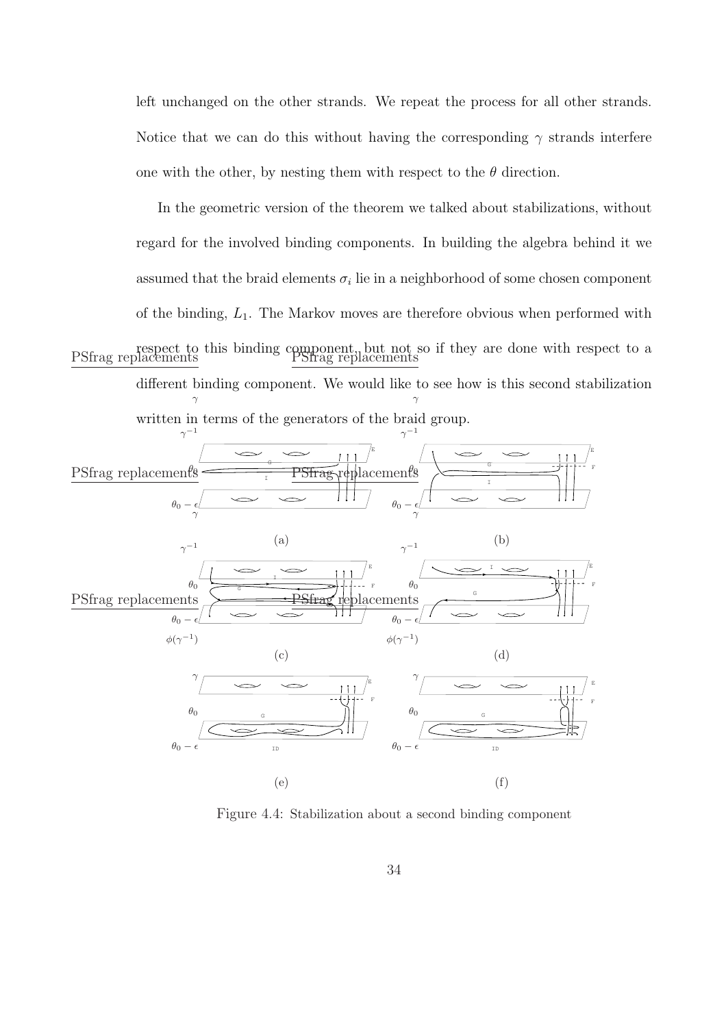left unchanged on the other strands. We repeat the process for all other strands. Notice that we can do this without having the corresponding $\gamma$ strands interfere one with the other, by nesting them with respect to the $\theta$ direction.

In the geometric version of the theorem we talked about stabilizations, without regard for the involved binding components. In building the algebra behind it we assumed that the braid elements $\sigma_i$ lie in a neighborhood of some chosen component of the binding, $L_1$. The Markov moves are therefore obvious when performed with respect to this binding component, but not so if they are done with respect to a different binding component. We would like to see how is this second stabilization written in terms of the generators of the braid group.

Figure 4.4: Stabilization about a second binding component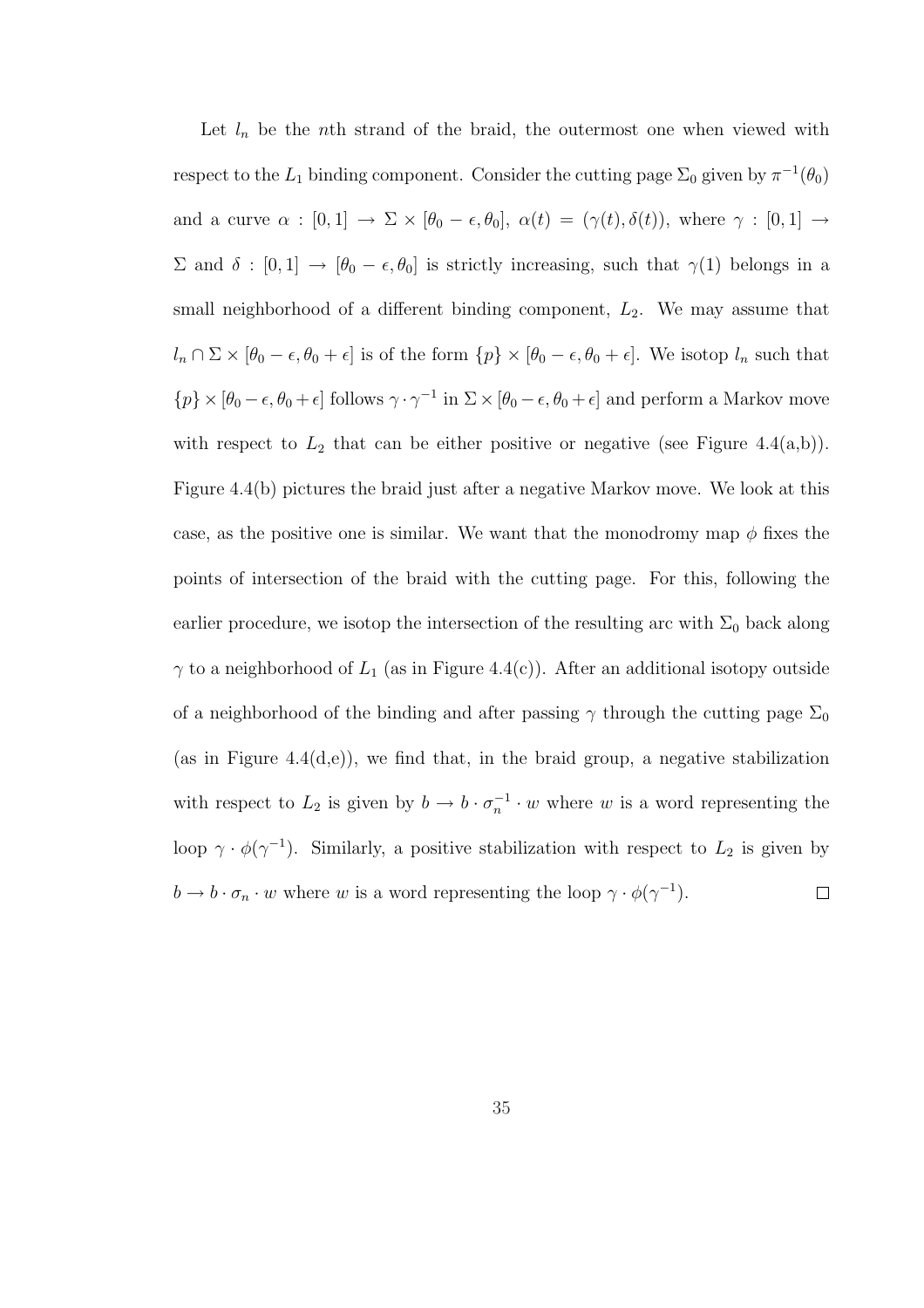Let $l_n$ be the $n$th strand of the braid, the outermost one when viewed with respect to the $L_1$ binding component. Consider the cutting page $\Sigma_0$ given by $\pi^{-1}(\theta_0)$ and a curve $\alpha : [0,1] \to \Sigma \times [\theta_0 - \epsilon, \theta_0]$, $\alpha(t) = (\gamma(t), \delta(t))$, where $\gamma : [0,1] \to \Sigma$ and $\delta : [0,1] \to [\theta_0 - \epsilon, \theta_0]$ is strictly increasing, such that $\gamma(1)$ belongs in a small neighborhood of a different binding component, $L_2$. We may assume that $l_n \cap \Sigma \times [\theta_0 - \epsilon, \theta_0 + \epsilon]$ is of the form $\{p\} \times [\theta_0 - \epsilon, \theta_0 + \epsilon]$. We isotop $l_n$ such that $\{p\} \times [\theta_0 - \epsilon, \theta_0 + \epsilon]$ follows $\gamma \cdot \gamma^{-1}$ in $\Sigma \times [\theta_0 - \epsilon, \theta_0 + \epsilon]$ and perform a Markov move with respect to $L_2$ that can be either positive or negative (see Figure 4.4(a,b)). Figure 4.4(b) pictures the braid just after a negative Markov move. We look at this case, as the positive one is similar. We want that the monodromy map $\phi$ fixes the points of intersection of the braid with the cutting page. For this, following the earlier procedure, we isotop the intersection of the resulting arc with $\Sigma_0$ back along $\gamma$ to a neighborhood of $L_1$ (as in Figure 4.4(c)). After an additional isotopy outside of a neighborhood of the binding and after passing $\gamma$ through the cutting page $\Sigma_0$ (as in Figure 4.4(d,e)), we find that, in the braid group, a negative stabilization with respect to $L_2$ is given by $b \to b \cdot \sigma_n^{-1} \cdot w$ where $w$ is a word representing the loop $\gamma \cdot \phi(\gamma^{-1})$. Similarly, a positive stabilization with respect to $L_2$ is given by $b \to b \cdot \sigma_n \cdot w$ where $w$ is a word representing the loop $\gamma \cdot \phi(\gamma^{-1})$. □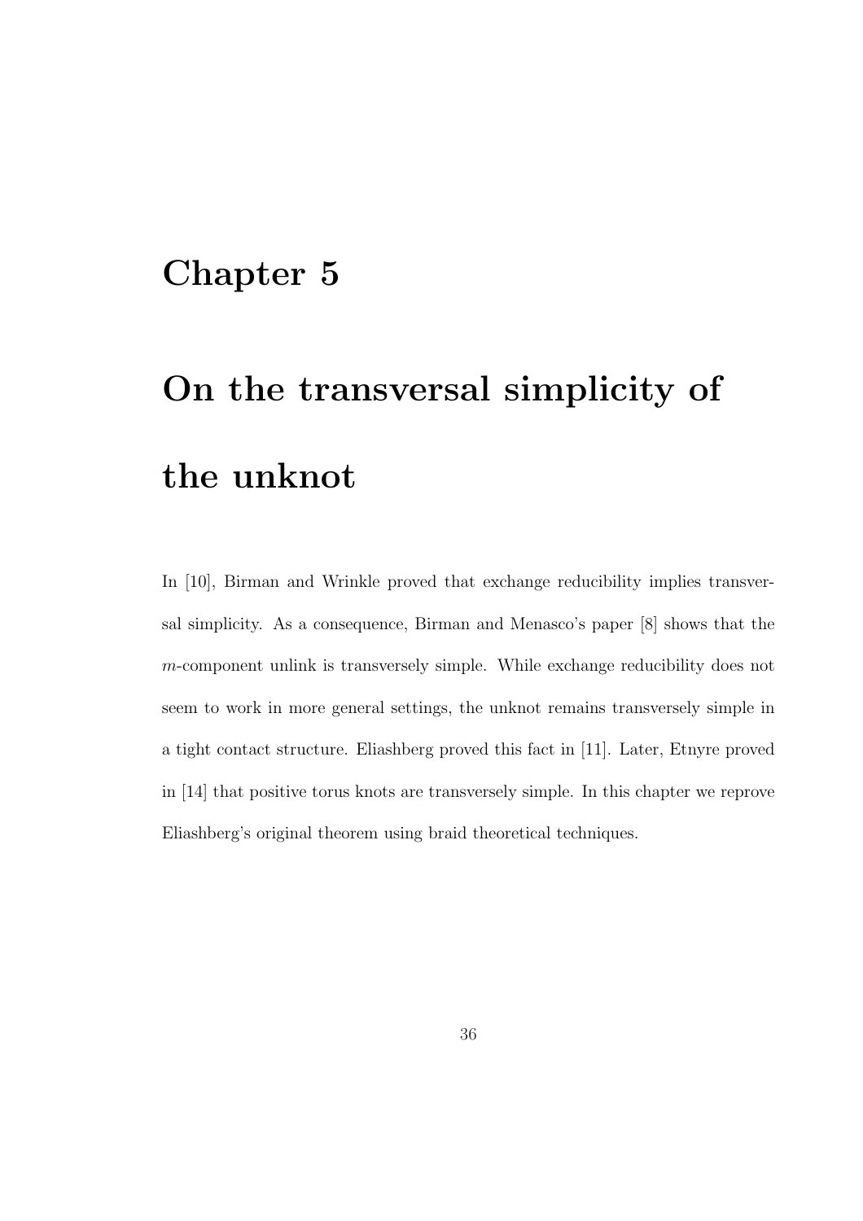# Chapter 5

# On the transversal simplicity of the unknot

In [10], Birman and Wrinkle proved that exchange reducibility implies transversal simplicity. As a consequence, Birman and Menasco's paper [8] shows that the $m$-component unlink is transversely simple. While exchange reducibility does not seem to work in more general settings, the unknot remains transversely simple in a tight contact structure. Eliashberg proved this fact in [11]. Later, Etnyre proved in [14] that positive torus knots are transversely simple. In this chapter we reprove Eliashberg's original theorem using braid theoretical techniques.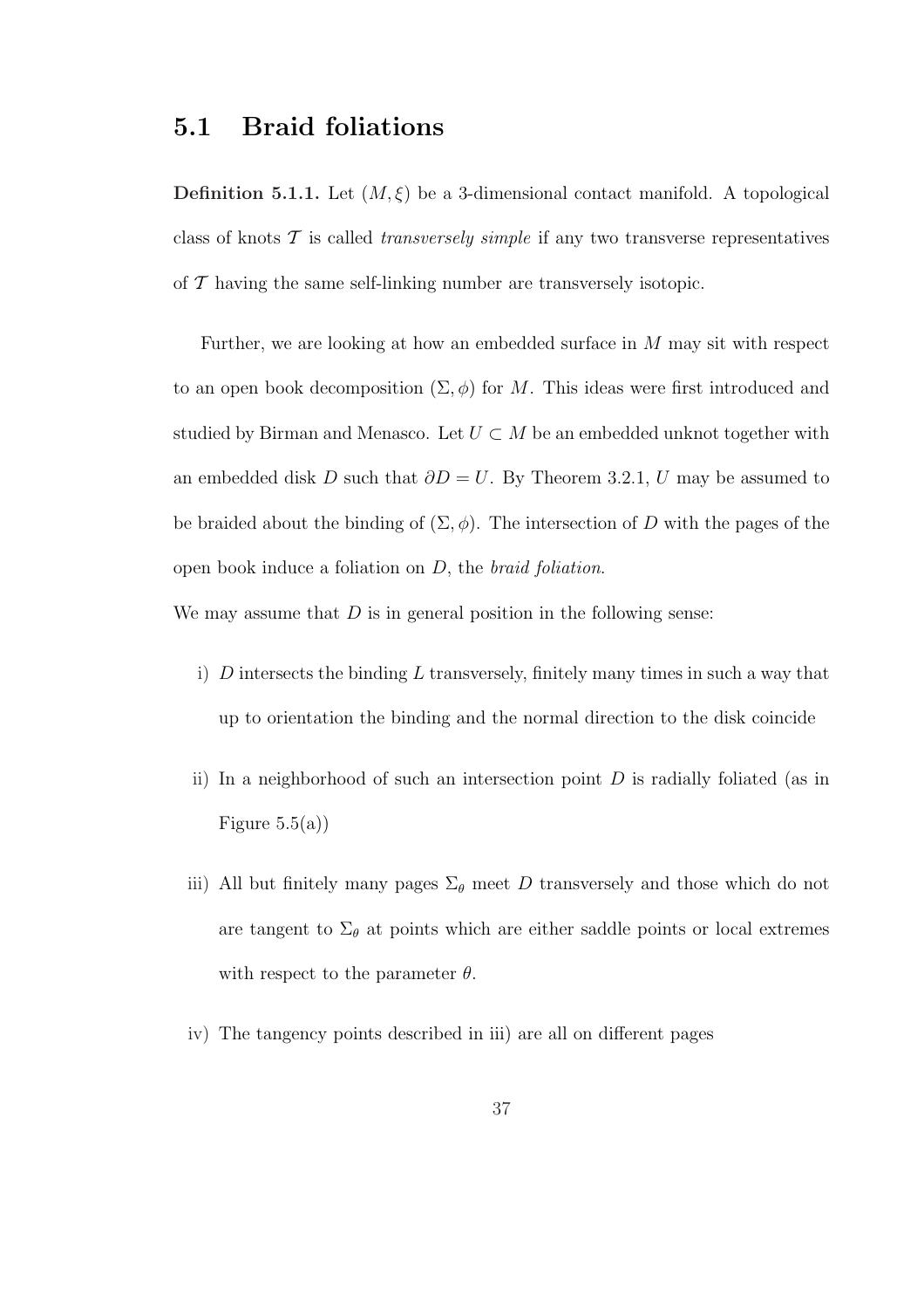## 5.1 Braid foliations

**Definition 5.1.1.** Let $(M, \xi)$ be a 3-dimensional contact manifold. A topological class of knots $\mathcal{T}$ is called *transversely simple* if any two transverse representatives of $\mathcal{T}$ having the same self-linking number are transversely isotopic.

Further, we are looking at how an embedded surface in $M$ may sit with respect to an open book decomposition $(\Sigma, \phi)$ for $M$. This ideas were first introduced and studied by Birman and Menasco. Let $U \subset M$ be an embedded unknot together with an embedded disk $D$ such that $\partial D = U$. By Theorem 3.2.1, $U$ may be assumed to be braided about the binding of $(\Sigma, \phi)$. The intersection of $D$ with the pages of the open book induce a foliation on $D$, the *braid foliation*.

We may assume that $D$ is in general position in the following sense:

i) $D$ intersects the binding $L$ transversely, finitely many times in such a way that up to orientation the binding and the normal direction to the disk coincide

ii) In a neighborhood of such an intersection point $D$ is radially foliated (as in Figure 5.5(a))

iii) All but finitely many pages $\Sigma_\theta$ meet $D$ transversely and those which do not are tangent to $\Sigma_\theta$ at points which are either saddle points or local extremes with respect to the parameter $\theta$.

iv) The tangency points described in iii) are all on different pages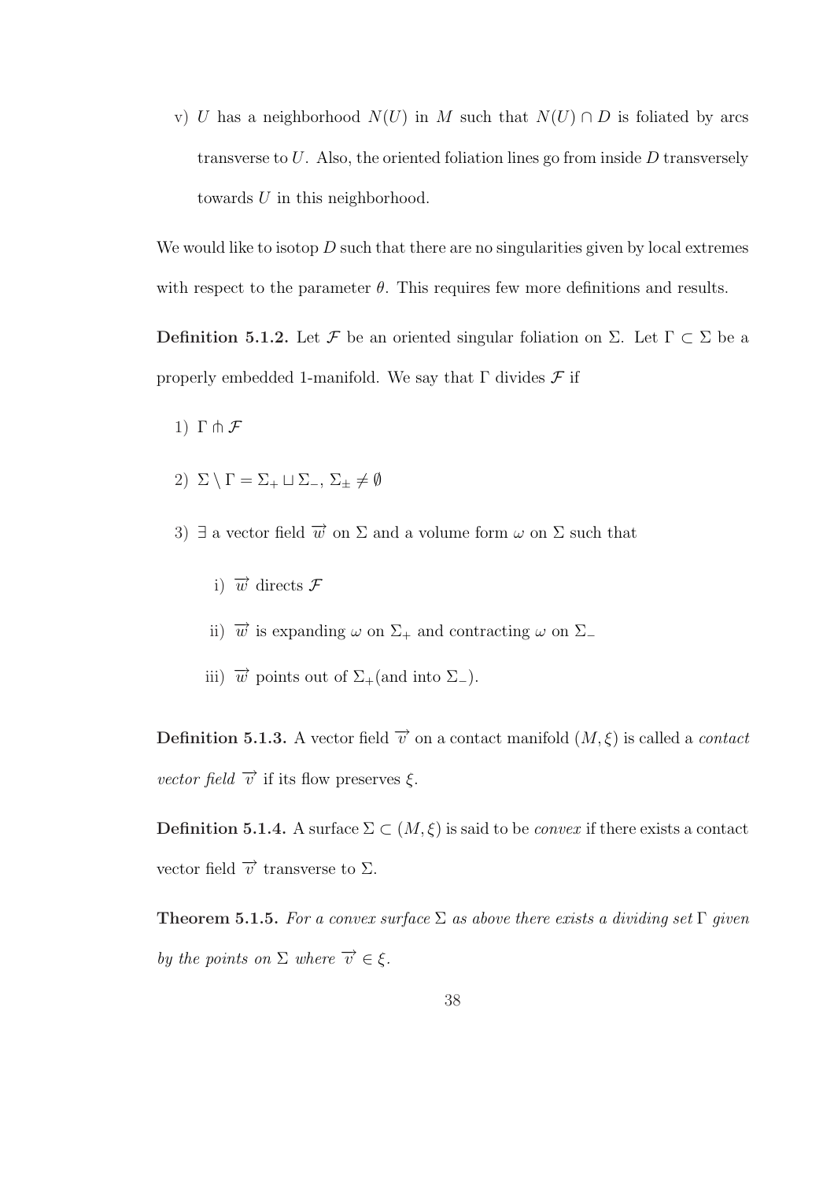v) $U$ has a neighborhood $N(U)$ in $M$ such that $N(U) \cap D$ is foliated by arcs transverse to $U$. Also, the oriented foliation lines go from inside $D$ transversely towards $U$ in this neighborhood.

We would like to isotop $D$ such that there are no singularities given by local extremes with respect to the parameter $\theta$. This requires few more definitions and results.

**Definition 5.1.2.** Let $\mathcal{F}$ be an oriented singular foliation on $\Sigma$. Let $\Gamma \subset \Sigma$ be a properly embedded 1-manifold. We say that $\Gamma$ divides $\mathcal{F}$ if

1) $\Gamma \pitchfork \mathcal{F}$

2) $\Sigma \setminus \Gamma = \Sigma_+ \sqcup \Sigma_-$, $\Sigma_\pm \neq \emptyset$

3) $\exists$ a vector field $\overrightarrow{w}$ on $\Sigma$ and a volume form $\omega$ on $\Sigma$ such that

   i) $\overrightarrow{w}$ directs $\mathcal{F}$

   ii) $\overrightarrow{w}$ is expanding $\omega$ on $\Sigma_+$ and contracting $\omega$ on $\Sigma_-$

   iii) $\overrightarrow{w}$ points out of $\Sigma_+$(and into $\Sigma_-$).

**Definition 5.1.3.** A vector field $\overrightarrow{v}$ on a contact manifold $(M, \xi)$ is called a *contact vector field* $\overrightarrow{v}$ if its flow preserves $\xi$.

**Definition 5.1.4.** A surface $\Sigma \subset (M, \xi)$ is said to be *convex* if there exists a contact vector field $\overrightarrow{v}$ transverse to $\Sigma$.

**Theorem 5.1.5.** *For a convex surface $\Sigma$ as above there exists a dividing set $\Gamma$ given by the points on $\Sigma$ where $\overrightarrow{v} \in \xi$.*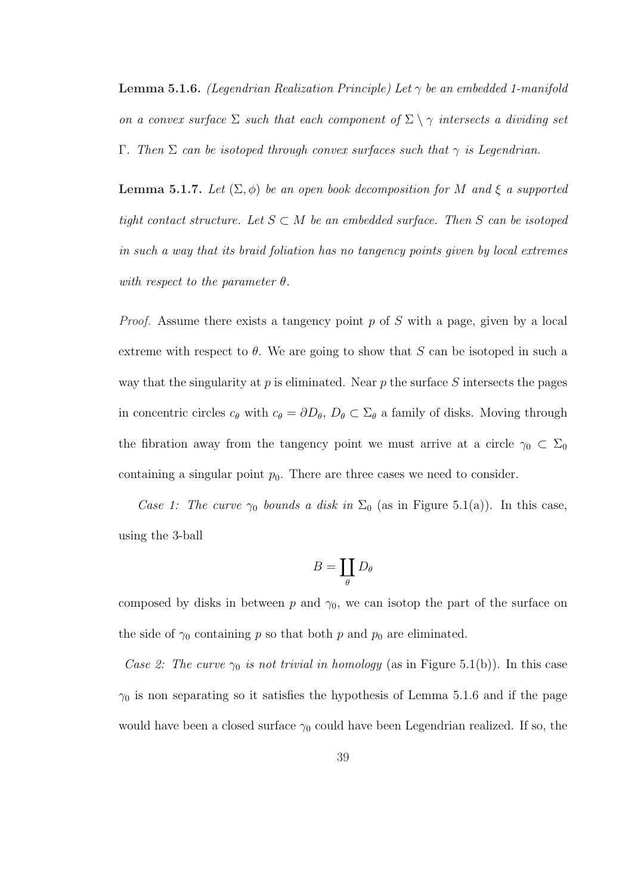**Lemma 5.1.6.** *(Legendrian Realization Principle) Let $\gamma$ be an embedded 1-manifold on a convex surface $\Sigma$ such that each component of $\Sigma \setminus \gamma$ intersects a dividing set $\Gamma$. Then $\Sigma$ can be isotoped through convex surfaces such that $\gamma$ is Legendrian.*

**Lemma 5.1.7.** *Let $(\Sigma, \phi)$ be an open book decomposition for $M$ and $\xi$ a supported tight contact structure. Let $S \subset M$ be an embedded surface. Then $S$ can be isotoped in such a way that its braid foliation has no tangency points given by local extremes with respect to the parameter $\theta$.*

*Proof.* Assume there exists a tangency point $p$ of $S$ with a page, given by a local extreme with respect to $\theta$. We are going to show that $S$ can be isotoped in such a way that the singularity at $p$ is eliminated. Near $p$ the surface $S$ intersects the pages in concentric circles $c_\theta$ with $c_\theta = \partial D_\theta$, $D_\theta \subset \Sigma_\theta$ a family of disks. Moving through the fibration away from the tangency point we must arrive at a circle $\gamma_0 \subset \Sigma_0$ containing a singular point $p_0$. There are three cases we need to consider.

*Case 1: The curve $\gamma_0$ bounds a disk in $\Sigma_0$* (as in Figure 5.1(a)). In this case, using the 3-ball

$$B = \coprod_\theta D_\theta$$

composed by disks in between $p$ and $\gamma_0$, we can isotop the part of the surface on the side of $\gamma_0$ containing $p$ so that both $p$ and $p_0$ are eliminated.

*Case 2: The curve $\gamma_0$ is not trivial in homology* (as in Figure 5.1(b)). In this case $\gamma_0$ is non separating so it satisfies the hypothesis of Lemma 5.1.6 and if the page would have been a closed surface $\gamma_0$ could have been Legendrian realized. If so, the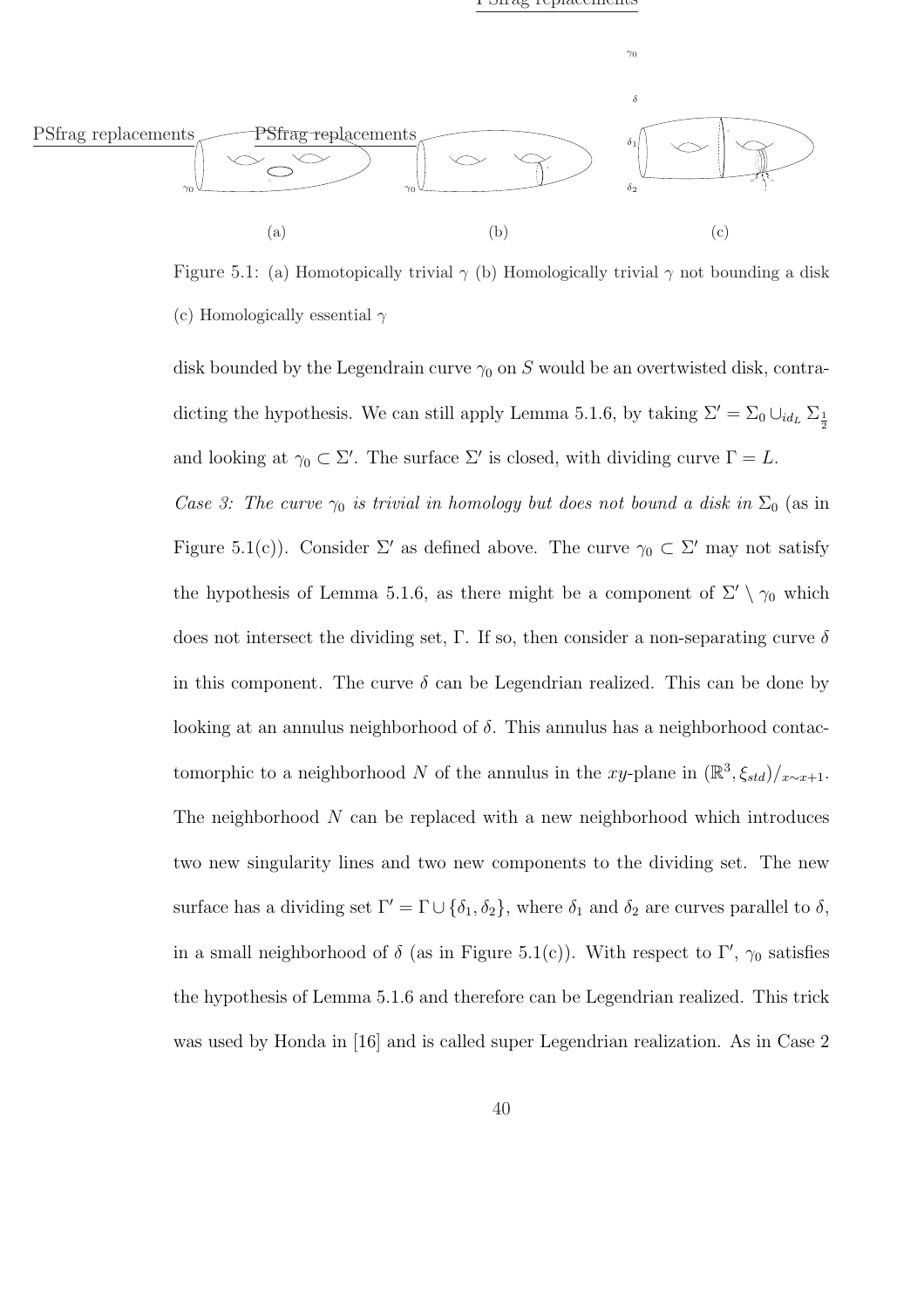Figure 5.1: (a) Homotopically trivial $\gamma$ (b) Homologically trivial $\gamma$ not bounding a disk (c) Homologically essential $\gamma$

disk bounded by the Legendrain curve $\gamma_0$ on $S$ would be an overtwisted disk, contradicting the hypothesis. We can still apply Lemma 5.1.6, by taking $\Sigma' = \Sigma_0 \cup_{id_L} \Sigma_{\frac{1}{2}}$ and looking at $\gamma_0 \subset \Sigma'$. The surface $\Sigma'$ is closed, with dividing curve $\Gamma = L$.

*Case 3: The curve $\gamma_0$ is trivial in homology but does not bound a disk in $\Sigma_0$* (as in Figure 5.1(c)). Consider $\Sigma'$ as defined above. The curve $\gamma_0 \subset \Sigma'$ may not satisfy the hypothesis of Lemma 5.1.6, as there might be a component of $\Sigma' \setminus \gamma_0$ which does not intersect the dividing set, $\Gamma$. If so, then consider a non-separating curve $\delta$ in this component. The curve $\delta$ can be Legendrian realized. This can be done by looking at an annulus neighborhood of $\delta$. This annulus has a neighborhood contactomorphic to a neighborhood $N$ of the annulus in the $xy$-plane in $(\mathbb{R}^3, \xi_{std})/_{x\sim x+1}$. The neighborhood $N$ can be replaced with a new neighborhood which introduces two new singularity lines and two new components to the dividing set. The new surface has a dividing set $\Gamma' = \Gamma \cup \{\delta_1, \delta_2\}$, where $\delta_1$ and $\delta_2$ are curves parallel to $\delta$, in a small neighborhood of $\delta$ (as in Figure 5.1(c)). With respect to $\Gamma'$, $\gamma_0$ satisfies the hypothesis of Lemma 5.1.6 and therefore can be Legendrian realized. This trick was used by Honda in [16] and is called super Legendrian realization. As in Case 2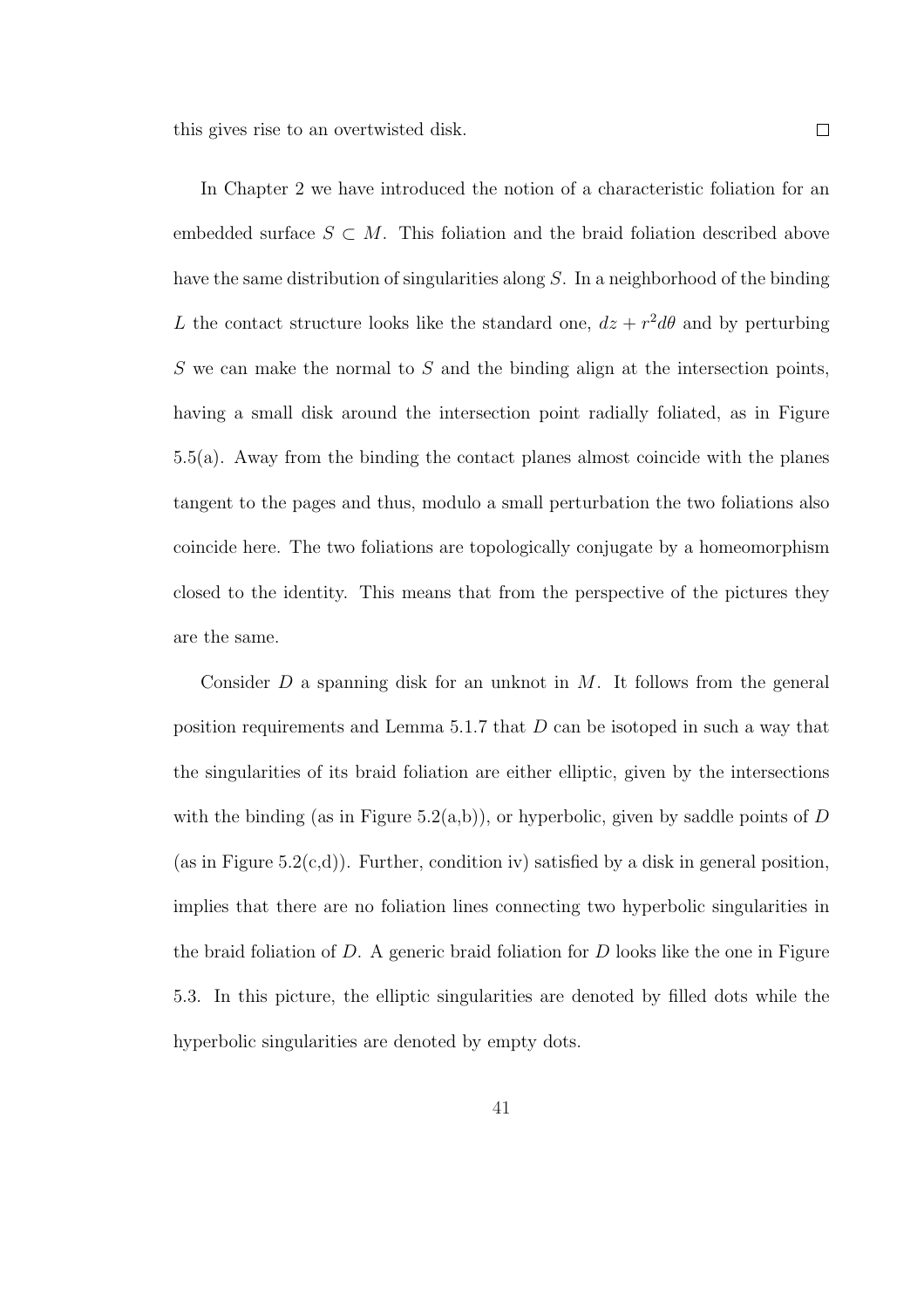this gives rise to an overtwisted disk. □

In Chapter 2 we have introduced the notion of a characteristic foliation for an embedded surface $S \subset M$. This foliation and the braid foliation described above have the same distribution of singularities along $S$. In a neighborhood of the binding $L$ the contact structure looks like the standard one, $dz + r^2 d\theta$ and by perturbing $S$ we can make the normal to $S$ and the binding align at the intersection points, having a small disk around the intersection point radially foliated, as in Figure 5.5(a). Away from the binding the contact planes almost coincide with the planes tangent to the pages and thus, modulo a small perturbation the two foliations also coincide here. The two foliations are topologically conjugate by a homeomorphism closed to the identity. This means that from the perspective of the pictures they are the same.

Consider $D$ a spanning disk for an unknot in $M$. It follows from the general position requirements and Lemma 5.1.7 that $D$ can be isotoped in such a way that the singularities of its braid foliation are either elliptic, given by the intersections with the binding (as in Figure 5.2(a,b)), or hyperbolic, given by saddle points of $D$ (as in Figure 5.2(c,d)). Further, condition iv) satisfied by a disk in general position, implies that there are no foliation lines connecting two hyperbolic singularities in the braid foliation of $D$. A generic braid foliation for $D$ looks like the one in Figure 5.3. In this picture, the elliptic singularities are denoted by filled dots while the hyperbolic singularities are denoted by empty dots.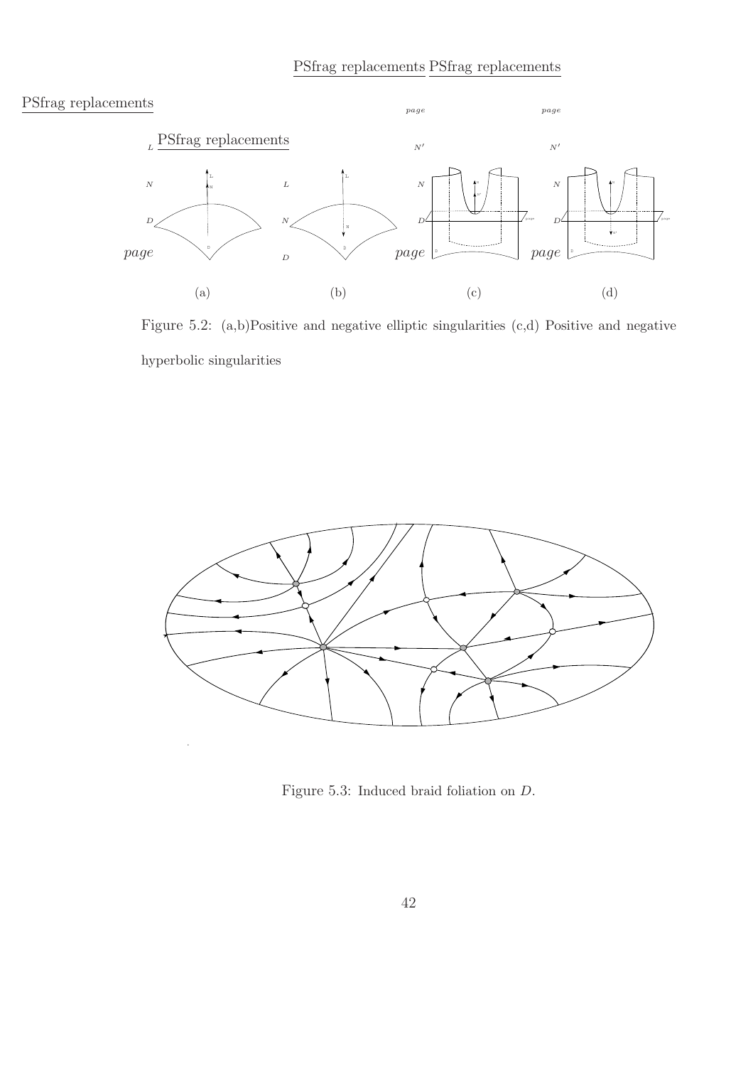Figure 5.2: (a,b)Positive and negative elliptic singularities (c,d) Positive and negative hyperbolic singularities

Figure 5.3: Induced braid foliation on $D$.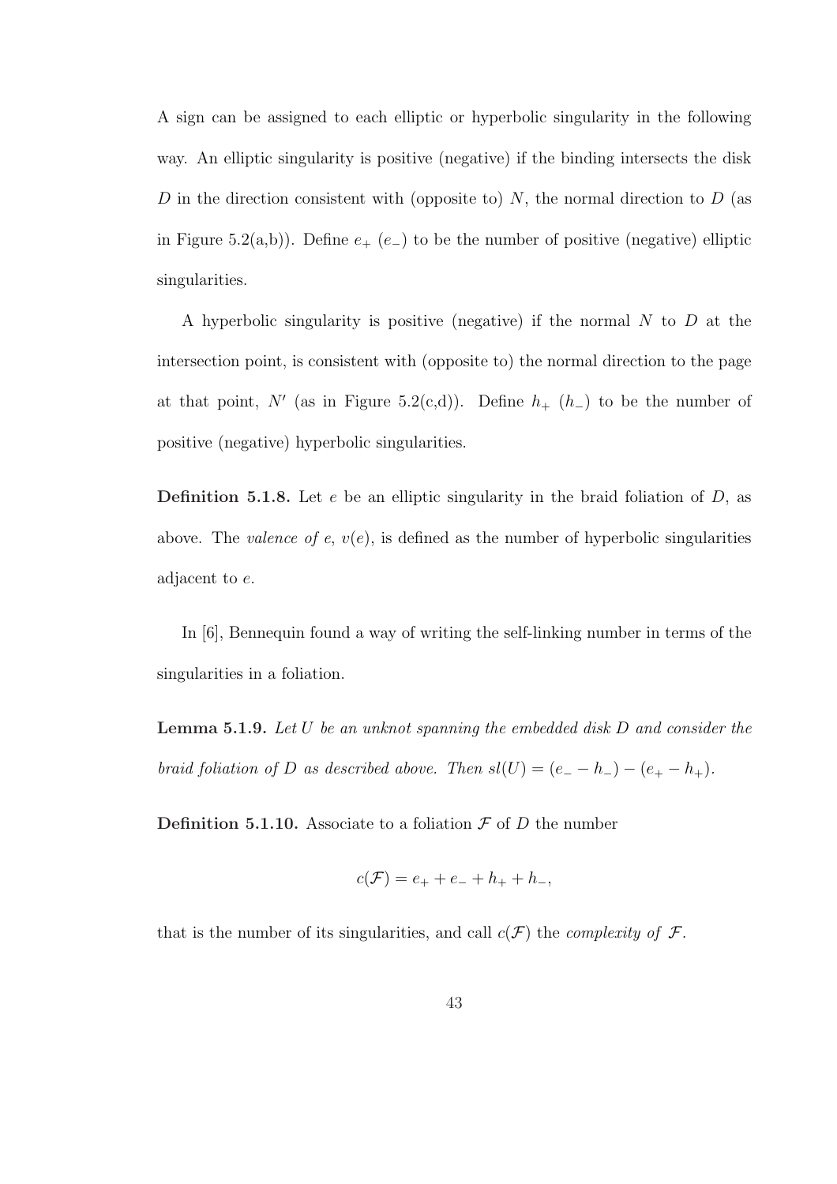A sign can be assigned to each elliptic or hyperbolic singularity in the following way. An elliptic singularity is positive (negative) if the binding intersects the disk $D$ in the direction consistent with (opposite to) $N$, the normal direction to $D$ (as in Figure 5.2(a,b)). Define $e_+$ ($e_-$) to be the number of positive (negative) elliptic singularities.

A hyperbolic singularity is positive (negative) if the normal $N$ to $D$ at the intersection point, is consistent with (opposite to) the normal direction to the page at that point, $N'$ (as in Figure 5.2(c,d)). Define $h_+$ ($h_-$) to be the number of positive (negative) hyperbolic singularities.

**Definition 5.1.8.** Let $e$ be an elliptic singularity in the braid foliation of $D$, as above. The *valence of* $e$, $v(e)$, is defined as the number of hyperbolic singularities adjacent to $e$.

In [6], Bennequin found a way of writing the self-linking number in terms of the singularities in a foliation.

**Lemma 5.1.9.** *Let $U$ be an unknot spanning the embedded disk $D$ and consider the braid foliation of $D$ as described above. Then $sl(U) = (e_- - h_-) - (e_+ - h_+)$.*

**Definition 5.1.10.** Associate to a foliation $\mathcal{F}$ of $D$ the number

$$c(\mathcal{F}) = e_+ + e_- + h_+ + h_-,$$

that is the number of its singularities, and call $c(\mathcal{F})$ the *complexity of* $\mathcal{F}$.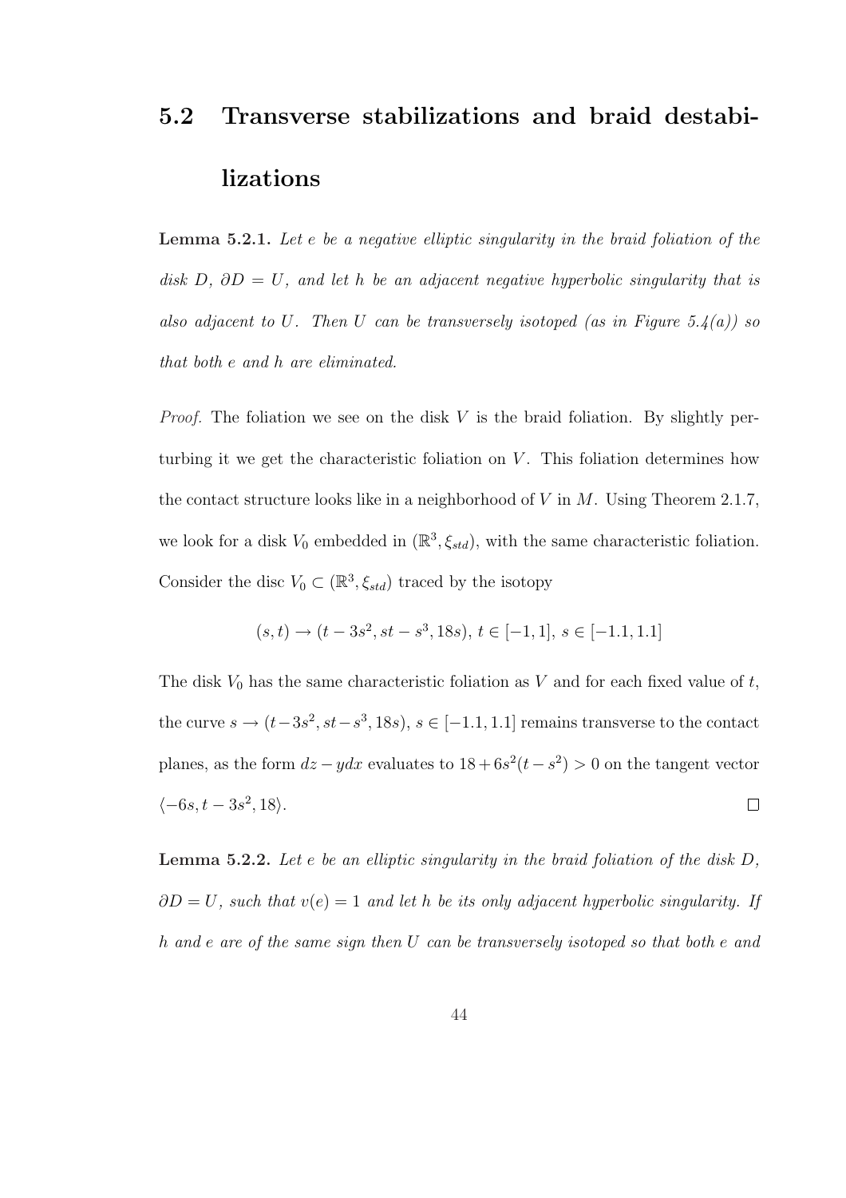## 5.2 Transverse stabilizations and braid destabilizations

**Lemma 5.2.1.** *Let $e$ be a negative elliptic singularity in the braid foliation of the disk $D$, $\partial D = U$, and let $h$ be an adjacent negative hyperbolic singularity that is also adjacent to $U$. Then $U$ can be transversely isotoped (as in Figure 5.4(a)) so that both $e$ and $h$ are eliminated.*

*Proof.* The foliation we see on the disk $V$ is the braid foliation. By slightly perturbing it we get the characteristic foliation on $V$. This foliation determines how the contact structure looks like in a neighborhood of $V$ in $M$. Using Theorem 2.1.7, we look for a disk $V_0$ embedded in $(\mathbb{R}^3, \xi_{std})$, with the same characteristic foliation. Consider the disc $V_0 \subset (\mathbb{R}^3, \xi_{std})$ traced by the isotopy

$$(s,t) \to (t - 3s^2, st - s^3, 18s),\ t \in [-1,1],\ s \in [-1.1, 1.1]$$

The disk $V_0$ has the same characteristic foliation as $V$ and for each fixed value of $t$, the curve $s \to (t-3s^2, st-s^3, 18s)$, $s \in [-1.1, 1.1]$ remains transverse to the contact planes, as the form $dz - ydx$ evaluates to $18 + 6s^2(t - s^2) > 0$ on the tangent vector $\langle -6s, t - 3s^2, 18 \rangle$. $\square$

**Lemma 5.2.2.** *Let $e$ be an elliptic singularity in the braid foliation of the disk $D$, $\partial D = U$, such that $v(e) = 1$ and let $h$ be its only adjacent hyperbolic singularity. If $h$ and $e$ are of the same sign then $U$ can be transversely isotoped so that both $e$ and*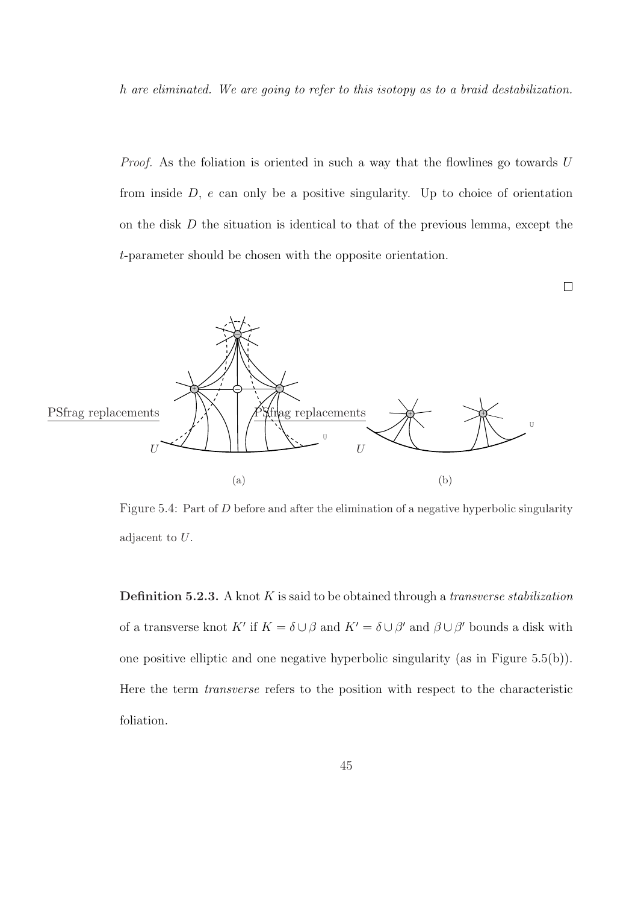*h are eliminated. We are going to refer to this isotopy as to a braid destabilization.*

*Proof.* As the foliation is oriented in such a way that the flowlines go towards $U$ from inside $D$, $e$ can only be a positive singularity. Up to choice of orientation on the disk $D$ the situation is identical to that of the previous lemma, except the $t$-parameter should be chosen with the opposite orientation.

□

Figure 5.4: Part of $D$ before and after the elimination of a negative hyperbolic singularity adjacent to $U$.

**Definition 5.2.3.** A knot $K$ is said to be obtained through a *transverse stabilization* of a transverse knot $K'$ if $K = \delta \cup \beta$ and $K' = \delta \cup \beta'$ and $\beta \cup \beta'$ bounds a disk with one positive elliptic and one negative hyperbolic singularity (as in Figure 5.5(b)). Here the term *transverse* refers to the position with respect to the characteristic foliation.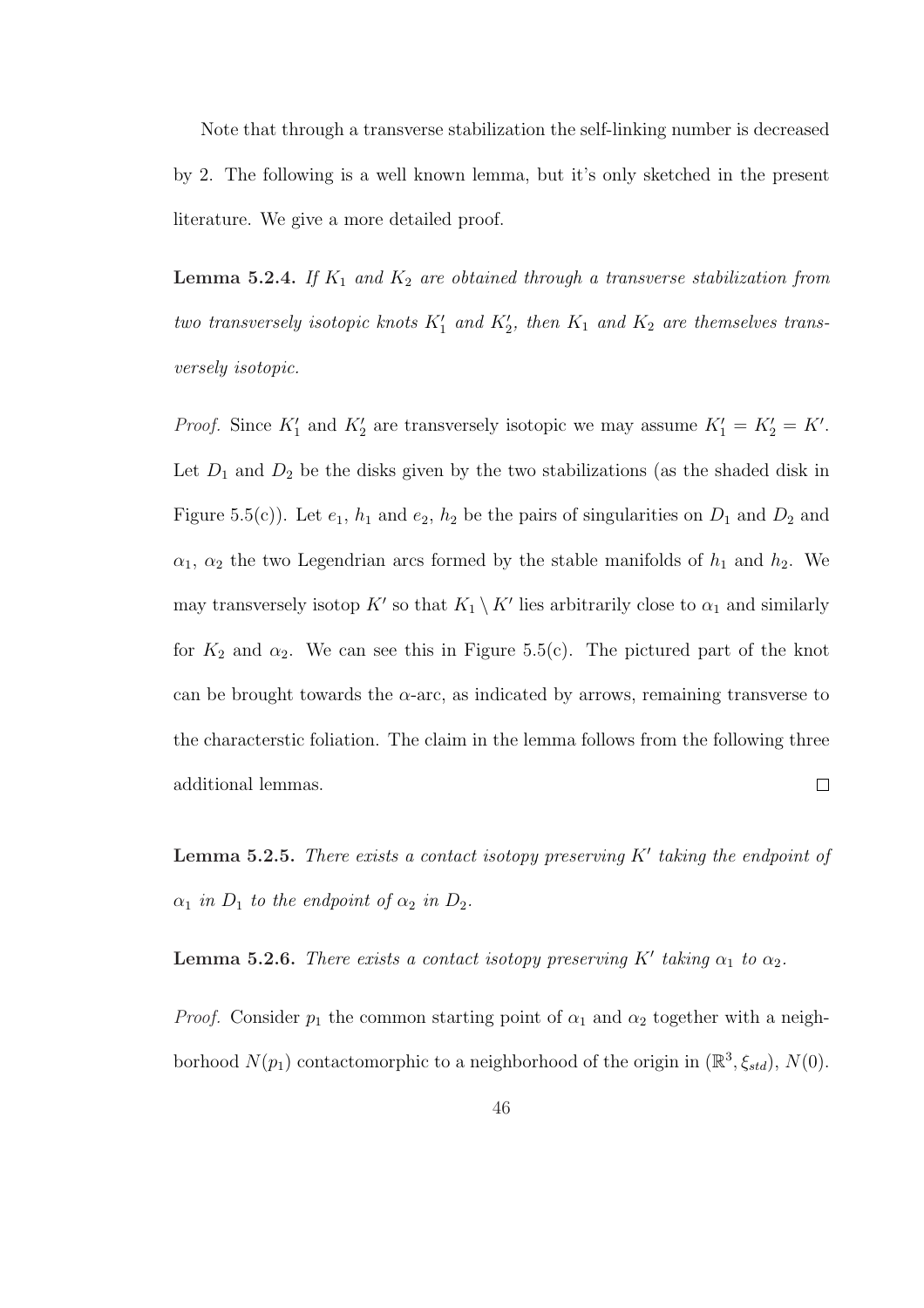Note that through a transverse stabilization the self-linking number is decreased by 2. The following is a well known lemma, but it's only sketched in the present literature. We give a more detailed proof.

**Lemma 5.2.4.** *If $K_1$ and $K_2$ are obtained through a transverse stabilization from two transversely isotopic knots $K_1'$ and $K_2'$, then $K_1$ and $K_2$ are themselves transversely isotopic.*

*Proof.* Since $K_1'$ and $K_2'$ are transversely isotopic we may assume $K_1' = K_2' = K'$. Let $D_1$ and $D_2$ be the disks given by the two stabilizations (as the shaded disk in Figure 5.5(c)). Let $e_1$, $h_1$ and $e_2$, $h_2$ be the pairs of singularities on $D_1$ and $D_2$ and $\alpha_1$, $\alpha_2$ the two Legendrian arcs formed by the stable manifolds of $h_1$ and $h_2$. We may transversely isotop $K'$ so that $K_1 \setminus K'$ lies arbitrarily close to $\alpha_1$ and similarly for $K_2$ and $\alpha_2$. We can see this in Figure 5.5(c). The pictured part of the knot can be brought towards the $\alpha$-arc, as indicated by arrows, remaining transverse to the characterstic foliation. The claim in the lemma follows from the following three additional lemmas. ☐

**Lemma 5.2.5.** *There exists a contact isotopy preserving $K'$ taking the endpoint of $\alpha_1$ in $D_1$ to the endpoint of $\alpha_2$ in $D_2$.*

**Lemma 5.2.6.** *There exists a contact isotopy preserving $K'$ taking $\alpha_1$ to $\alpha_2$.*

*Proof.* Consider $p_1$ the common starting point of $\alpha_1$ and $\alpha_2$ together with a neighborhood $N(p_1)$ contactomorphic to a neighborhood of the origin in $(\mathbb{R}^3, \xi_{std})$, $N(0)$.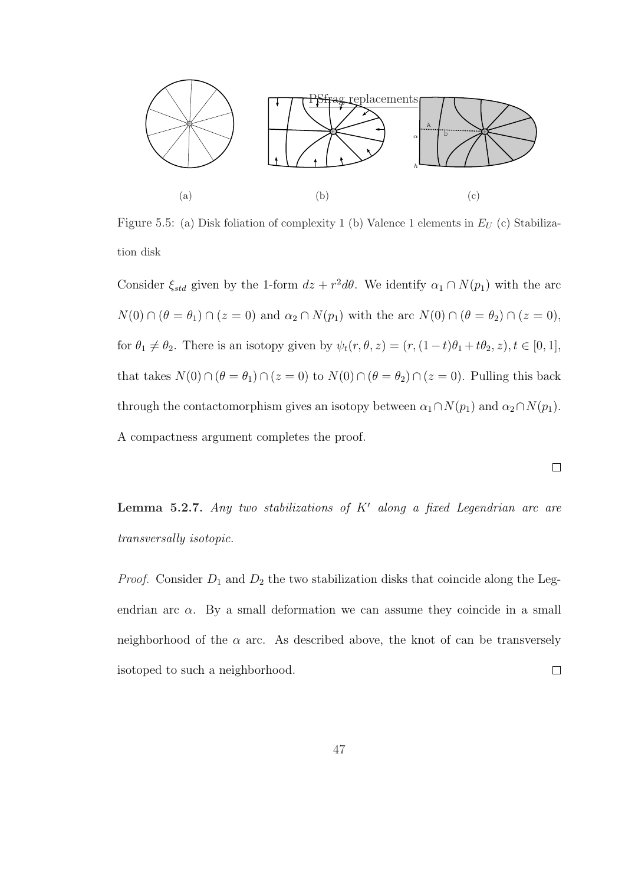Figure 5.5: (a) Disk foliation of complexity 1 (b) Valence 1 elements in $E_U$ (c) Stabilization disk

Consider $\xi_{std}$ given by the 1-form $dz + r^2 d\theta$. We identify $\alpha_1 \cap N(p_1)$ with the arc $N(0) \cap (\theta = \theta_1) \cap (z = 0)$ and $\alpha_2 \cap N(p_1)$ with the arc $N(0) \cap (\theta = \theta_2) \cap (z = 0)$, for $\theta_1 \neq \theta_2$. There is an isotopy given by $\psi_t(r, \theta, z) = (r, (1-t)\theta_1 + t\theta_2, z), t \in [0, 1]$, that takes $N(0) \cap (\theta = \theta_1) \cap (z = 0)$ to $N(0) \cap (\theta = \theta_2) \cap (z = 0)$. Pulling this back through the contactomorphism gives an isotopy between $\alpha_1 \cap N(p_1)$ and $\alpha_2 \cap N(p_1)$. A compactness argument completes the proof.

□

**Lemma 5.2.7.** *Any two stabilizations of $K'$ along a fixed Legendrian arc are transversally isotopic.*

*Proof.* Consider $D_1$ and $D_2$ the two stabilization disks that coincide along the Legendrian arc $\alpha$. By a small deformation we can assume they coincide in a small neighborhood of the $\alpha$ arc. As described above, the knot of can be transversely isotoped to such a neighborhood. □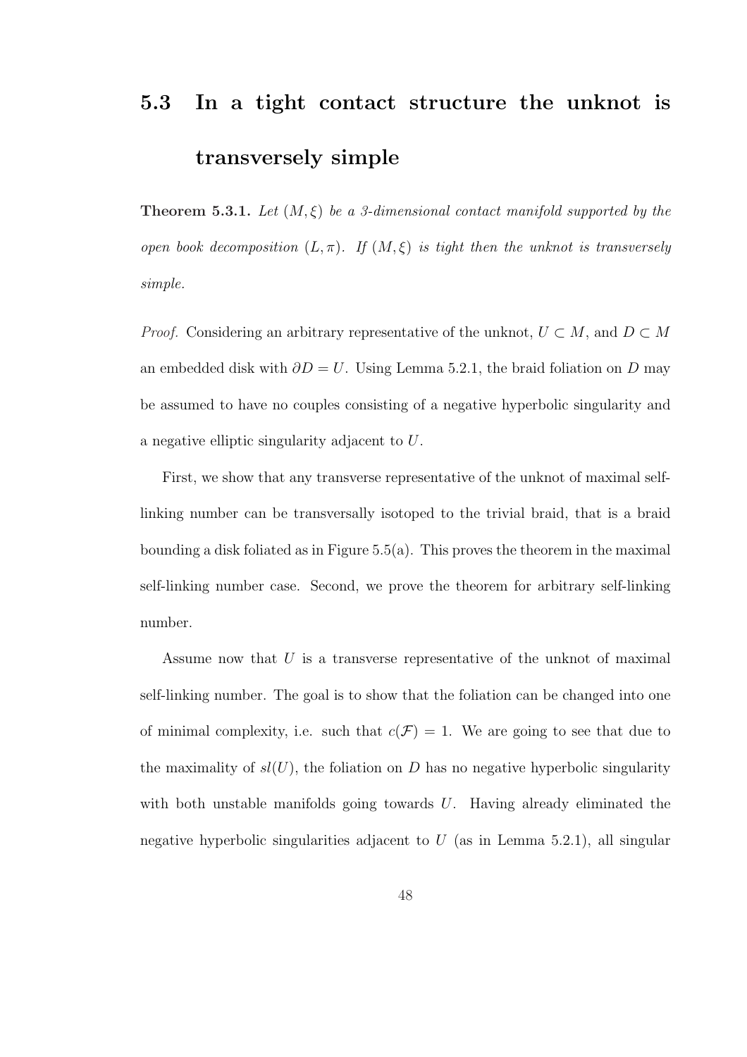## 5.3 In a tight contact structure the unknot is transversely simple

**Theorem 5.3.1.** *Let $(M, \xi)$ be a 3-dimensional contact manifold supported by the open book decomposition $(L, \pi)$. If $(M, \xi)$ is tight then the unknot is transversely simple.*

*Proof.* Considering an arbitrary representative of the unknot, $U \subset M$, and $D \subset M$ an embedded disk with $\partial D = U$. Using Lemma 5.2.1, the braid foliation on $D$ may be assumed to have no couples consisting of a negative hyperbolic singularity and a negative elliptic singularity adjacent to $U$.

First, we show that any transverse representative of the unknot of maximal self-linking number can be transversally isotoped to the trivial braid, that is a braid bounding a disk foliated as in Figure 5.5(a). This proves the theorem in the maximal self-linking number case. Second, we prove the theorem for arbitrary self-linking number.

Assume now that $U$ is a transverse representative of the unknot of maximal self-linking number. The goal is to show that the foliation can be changed into one of minimal complexity, i.e. such that $c(\mathcal{F}) = 1$. We are going to see that due to the maximality of $sl(U)$, the foliation on $D$ has no negative hyperbolic singularity with both unstable manifolds going towards $U$. Having already eliminated the negative hyperbolic singularities adjacent to $U$ (as in Lemma 5.2.1), all singular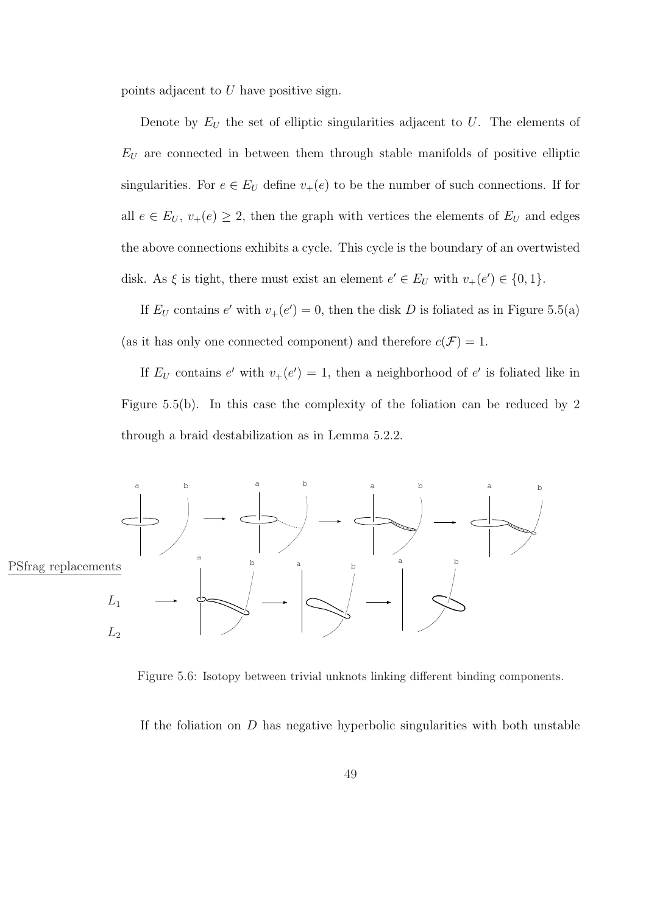points adjacent to $U$ have positive sign.

Denote by $E_U$ the set of elliptic singularities adjacent to $U$. The elements of $E_U$ are connected in between them through stable manifolds of positive elliptic singularities. For $e \in E_U$ define $v_+(e)$ to be the number of such connections. If for all $e \in E_U$, $v_+(e) \geq 2$, then the graph with vertices the elements of $E_U$ and edges the above connections exhibits a cycle. This cycle is the boundary of an overtwisted disk. As $\xi$ is tight, there must exist an element $e' \in E_U$ with $v_+(e') \in \{0, 1\}$.

If $E_U$ contains $e'$ with $v_+(e') = 0$, then the disk $D$ is foliated as in Figure 5.5(a) (as it has only one connected component) and therefore $c(\mathcal{F}) = 1$.

If $E_U$ contains $e'$ with $v_+(e') = 1$, then a neighborhood of $e'$ is foliated like in Figure 5.5(b). In this case the complexity of the foliation can be reduced by 2 through a braid destabilization as in Lemma 5.2.2.

Figure 5.6: Isotopy between trivial unknots linking different binding components.

If the foliation on $D$ has negative hyperbolic singularities with both unstable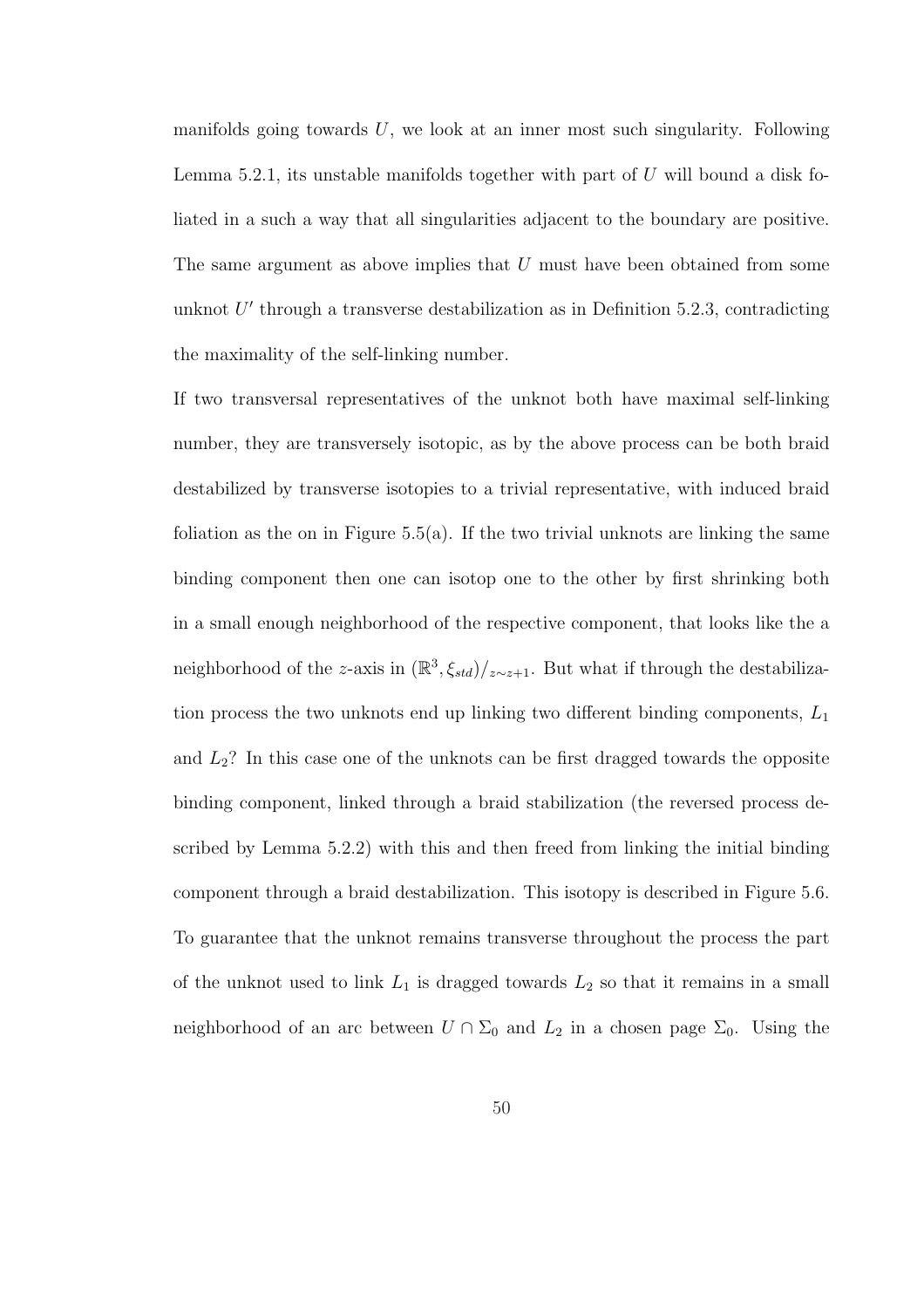manifolds going towards $U$, we look at an inner most such singularity. Following Lemma 5.2.1, its unstable manifolds together with part of $U$ will bound a disk foliated in a such a way that all singularities adjacent to the boundary are positive. The same argument as above implies that $U$ must have been obtained from some unknot $U'$ through a transverse destabilization as in Definition 5.2.3, contradicting the maximality of the self-linking number.

If two transversal representatives of the unknot both have maximal self-linking number, they are transversely isotopic, as by the above process can be both braid destabilized by transverse isotopies to a trivial representative, with induced braid foliation as the on in Figure 5.5(a). If the two trivial unknots are linking the same binding component then one can isotop one to the other by first shrinking both in a small enough neighborhood of the respective component, that looks like the a neighborhood of the $z$-axis in $(\mathbb{R}^3, \xi_{std})/_{z\sim z+1}$. But what if through the destabilization process the two unknots end up linking two different binding components, $L_1$ and $L_2$? In this case one of the unknots can be first dragged towards the opposite binding component, linked through a braid stabilization (the reversed process described by Lemma 5.2.2) with this and then freed from linking the initial binding component through a braid destabilization. This isotopy is described in Figure 5.6. To guarantee that the unknot remains transverse throughout the process the part of the unknot used to link $L_1$ is dragged towards $L_2$ so that it remains in a small neighborhood of an arc between $U \cap \Sigma_0$ and $L_2$ in a chosen page $\Sigma_0$. Using the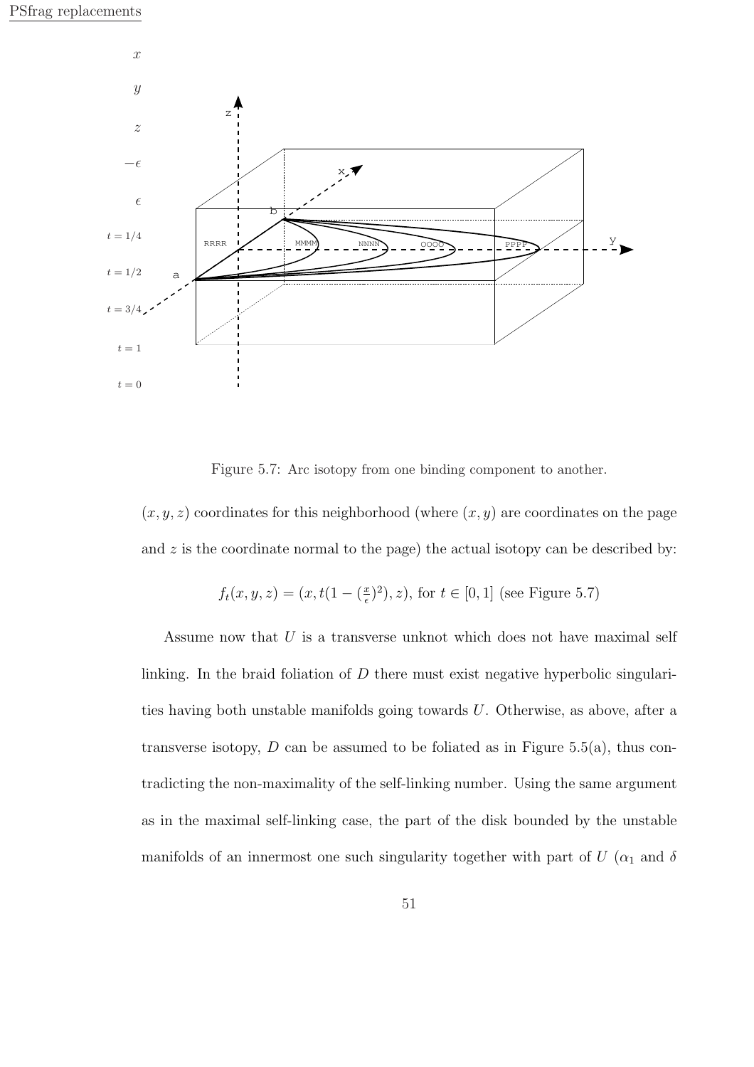PSfrag replacements

Figure 5.7: Arc isotopy from one binding component to another.

$(x, y, z)$ coordinates for this neighborhood (where $(x, y)$ are coordinates on the page and $z$ is the coordinate normal to the page) the actual isotopy can be described by:

$$f_t(x, y, z) = (x, t(1 - (\tfrac{x}{\epsilon})^2), z), \text{ for } t \in [0, 1] \text{ (see Figure 5.7)}$$

Assume now that $U$ is a transverse unknot which does not have maximal self linking. In the braid foliation of $D$ there must exist negative hyperbolic singularities having both unstable manifolds going towards $U$. Otherwise, as above, after a transverse isotopy, $D$ can be assumed to be foliated as in Figure 5.5(a), thus contradicting the non-maximality of the self-linking number. Using the same argument as in the maximal self-linking case, the part of the disk bounded by the unstable manifolds of an innermost one such singularity together with part of $U$ ($\alpha_1$ and $\delta$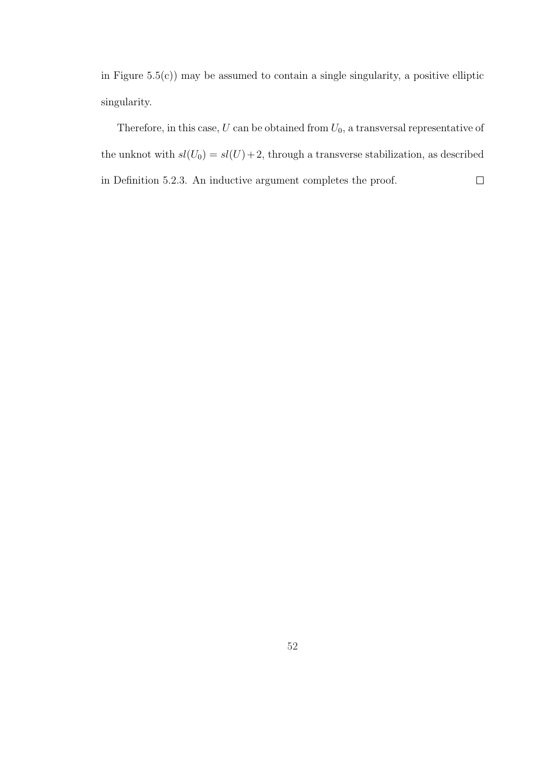in Figure 5.5(c)) may be assumed to contain a single singularity, a positive elliptic singularity.

Therefore, in this case, $U$ can be obtained from $U_0$, a transversal representative of the unknot with $sl(U_0) = sl(U) + 2$, through a transverse stabilization, as described in Definition 5.2.3. An inductive argument completes the proof. □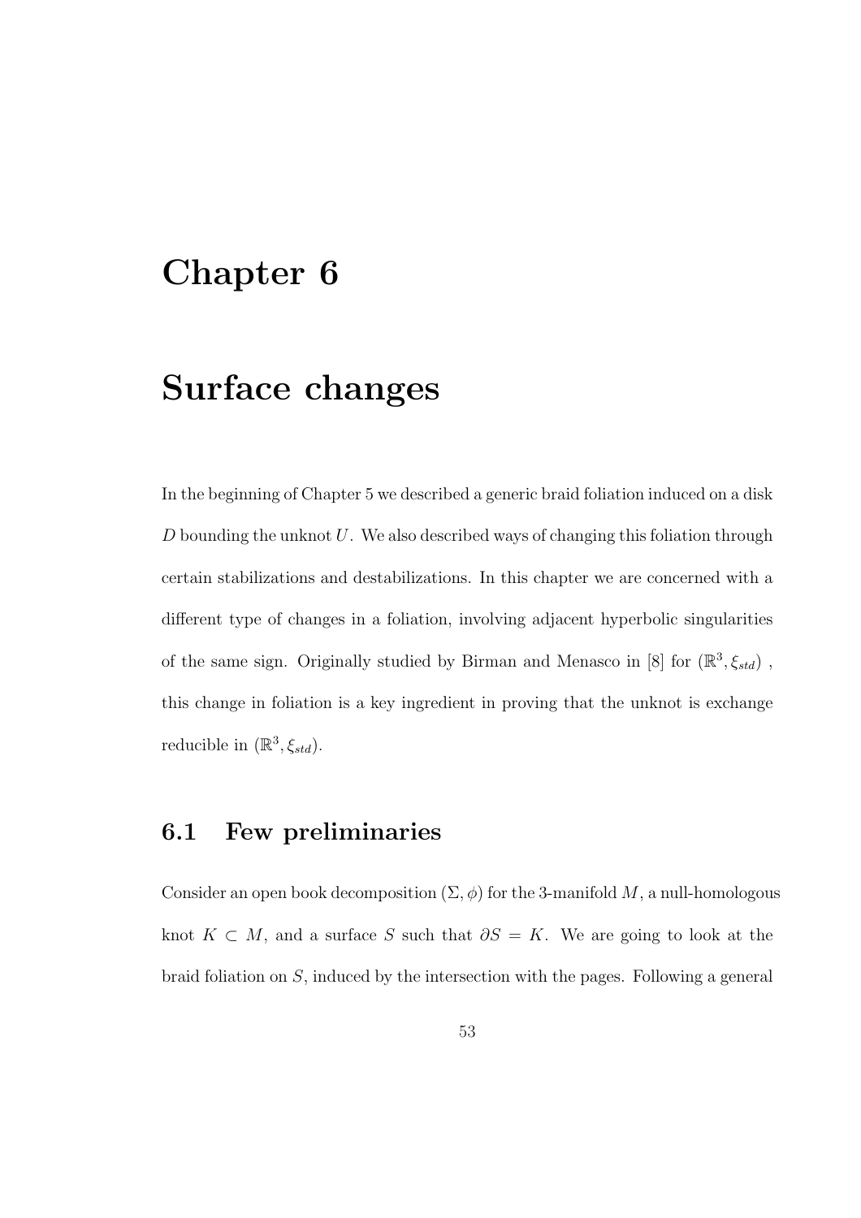# Chapter 6

# Surface changes

In the beginning of Chapter 5 we described a generic braid foliation induced on a disk $D$ bounding the unknot $U$. We also described ways of changing this foliation through certain stabilizations and destabilizations. In this chapter we are concerned with a different type of changes in a foliation, involving adjacent hyperbolic singularities of the same sign. Originally studied by Birman and Menasco in [8] for $(\mathbb{R}^3, \xi_{std})$ , this change in foliation is a key ingredient in proving that the unknot is exchange reducible in $(\mathbb{R}^3, \xi_{std})$.

## 6.1 Few preliminaries

Consider an open book decomposition $(\Sigma, \phi)$ for the 3-manifold $M$, a null-homologous knot $K \subset M$, and a surface $S$ such that $\partial S = K$. We are going to look at the braid foliation on $S$, induced by the intersection with the pages. Following a general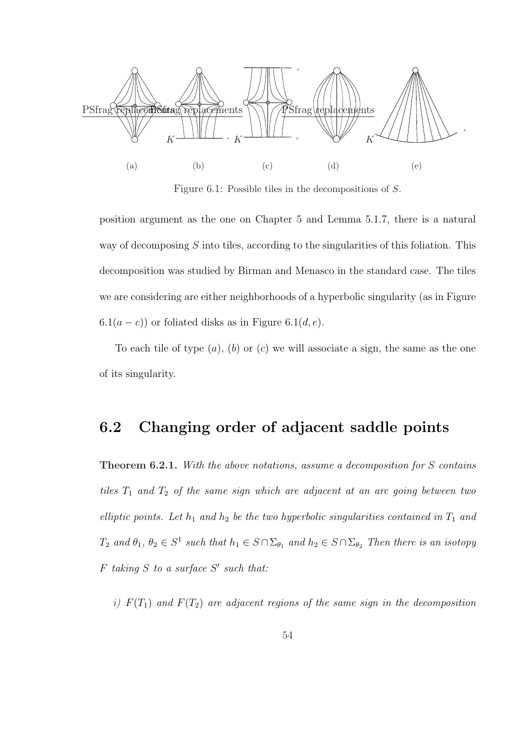(a) (b) (c) (d) (e)

Figure 6.1: Possible tiles in the decompositions of $S$.

position argument as the one on Chapter 5 and Lemma 5.1.7, there is a natural way of decomposing $S$ into tiles, according to the singularities of this foliation. This decomposition was studied by Birman and Menasco in the standard case. The tiles we are considering are either neighborhoods of a hyperbolic singularity (as in Figure 6.1$(a-c)$) or foliated disks as in Figure 6.1$(d,e)$.

To each tile of type $(a)$, $(b)$ or $(c)$ we will associate a sign, the same as the one of its singularity.

## 6.2 Changing order of adjacent saddle points

**Theorem 6.2.1.** *With the above notations, assume a decomposition for $S$ contains tiles $T_1$ and $T_2$ of the same sign which are adjacent at an arc going between two elliptic points. Let $h_1$ and $h_2$ be the two hyperbolic singularities contained in $T_1$ and $T_2$ and $\theta_1$, $\theta_2 \in S^1$ such that $h_1 \in S \cap \Sigma_{\theta_1}$ and $h_2 \in S \cap \Sigma_{\theta_2}$ Then there is an isotopy $F$ taking $S$ to a surface $S'$ such that:*

*i) $F(T_1)$ and $F(T_2)$ are adjacent regions of the same sign in the decomposition*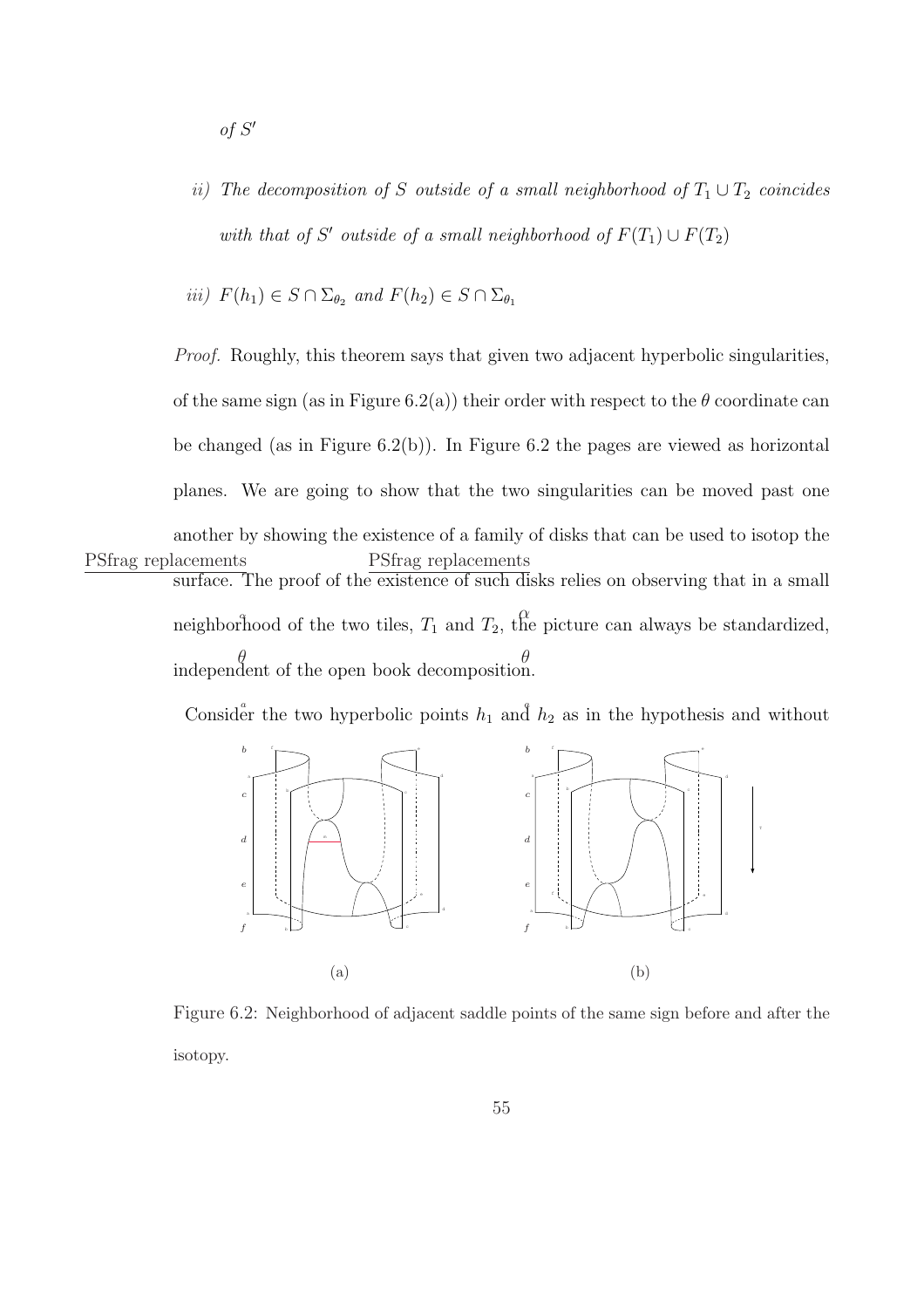*of $S'$*

*ii) The decomposition of $S$ outside of a small neighborhood of $T_1 \cup T_2$ coincides with that of $S'$ outside of a small neighborhood of $F(T_1) \cup F(T_2)$*

*iii) $F(h_1) \in S \cap \Sigma_{\theta_2}$ and $F(h_2) \in S \cap \Sigma_{\theta_1}$*

*Proof.* Roughly, this theorem says that given two adjacent hyperbolic singularities, of the same sign (as in Figure 6.2(a)) their order with respect to the $\theta$ coordinate can be changed (as in Figure 6.2(b)). In Figure 6.2 the pages are viewed as horizontal planes. We are going to show that the two singularities can be moved past one another by showing the existence of a family of disks that can be used to isotop the surface. The proof of the existence of such disks relies on observing that in a small neighborhood of the two tiles, $T_1$ and $T_2$, the picture can always be standardized, independent of the open book decomposition.

Consider the two hyperbolic points $h_1$ and $h_2$ as in the hypothesis and without

(a) (b)

Figure 6.2: Neighborhood of adjacent saddle points of the same sign before and after the isotopy.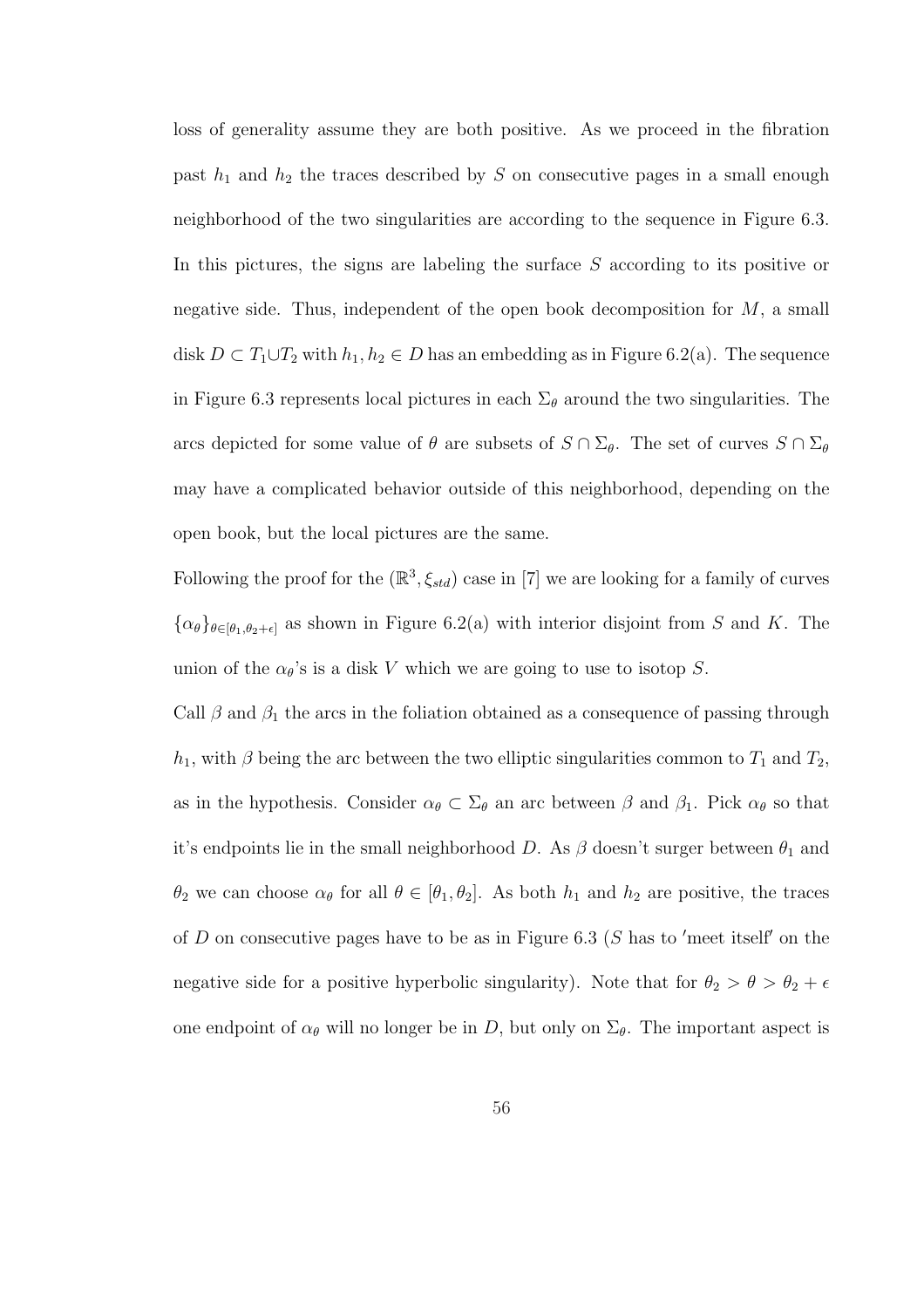loss of generality assume they are both positive. As we proceed in the fibration past $h_1$ and $h_2$ the traces described by $S$ on consecutive pages in a small enough neighborhood of the two singularities are according to the sequence in Figure 6.3. In this pictures, the signs are labeling the surface $S$ according to its positive or negative side. Thus, independent of the open book decomposition for $M$, a small disk $D \subset T_1 \cup T_2$ with $h_1, h_2 \in D$ has an embedding as in Figure 6.2(a). The sequence in Figure 6.3 represents local pictures in each $\Sigma_\theta$ around the two singularities. The arcs depicted for some value of $\theta$ are subsets of $S \cap \Sigma_\theta$. The set of curves $S \cap \Sigma_\theta$ may have a complicated behavior outside of this neighborhood, depending on the open book, but the local pictures are the same.

Following the proof for the $(\mathbb{R}^3, \xi_{std})$ case in [7] we are looking for a family of curves $\{\alpha_\theta\}_{\theta \in [\theta_1, \theta_2 + \epsilon]}$ as shown in Figure 6.2(a) with interior disjoint from $S$ and $K$. The union of the $\alpha_\theta$'s is a disk $V$ which we are going to use to isotop $S$.

Call $\beta$ and $\beta_1$ the arcs in the foliation obtained as a consequence of passing through $h_1$, with $\beta$ being the arc between the two elliptic singularities common to $T_1$ and $T_2$, as in the hypothesis. Consider $\alpha_\theta \subset \Sigma_\theta$ an arc between $\beta$ and $\beta_1$. Pick $\alpha_\theta$ so that it's endpoints lie in the small neighborhood $D$. As $\beta$ doesn't surger between $\theta_1$ and $\theta_2$ we can choose $\alpha_\theta$ for all $\theta \in [\theta_1, \theta_2]$. As both $h_1$ and $h_2$ are positive, the traces of $D$ on consecutive pages have to be as in Figure 6.3 ($S$ has to 'meet itself' on the negative side for a positive hyperbolic singularity). Note that for $\theta_2 > \theta > \theta_2 + \epsilon$ one endpoint of $\alpha_\theta$ will no longer be in $D$, but only on $\Sigma_\theta$. The important aspect is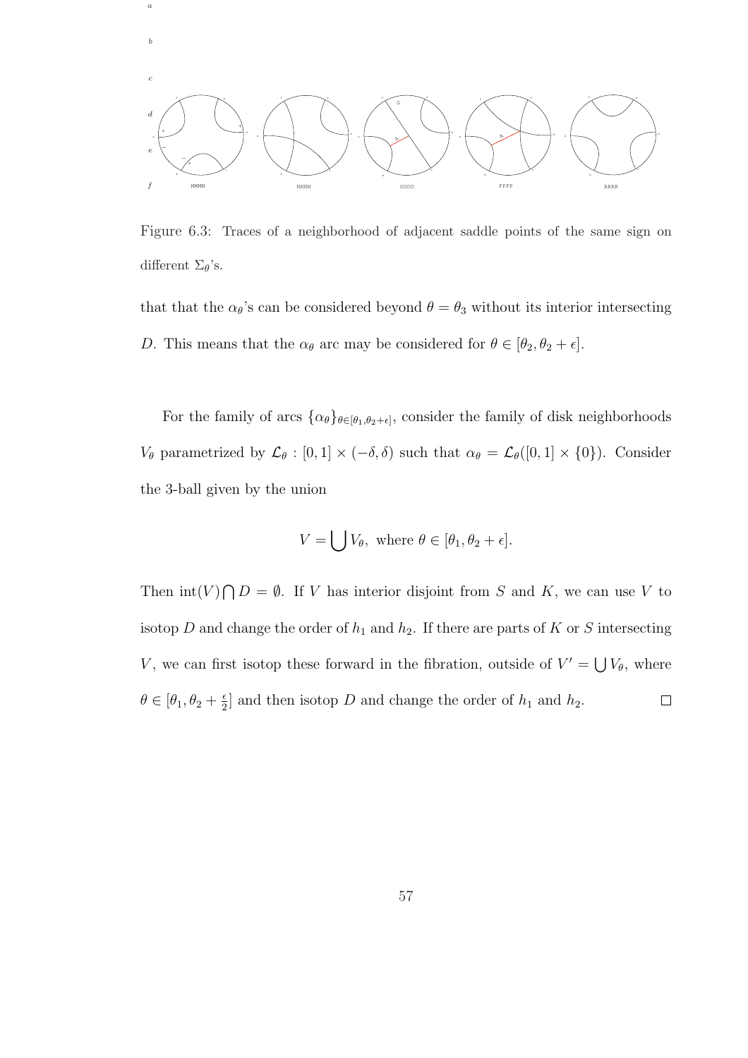Figure 6.3: Traces of a neighborhood of adjacent saddle points of the same sign on different $\Sigma_\theta$'s.

that that the $\alpha_\theta$'s can be considered beyond $\theta = \theta_3$ without its interior intersecting $D$. This means that the $\alpha_\theta$ arc may be considered for $\theta \in [\theta_2, \theta_2 + \epsilon]$.

For the family of arcs $\{\alpha_\theta\}_{\theta \in [\theta_1, \theta_2+\epsilon]}$, consider the family of disk neighborhoods $V_\theta$ parametrized by $\mathcal{L}_\theta : [0,1] \times (-\delta, \delta)$ such that $\alpha_\theta = \mathcal{L}_\theta([0,1] \times \{0\})$. Consider the 3-ball given by the union

$$V = \bigcup V_\theta, \text{ where } \theta \in [\theta_1, \theta_2 + \epsilon].$$

Then $\text{int}(V) \bigcap D = \emptyset$. If $V$ has interior disjoint from $S$ and $K$, we can use $V$ to isotop $D$ and change the order of $h_1$ and $h_2$. If there are parts of $K$ or $S$ intersecting $V$, we can first isotop these forward in the fibration, outside of $V' = \bigcup V_\theta$, where $\theta \in [\theta_1, \theta_2 + \frac{\epsilon}{2}]$ and then isotop $D$ and change the order of $h_1$ and $h_2$. $\square$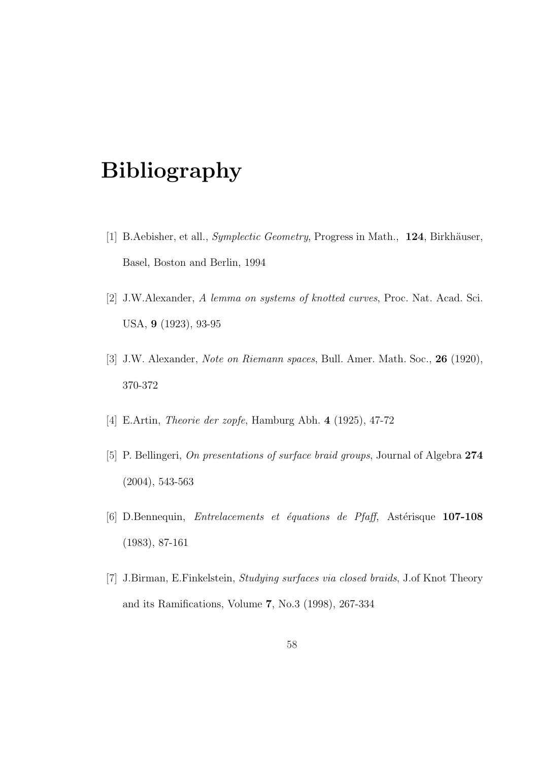# Bibliography

[1] B.Aebisher, et all., *Symplectic Geometry*, Progress in Math., **124**, Birkhäuser, Basel, Boston and Berlin, 1994

[2] J.W.Alexander, *A lemma on systems of knotted curves*, Proc. Nat. Acad. Sci. USA, **9** (1923), 93-95

[3] J.W. Alexander, *Note on Riemann spaces*, Bull. Amer. Math. Soc., **26** (1920), 370-372

[4] E.Artin, *Theorie der zopfe*, Hamburg Abh. **4** (1925), 47-72

[5] P. Bellingeri, *On presentations of surface braid groups*, Journal of Algebra **274** (2004), 543-563

[6] D.Bennequin, *Entrelacements et équations de Pfaff*, Astérisque **107-108** (1983), 87-161

[7] J.Birman, E.Finkelstein, *Studying surfaces via closed braids*, J.of Knot Theory and its Ramifications, Volume **7**, No.3 (1998), 267-334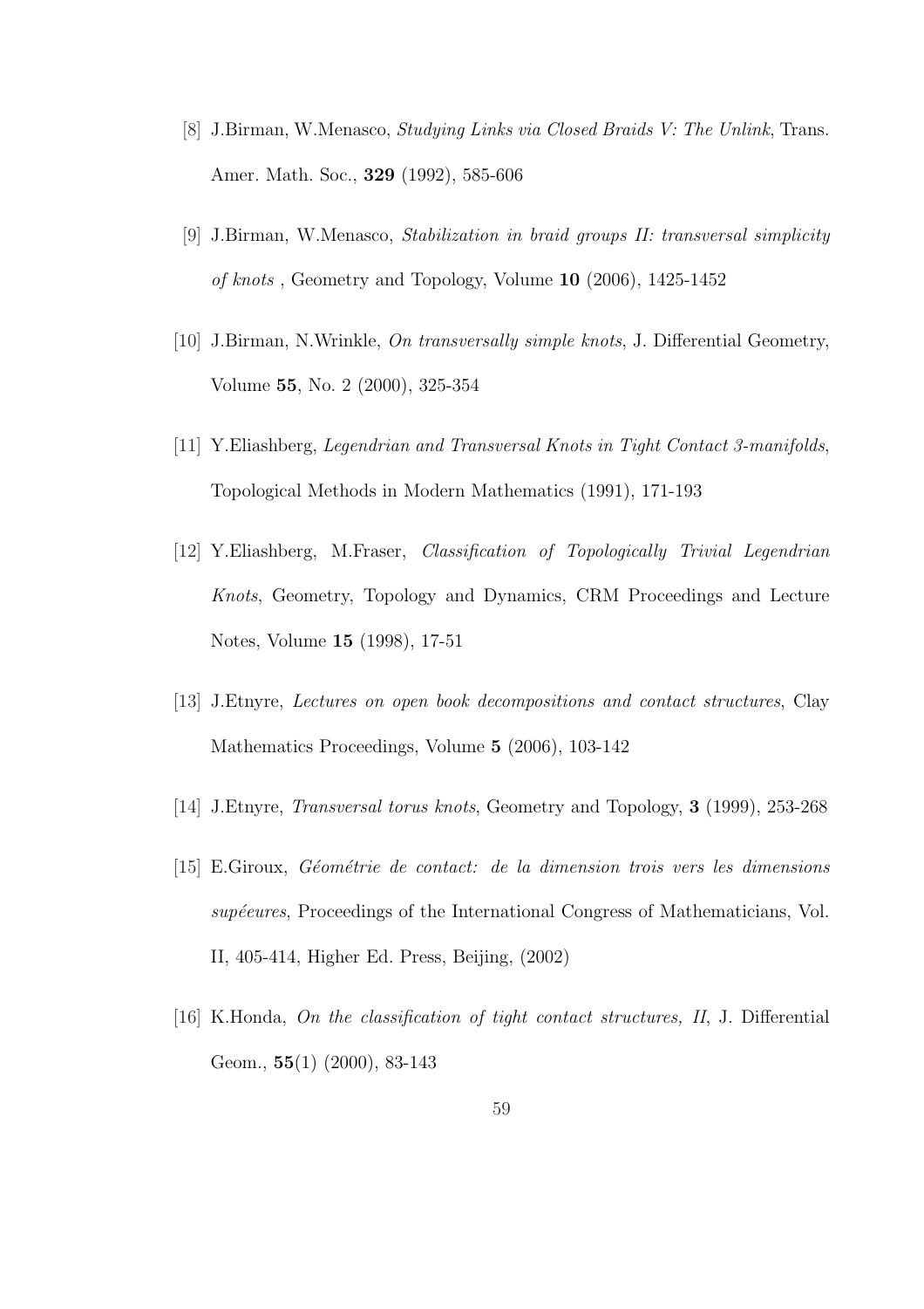[8] J.Birman, W.Menasco, *Studying Links via Closed Braids V: The Unlink*, Trans. Amer. Math. Soc., **329** (1992), 585-606

[9] J.Birman, W.Menasco, *Stabilization in braid groups II: transversal simplicity of knots* , Geometry and Topology, Volume **10** (2006), 1425-1452

[10] J.Birman, N.Wrinkle, *On transversally simple knots*, J. Differential Geometry, Volume **55**, No. 2 (2000), 325-354

[11] Y.Eliashberg, *Legendrian and Transversal Knots in Tight Contact 3-manifolds*, Topological Methods in Modern Mathematics (1991), 171-193

[12] Y.Eliashberg, M.Fraser, *Classification of Topologically Trivial Legendrian Knots*, Geometry, Topology and Dynamics, CRM Proceedings and Lecture Notes, Volume **15** (1998), 17-51

[13] J.Etnyre, *Lectures on open book decompositions and contact structures*, Clay Mathematics Proceedings, Volume **5** (2006), 103-142

[14] J.Etnyre, *Transversal torus knots*, Geometry and Topology, **3** (1999), 253-268

[15] E.Giroux, *Géométrie de contact: de la dimension trois vers les dimensions supéeures*, Proceedings of the International Congress of Mathematicians, Vol. II, 405-414, Higher Ed. Press, Beijing, (2002)

[16] K.Honda, *On the classification of tight contact structures, II*, J. Differential Geom., **55**(1) (2000), 83-143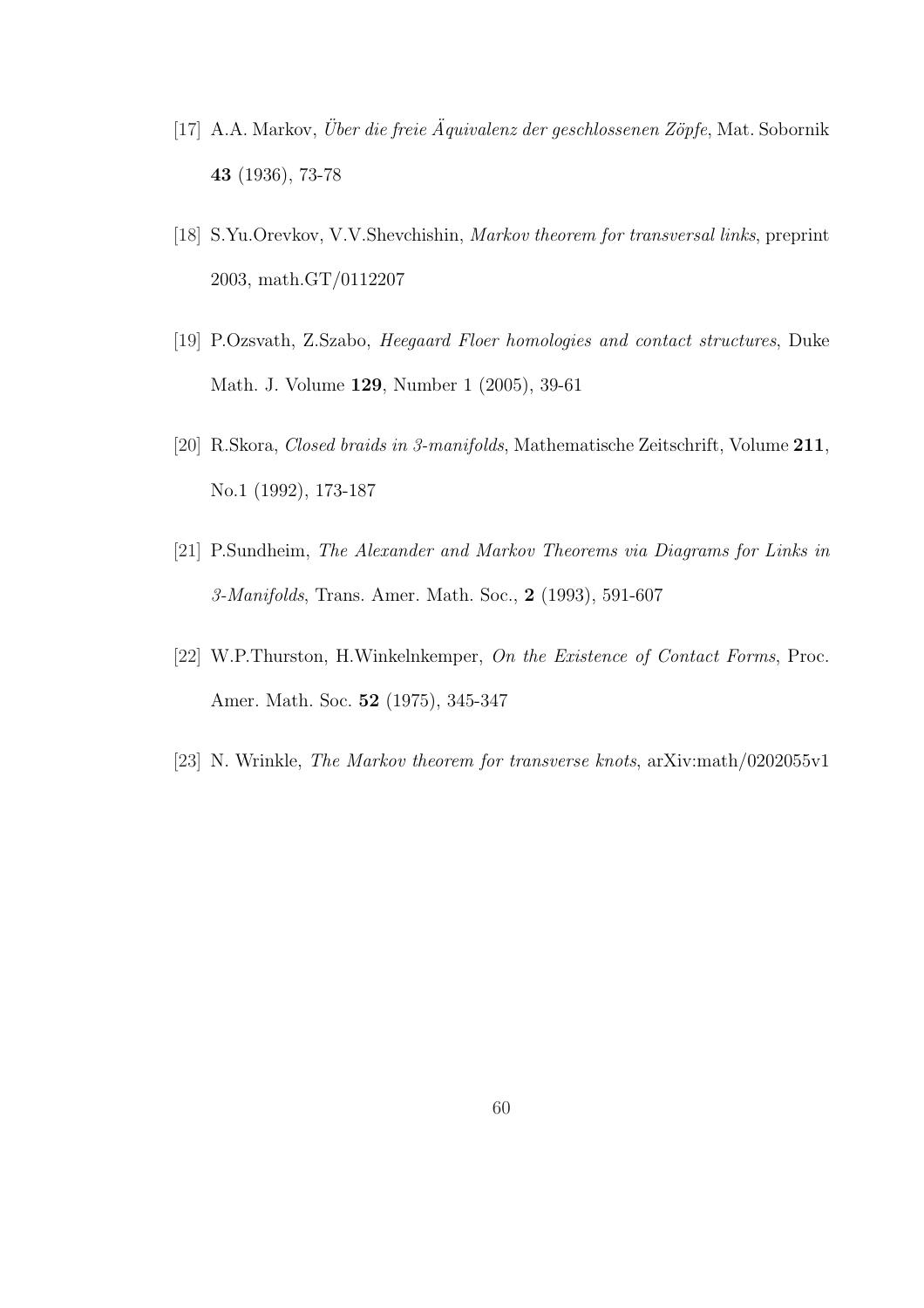[17] A.A. Markov, *Über die freie Äquivalenz der geschlossenen Zöpfe*, Mat. Sobornik **43** (1936), 73-78

[18] S.Yu.Orevkov, V.V.Shevchishin, *Markov theorem for transversal links*, preprint 2003, math.GT/0112207

[19] P.Ozsvath, Z.Szabo, *Heegaard Floer homologies and contact structures*, Duke Math. J. Volume **129**, Number 1 (2005), 39-61

[20] R.Skora, *Closed braids in 3-manifolds*, Mathematische Zeitschrift, Volume **211**, No.1 (1992), 173-187

[21] P.Sundheim, *The Alexander and Markov Theorems via Diagrams for Links in 3-Manifolds*, Trans. Amer. Math. Soc., **2** (1993), 591-607

[22] W.P.Thurston, H.Winkelnkemper, *On the Existence of Contact Forms*, Proc. Amer. Math. Soc. **52** (1975), 345-347

[23] N. Wrinkle, *The Markov theorem for transverse knots*, arXiv:math/0202055v1